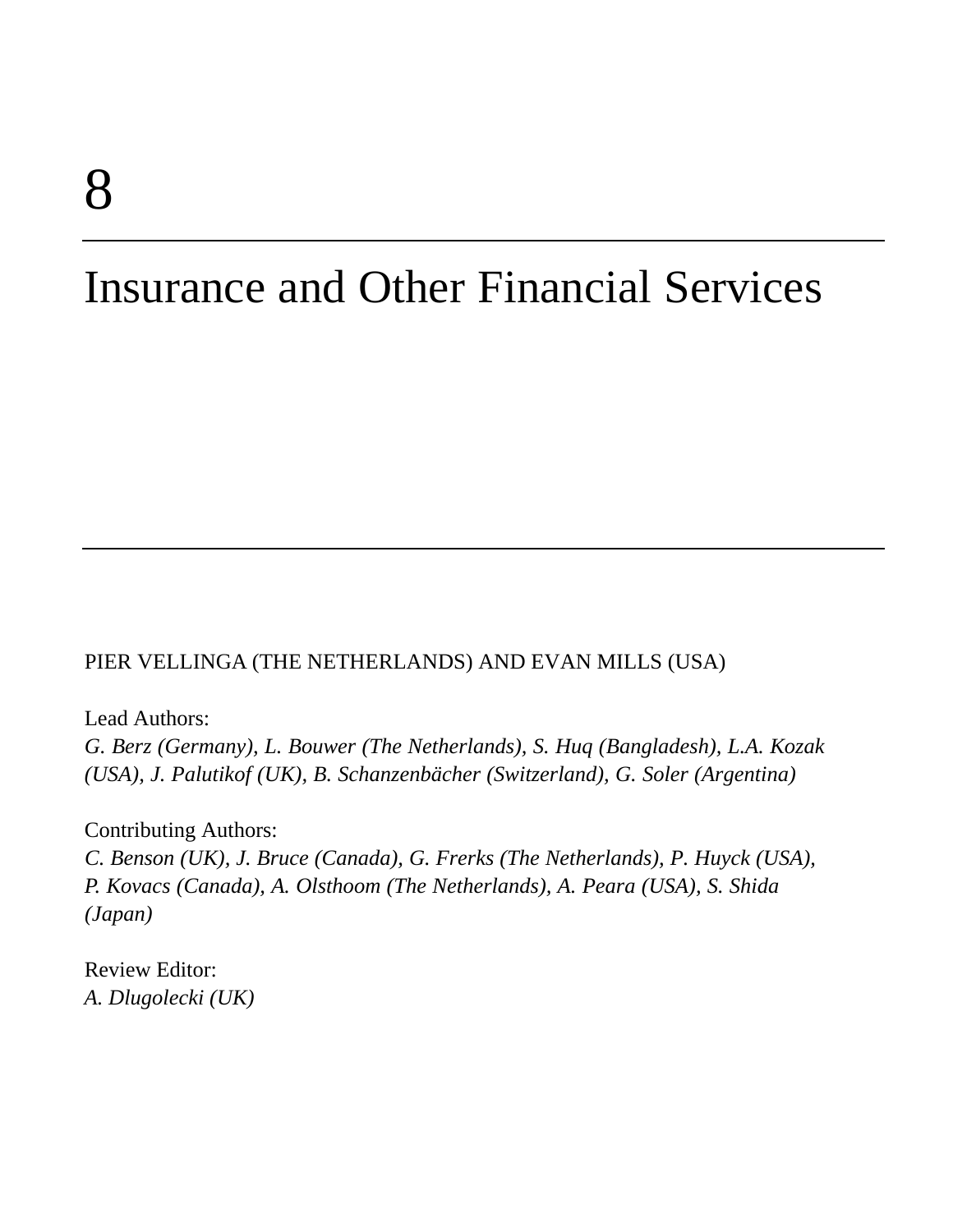# 8

# Insurance and Other Financial Services

PIER VELLINGA (THE NETHERLANDS) AND EVAN MILLS (USA)

Lead Authors:
*G. Berz (Germany), L. Bouwer (The Netherlands), S. Huq (Bangladesh), L.A. Kozak (USA), J. Palutikof (UK), B. Schanzenbächer (Switzerland), G. Soler (Argentina)*

Contributing Authors:
*C. Benson (UK), J. Bruce (Canada), G. Frerks (The Netherlands), P. Huyck (USA), P. Kovacs (Canada), A. Olsthoom (The Netherlands), A. Peara (USA), S. Shida (Japan)*

Review Editor:
*A. Dlugolecki (UK)*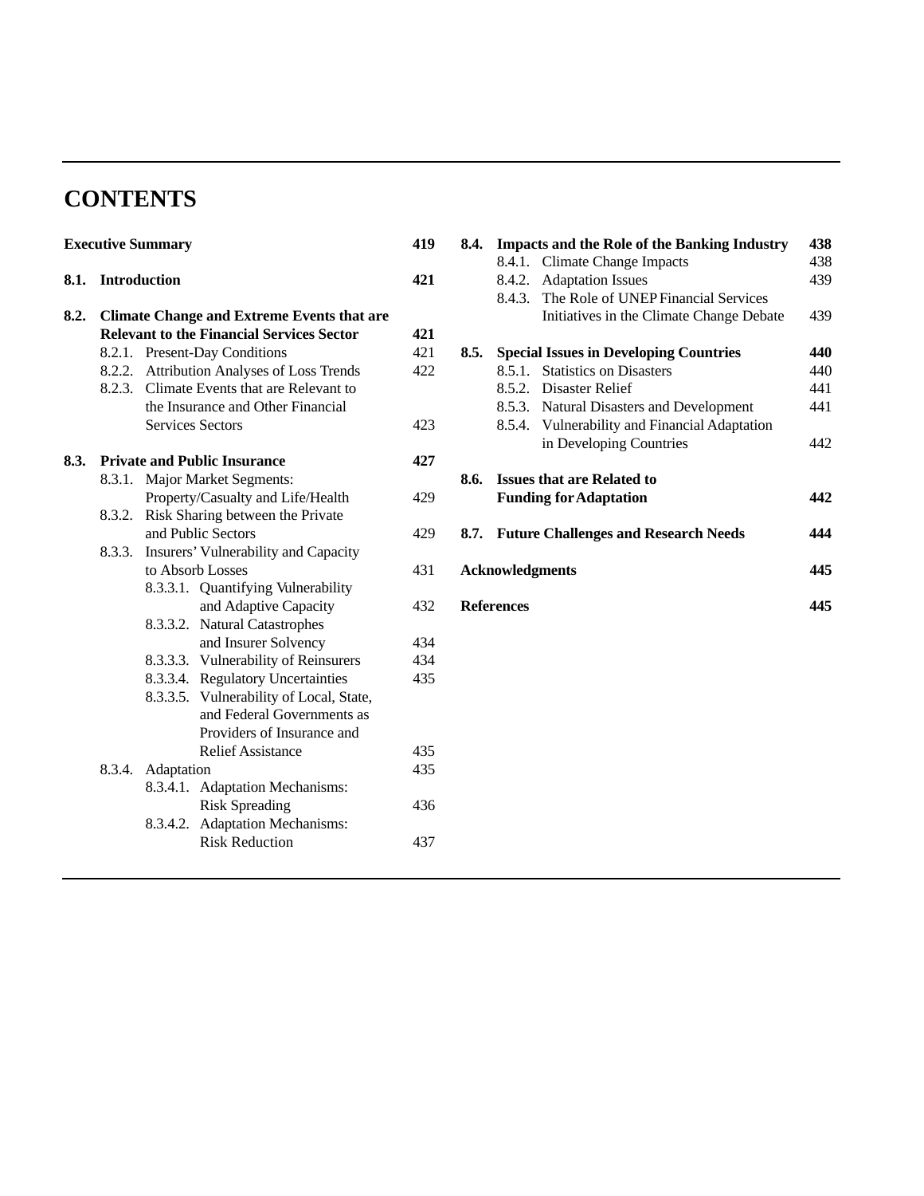# CONTENTS

| | | |
|---|---|---|
| **Executive Summary** | | **419** |
| **8.1.** | **Introduction** | **421** |
| **8.2.** | **Climate Change and Extreme Events that are Relevant to the Financial Services Sector** | **421** |
| | 8.2.1. Present-Day Conditions | 421 |
| | 8.2.2. Attribution Analyses of Loss Trends | 422 |
| | 8.2.3. Climate Events that are Relevant to the Insurance and Other Financial Services Sectors | 423 |
| **8.3.** | **Private and Public Insurance** | **427** |
| | 8.3.1. Major Market Segments: Property/Casualty and Life/Health | 429 |
| | 8.3.2. Risk Sharing between the Private and Public Sectors | 429 |
| | 8.3.3. Insurers' Vulnerability and Capacity to Absorb Losses | 431 |
| | 8.3.3.1. Quantifying Vulnerability and Adaptive Capacity | 432 |
| | 8.3.3.2. Natural Catastrophes and Insurer Solvency | 434 |
| | 8.3.3.3. Vulnerability of Reinsurers | 434 |
| | 8.3.3.4. Regulatory Uncertainties | 435 |
| | 8.3.3.5. Vulnerability of Local, State, and Federal Governments as Providers of Insurance and Relief Assistance | 435 |
| | 8.3.4. Adaptation | 435 |
| | 8.3.4.1. Adaptation Mechanisms: Risk Spreading | 436 |
| | 8.3.4.2. Adaptation Mechanisms: Risk Reduction | 437 |
| **8.4.** | **Impacts and the Role of the Banking Industry** | **438** |
| | 8.4.1. Climate Change Impacts | 438 |
| | 8.4.2. Adaptation Issues | 439 |
| | 8.4.3. The Role of UNEP Financial Services Initiatives in the Climate Change Debate | 439 |
| **8.5.** | **Special Issues in Developing Countries** | **440** |
| | 8.5.1. Statistics on Disasters | 440 |
| | 8.5.2. Disaster Relief | 441 |
| | 8.5.3. Natural Disasters and Development | 441 |
| | 8.5.4. Vulnerability and Financial Adaptation in Developing Countries | 442 |
| **8.6.** | **Issues that are Related to Funding for Adaptation** | **442** |
| **8.7.** | **Future Challenges and Research Needs** | **444** |
| **Acknowledgments** | | **445** |
| **References** | | **445** |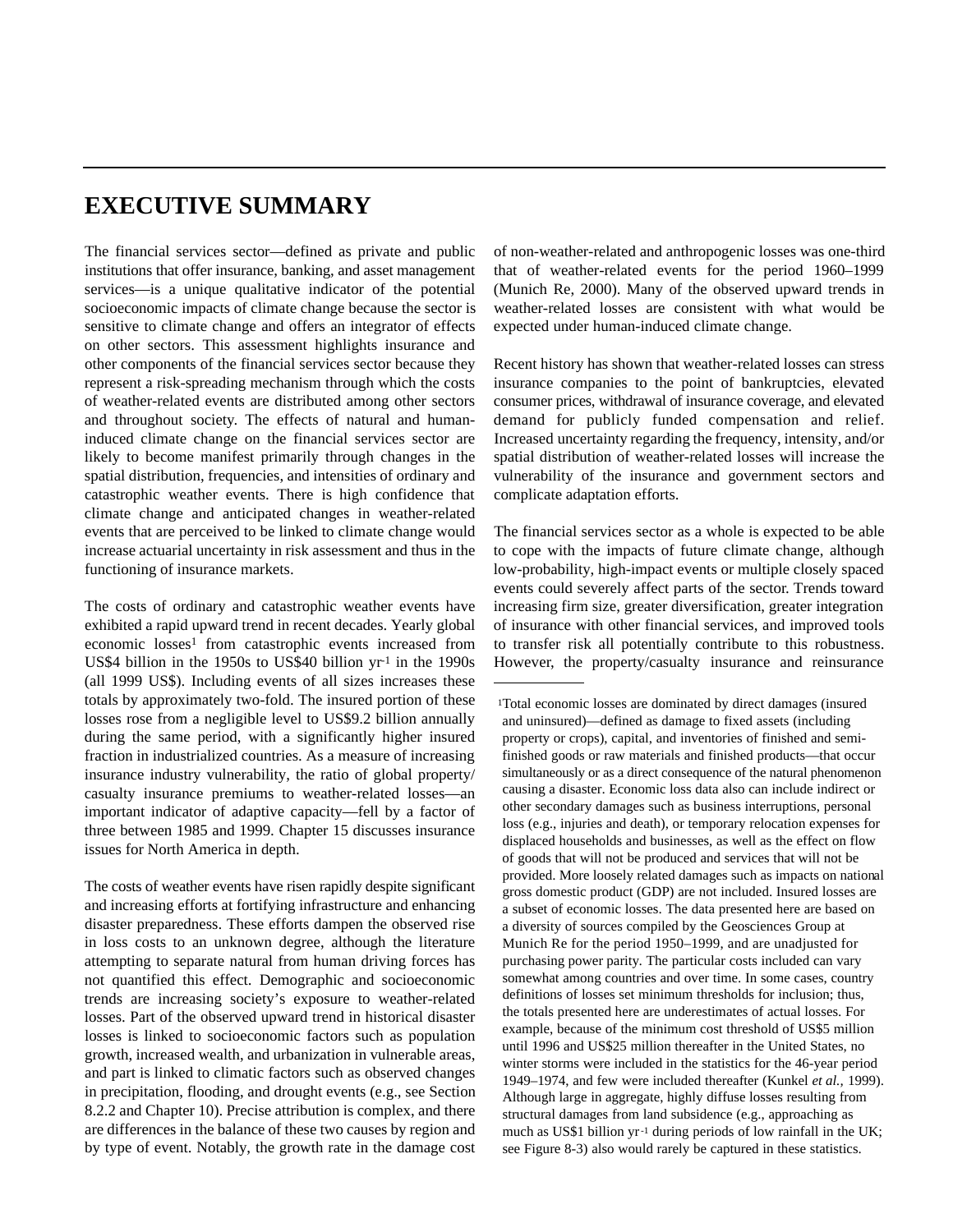# EXECUTIVE SUMMARY

The financial services sector—defined as private and public institutions that offer insurance, banking, and asset management services—is a unique qualitative indicator of the potential socioeconomic impacts of climate change because the sector is sensitive to climate change and offers an integrator of effects on other sectors. This assessment highlights insurance and other components of the financial services sector because they represent a risk-spreading mechanism through which the costs of weather-related events are distributed among other sectors and throughout society. The effects of natural and human-induced climate change on the financial services sector are likely to become manifest primarily through changes in the spatial distribution, frequencies, and intensities of ordinary and catastrophic weather events. There is high confidence that climate change and anticipated changes in weather-related events that are perceived to be linked to climate change would increase actuarial uncertainty in risk assessment and thus in the functioning of insurance markets.

The costs of ordinary and catastrophic weather events have exhibited a rapid upward trend in recent decades. Yearly global economic losses[1] from catastrophic events increased from US$4 billion in the 1950s to US$40 billion yr$^{-1}$ in the 1990s (all 1999 US$). Including events of all sizes increases these totals by approximately two-fold. The insured portion of these losses rose from a negligible level to US$9.2 billion annually during the same period, with a significantly higher insured fraction in industrialized countries. As a measure of increasing insurance industry vulnerability, the ratio of global property/casualty insurance premiums to weather-related losses—an important indicator of adaptive capacity—fell by a factor of three between 1985 and 1999. Chapter 15 discusses insurance issues for North America in depth.

The costs of weather events have risen rapidly despite significant and increasing efforts at fortifying infrastructure and enhancing disaster preparedness. These efforts dampen the observed rise in loss costs to an unknown degree, although the literature attempting to separate natural from human driving forces has not quantified this effect. Demographic and socioeconomic trends are increasing society's exposure to weather-related losses. Part of the observed upward trend in historical disaster losses is linked to socioeconomic factors such as population growth, increased wealth, and urbanization in vulnerable areas, and part is linked to climatic factors such as observed changes in precipitation, flooding, and drought events (e.g., see Section 8.2.2 and Chapter 10). Precise attribution is complex, and there are differences in the balance of these two causes by region and by type of event. Notably, the growth rate in the damage cost of non-weather-related and anthropogenic losses was one-third that of weather-related events for the period 1960–1999 (Munich Re, 2000). Many of the observed upward trends in weather-related losses are consistent with what would be expected under human-induced climate change.

Recent history has shown that weather-related losses can stress insurance companies to the point of bankruptcies, elevated consumer prices, withdrawal of insurance coverage, and elevated demand for publicly funded compensation and relief. Increased uncertainty regarding the frequency, intensity, and/or spatial distribution of weather-related losses will increase the vulnerability of the insurance and government sectors and complicate adaptation efforts.

The financial services sector as a whole is expected to be able to cope with the impacts of future climate change, although low-probability, high-impact events or multiple closely spaced events could severely affect parts of the sector. Trends toward increasing firm size, greater diversification, greater integration of insurance with other financial services, and improved tools to transfer risk all potentially contribute to this robustness. However, the property/casualty insurance and reinsurance

[1]Total economic losses are dominated by direct damages (insured and uninsured)—defined as damage to fixed assets (including property or crops), capital, and inventories of finished and semi-finished goods or raw materials and finished products—that occur simultaneously or as a direct consequence of the natural phenomenon causing a disaster. Economic loss data also can include indirect or other secondary damages such as business interruptions, personal loss (e.g., injuries and death), or temporary relocation expenses for displaced households and businesses, as well as the effect on flow of goods that will not be produced and services that will not be provided. More loosely related damages such as impacts on national gross domestic product (GDP) are not included. Insured losses are a subset of economic losses. The data presented here are based on a diversity of sources compiled by the Geosciences Group at Munich Re for the period 1950–1999, and are unadjusted for purchasing power parity. The particular costs included can vary somewhat among countries and over time. In some cases, country definitions of losses set minimum thresholds for inclusion; thus, the totals presented here are underestimates of actual losses. For example, because of the minimum cost threshold of US$5 million until 1996 and US$25 million thereafter in the United States, no winter storms were included in the statistics for the 46-year period 1949–1974, and few were included thereafter (Kunkel *et al.*, 1999). Although large in aggregate, highly diffuse losses resulting from structural damages from land subsidence (e.g., approaching as much as US$1 billion yr$^{-1}$ during periods of low rainfall in the UK; see Figure 8-3) also would rarely be captured in these statistics.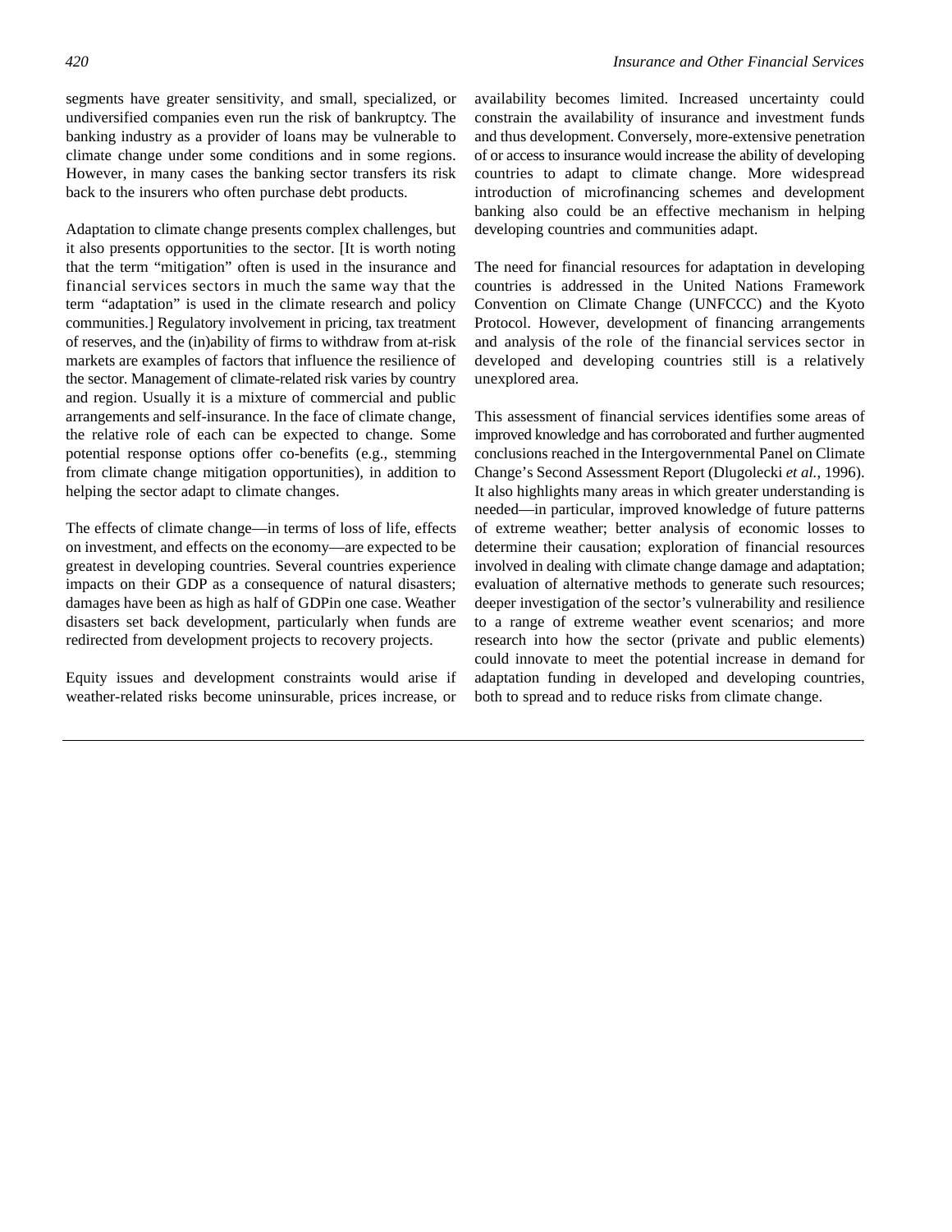segments have greater sensitivity, and small, specialized, or undiversified companies even run the risk of bankruptcy. The banking industry as a provider of loans may be vulnerable to climate change under some conditions and in some regions. However, in many cases the banking sector transfers its risk back to the insurers who often purchase debt products.

Adaptation to climate change presents complex challenges, but it also presents opportunities to the sector. [It is worth noting that the term "mitigation" often is used in the insurance and financial services sectors in much the same way that the term "adaptation" is used in the climate research and policy communities.] Regulatory involvement in pricing, tax treatment of reserves, and the (in)ability of firms to withdraw from at-risk markets are examples of factors that influence the resilience of the sector. Management of climate-related risk varies by country and region. Usually it is a mixture of commercial and public arrangements and self-insurance. In the face of climate change, the relative role of each can be expected to change. Some potential response options offer co-benefits (e.g., stemming from climate change mitigation opportunities), in addition to helping the sector adapt to climate changes.

The effects of climate change—in terms of loss of life, effects on investment, and effects on the economy—are expected to be greatest in developing countries. Several countries experience impacts on their GDP as a consequence of natural disasters; damages have been as high as half of GDPin one case. Weather disasters set back development, particularly when funds are redirected from development projects to recovery projects.

Equity issues and development constraints would arise if weather-related risks become uninsurable, prices increase, or availability becomes limited. Increased uncertainty could constrain the availability of insurance and investment funds and thus development. Conversely, more-extensive penetration of or access to insurance would increase the ability of developing countries to adapt to climate change. More widespread introduction of microfinancing schemes and development banking also could be an effective mechanism in helping developing countries and communities adapt.

The need for financial resources for adaptation in developing countries is addressed in the United Nations Framework Convention on Climate Change (UNFCCC) and the Kyoto Protocol. However, development of financing arrangements and analysis of the role of the financial services sector in developed and developing countries still is a relatively unexplored area.

This assessment of financial services identifies some areas of improved knowledge and has corroborated and further augmented conclusions reached in the Intergovernmental Panel on Climate Change's Second Assessment Report (Dlugolecki *et al.*, 1996). It also highlights many areas in which greater understanding is needed—in particular, improved knowledge of future patterns of extreme weather; better analysis of economic losses to determine their causation; exploration of financial resources involved in dealing with climate change damage and adaptation; evaluation of alternative methods to generate such resources; deeper investigation of the sector's vulnerability and resilience to a range of extreme weather event scenarios; and more research into how the sector (private and public elements) could innovate to meet the potential increase in demand for adaptation funding in developed and developing countries, both to spread and to reduce risks from climate change.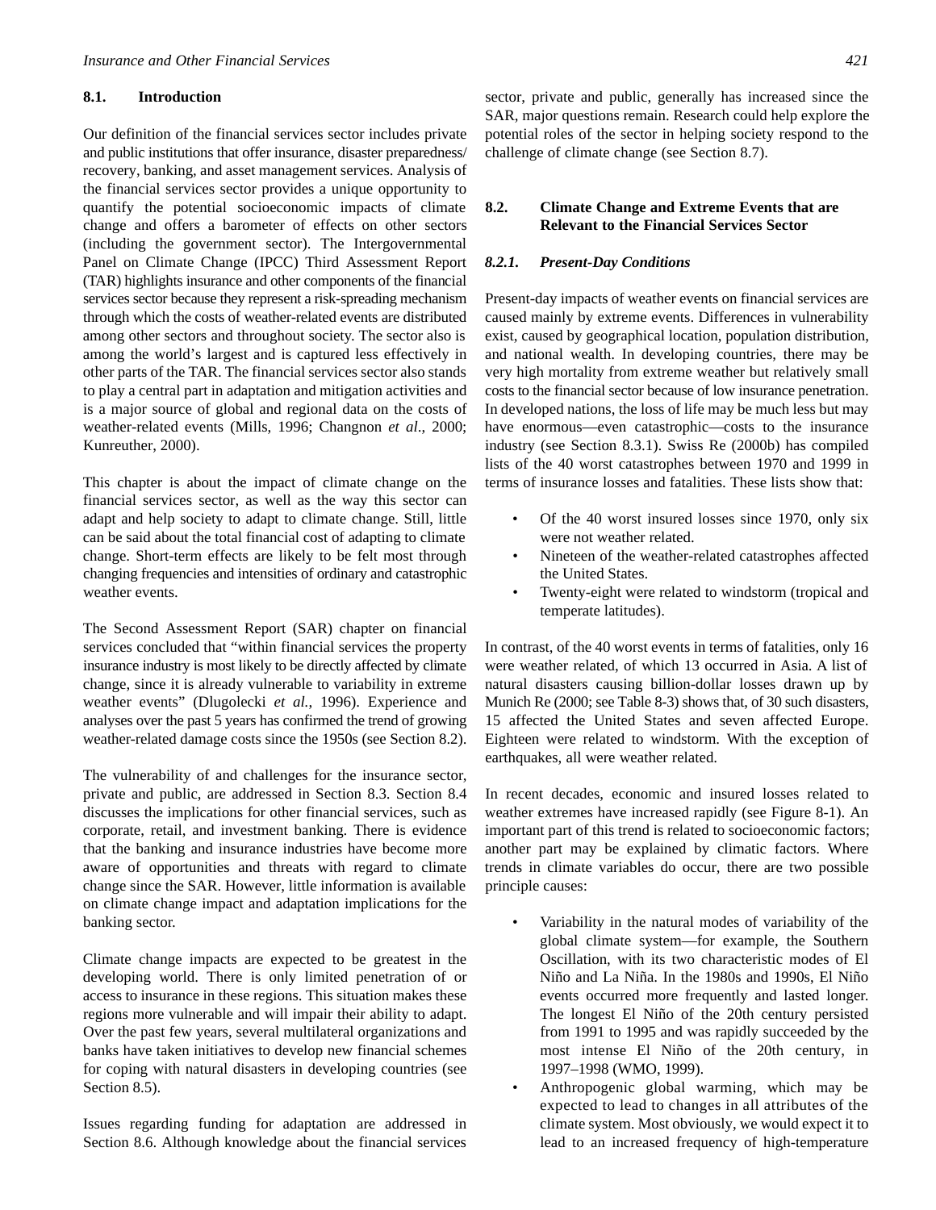## 8.1. Introduction

Our definition of the financial services sector includes private and public institutions that offer insurance, disaster preparedness/recovery, banking, and asset management services. Analysis of the financial services sector provides a unique opportunity to quantify the potential socioeconomic impacts of climate change and offers a barometer of effects on other sectors (including the government sector). The Intergovernmental Panel on Climate Change (IPCC) Third Assessment Report (TAR) highlights insurance and other components of the financial services sector because they represent a risk-spreading mechanism through which the costs of weather-related events are distributed among other sectors and throughout society. The sector also is among the world's largest and is captured less effectively in other parts of the TAR. The financial services sector also stands to play a central part in adaptation and mitigation activities and is a major source of global and regional data on the costs of weather-related events (Mills, 1996; Changnon *et al*., 2000; Kunreuther, 2000).

This chapter is about the impact of climate change on the financial services sector, as well as the way this sector can adapt and help society to adapt to climate change. Still, little can be said about the total financial cost of adapting to climate change. Short-term effects are likely to be felt most through changing frequencies and intensities of ordinary and catastrophic weather events.

The Second Assessment Report (SAR) chapter on financial services concluded that "within financial services the property insurance industry is most likely to be directly affected by climate change, since it is already vulnerable to variability in extreme weather events" (Dlugolecki *et al.,* 1996). Experience and analyses over the past 5 years has confirmed the trend of growing weather-related damage costs since the 1950s (see Section 8.2).

The vulnerability of and challenges for the insurance sector, private and public, are addressed in Section 8.3. Section 8.4 discusses the implications for other financial services, such as corporate, retail, and investment banking. There is evidence that the banking and insurance industries have become more aware of opportunities and threats with regard to climate change since the SAR. However, little information is available on climate change impact and adaptation implications for the banking sector.

Climate change impacts are expected to be greatest in the developing world. There is only limited penetration of or access to insurance in these regions. This situation makes these regions more vulnerable and will impair their ability to adapt. Over the past few years, several multilateral organizations and banks have taken initiatives to develop new financial schemes for coping with natural disasters in developing countries (see Section 8.5).

Issues regarding funding for adaptation are addressed in Section 8.6. Although knowledge about the financial services sector, private and public, generally has increased since the SAR, major questions remain. Research could help explore the potential roles of the sector in helping society respond to the challenge of climate change (see Section 8.7).

## 8.2. Climate Change and Extreme Events that are Relevant to the Financial Services Sector

### *8.2.1. Present-Day Conditions*

Present-day impacts of weather events on financial services are caused mainly by extreme events. Differences in vulnerability exist, caused by geographical location, population distribution, and national wealth. In developing countries, there may be very high mortality from extreme weather but relatively small costs to the financial sector because of low insurance penetration. In developed nations, the loss of life may be much less but may have enormous—even catastrophic—costs to the insurance industry (see Section 8.3.1). Swiss Re (2000b) has compiled lists of the 40 worst catastrophes between 1970 and 1999 in terms of insurance losses and fatalities. These lists show that:

- Of the 40 worst insured losses since 1970, only six were not weather related.
- Nineteen of the weather-related catastrophes affected the United States.
- Twenty-eight were related to windstorm (tropical and temperate latitudes).

In contrast, of the 40 worst events in terms of fatalities, only 16 were weather related, of which 13 occurred in Asia. A list of natural disasters causing billion-dollar losses drawn up by Munich Re (2000; see Table 8-3) shows that, of 30 such disasters, 15 affected the United States and seven affected Europe. Eighteen were related to windstorm. With the exception of earthquakes, all were weather related.

In recent decades, economic and insured losses related to weather extremes have increased rapidly (see Figure 8-1). An important part of this trend is related to socioeconomic factors; another part may be explained by climatic factors. Where trends in climate variables do occur, there are two possible principle causes:

- Variability in the natural modes of variability of the global climate system—for example, the Southern Oscillation, with its two characteristic modes of El Niño and La Niña. In the 1980s and 1990s, El Niño events occurred more frequently and lasted longer. The longest El Niño of the 20th century persisted from 1991 to 1995 and was rapidly succeeded by the most intense El Niño of the 20th century, in 1997–1998 (WMO, 1999).
- Anthropogenic global warming, which may be expected to lead to changes in all attributes of the climate system. Most obviously, we would expect it to lead to an increased frequency of high-temperature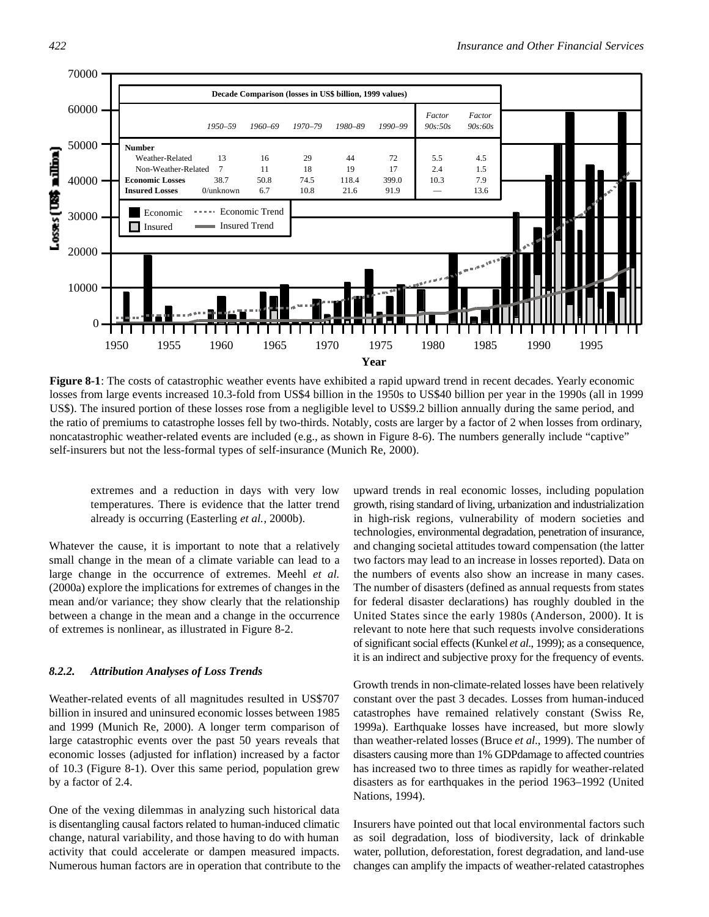**Decade Comparison (losses in US$ billion, 1999 values)**

| | 1950–59 | 1960–69 | 1970–79 | 1980–89 | 1990–99 | Factor 90s:50s | Factor 90s:60s |
|---|---|---|---|---|---|---|---|
| **Number** | | | | | | | |
| Weather-Related | 13 | 16 | 29 | 44 | 72 | 5.5 | 4.5 |
| Non-Weather-Related | 7 | 11 | 18 | 19 | 17 | 2.4 | 1.5 |
| **Economic Losses** | 38.7 | 50.8 | 74.5 | 118.4 | 399.0 | 10.3 | 7.9 |
| **Insured Losses** | 0/unknown | 6.7 | 10.8 | 21.6 | 91.9 | — | 13.6 |

**Figure 8-1**: The costs of catastrophic weather events have exhibited a rapid upward trend in recent decades. Yearly economic losses from large events increased 10.3-fold from US$4 billion in the 1950s to US$40 billion per year in the 1990s (all in 1999 US$). The insured portion of these losses rose from a negligible level to US$9.2 billion annually during the same period, and the ratio of premiums to catastrophe losses fell by two-thirds. Notably, costs are larger by a factor of 2 when losses from ordinary, noncatastrophic weather-related events are included (e.g., as shown in Figure 8-6). The numbers generally include "captive" self-insurers but not the less-formal types of self-insurance (Munich Re, 2000).

extremes and a reduction in days with very low temperatures. There is evidence that the latter trend already is occurring (Easterling *et al.*, 2000b).

Whatever the cause, it is important to note that a relatively small change in the mean of a climate variable can lead to a large change in the occurrence of extremes. Meehl *et al.* (2000a) explore the implications for extremes of changes in the mean and/or variance; they show clearly that the relationship between a change in the mean and a change in the occurrence of extremes is nonlinear, as illustrated in Figure 8-2.

### *8.2.2. Attribution Analyses of Loss Trends*

Weather-related events of all magnitudes resulted in US$707 billion in insured and uninsured economic losses between 1985 and 1999 (Munich Re, 2000). A longer term comparison of large catastrophic events over the past 50 years reveals that economic losses (adjusted for inflation) increased by a factor of 10.3 (Figure 8-1). Over this same period, population grew by a factor of 2.4.

One of the vexing dilemmas in analyzing such historical data is disentangling causal factors related to human-induced climatic change, natural variability, and those having to do with human activity that could accelerate or dampen measured impacts. Numerous human factors are in operation that contribute to the upward trends in real economic losses, including population growth, rising standard of living, urbanization and industrialization in high-risk regions, vulnerability of modern societies and technologies, environmental degradation, penetration of insurance, and changing societal attitudes toward compensation (the latter two factors may lead to an increase in losses reported). Data on the numbers of events also show an increase in many cases. The number of disasters (defined as annual requests from states for federal disaster declarations) has roughly doubled in the United States since the early 1980s (Anderson, 2000). It is relevant to note here that such requests involve considerations of significant social effects (Kunkel *et al.*, 1999); as a consequence, it is an indirect and subjective proxy for the frequency of events.

Growth trends in non-climate-related losses have been relatively constant over the past 3 decades. Losses from human-induced catastrophes have remained relatively constant (Swiss Re, 1999a). Earthquake losses have increased, but more slowly than weather-related losses (Bruce *et al.*, 1999). The number of disasters causing more than 1% GDPdamage to affected countries has increased two to three times as rapidly for weather-related disasters as for earthquakes in the period 1963–1992 (United Nations, 1994).

Insurers have pointed out that local environmental factors such as soil degradation, loss of biodiversity, lack of drinkable water, pollution, deforestation, forest degradation, and land-use changes can amplify the impacts of weather-related catastrophes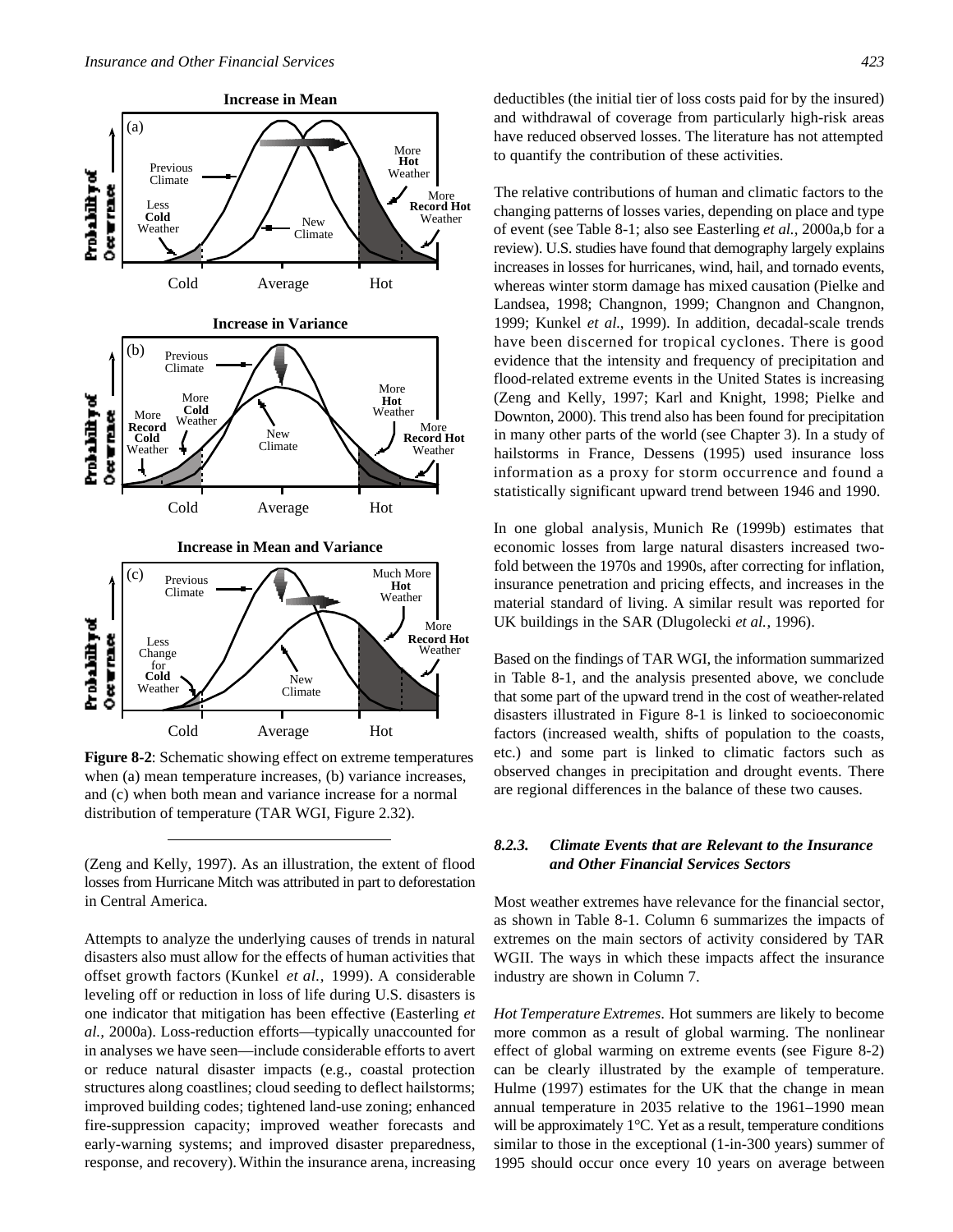**Figure 8-2**: Schematic showing effect on extreme temperatures when (a) mean temperature increases, (b) variance increases, and (c) when both mean and variance increase for a normal distribution of temperature (TAR WGI, Figure 2.32).

(Zeng and Kelly, 1997). As an illustration, the extent of flood losses from Hurricane Mitch was attributed in part to deforestation in Central America.

Attempts to analyze the underlying causes of trends in natural disasters also must allow for the effects of human activities that offset growth factors (Kunkel *et al.*, 1999). A considerable leveling off or reduction in loss of life during U.S. disasters is one indicator that mitigation has been effective (Easterling *et al.*, 2000a). Loss-reduction efforts—typically unaccounted for in analyses we have seen—include considerable efforts to avert or reduce natural disaster impacts (e.g., coastal protection structures along coastlines; cloud seeding to deflect hailstorms; improved building codes; tightened land-use zoning; enhanced fire-suppression capacity; improved weather forecasts and early-warning systems; and improved disaster preparedness, response, and recovery). Within the insurance arena, increasing deductibles (the initial tier of loss costs paid for by the insured) and withdrawal of coverage from particularly high-risk areas have reduced observed losses. The literature has not attempted to quantify the contribution of these activities.

The relative contributions of human and climatic factors to the changing patterns of losses varies, depending on place and type of event (see Table 8-1; also see Easterling *et al.*, 2000a,b for a review). U.S. studies have found that demography largely explains increases in losses for hurricanes, wind, hail, and tornado events, whereas winter storm damage has mixed causation (Pielke and Landsea, 1998; Changnon, 1999; Changnon and Changnon, 1999; Kunkel *et al.*, 1999). In addition, decadal-scale trends have been discerned for tropical cyclones. There is good evidence that the intensity and frequency of precipitation and flood-related extreme events in the United States is increasing (Zeng and Kelly, 1997; Karl and Knight, 1998; Pielke and Downton, 2000). This trend also has been found for precipitation in many other parts of the world (see Chapter 3). In a study of hailstorms in France, Dessens (1995) used insurance loss information as a proxy for storm occurrence and found a statistically significant upward trend between 1946 and 1990.

In one global analysis, Munich Re (1999b) estimates that economic losses from large natural disasters increased two-fold between the 1970s and 1990s, after correcting for inflation, insurance penetration and pricing effects, and increases in the material standard of living. A similar result was reported for UK buildings in the SAR (Dlugolecki *et al.*, 1996).

Based on the findings of TAR WGI, the information summarized in Table 8-1, and the analysis presented above, we conclude that some part of the upward trend in the cost of weather-related disasters illustrated in Figure 8-1 is linked to socioeconomic factors (increased wealth, shifts of population to the coasts, etc.) and some part is linked to climatic factors such as observed changes in precipitation and drought events. There are regional differences in the balance of these two causes.

### 8.2.3. Climate Events that are Relevant to the Insurance and Other Financial Services Sectors

Most weather extremes have relevance for the financial sector, as shown in Table 8-1. Column 6 summarizes the impacts of extremes on the main sectors of activity considered by TAR WGII. The ways in which these impacts affect the insurance industry are shown in Column 7.

*Hot Temperature Extremes*. Hot summers are likely to become more common as a result of global warming. The nonlinear effect of global warming on extreme events (see Figure 8-2) can be clearly illustrated by the example of temperature. Hulme (1997) estimates for the UK that the change in mean annual temperature in 2035 relative to the 1961–1990 mean will be approximately 1°C. Yet as a result, temperature conditions similar to those in the exceptional (1-in-300 years) summer of 1995 should occur once every 10 years on average between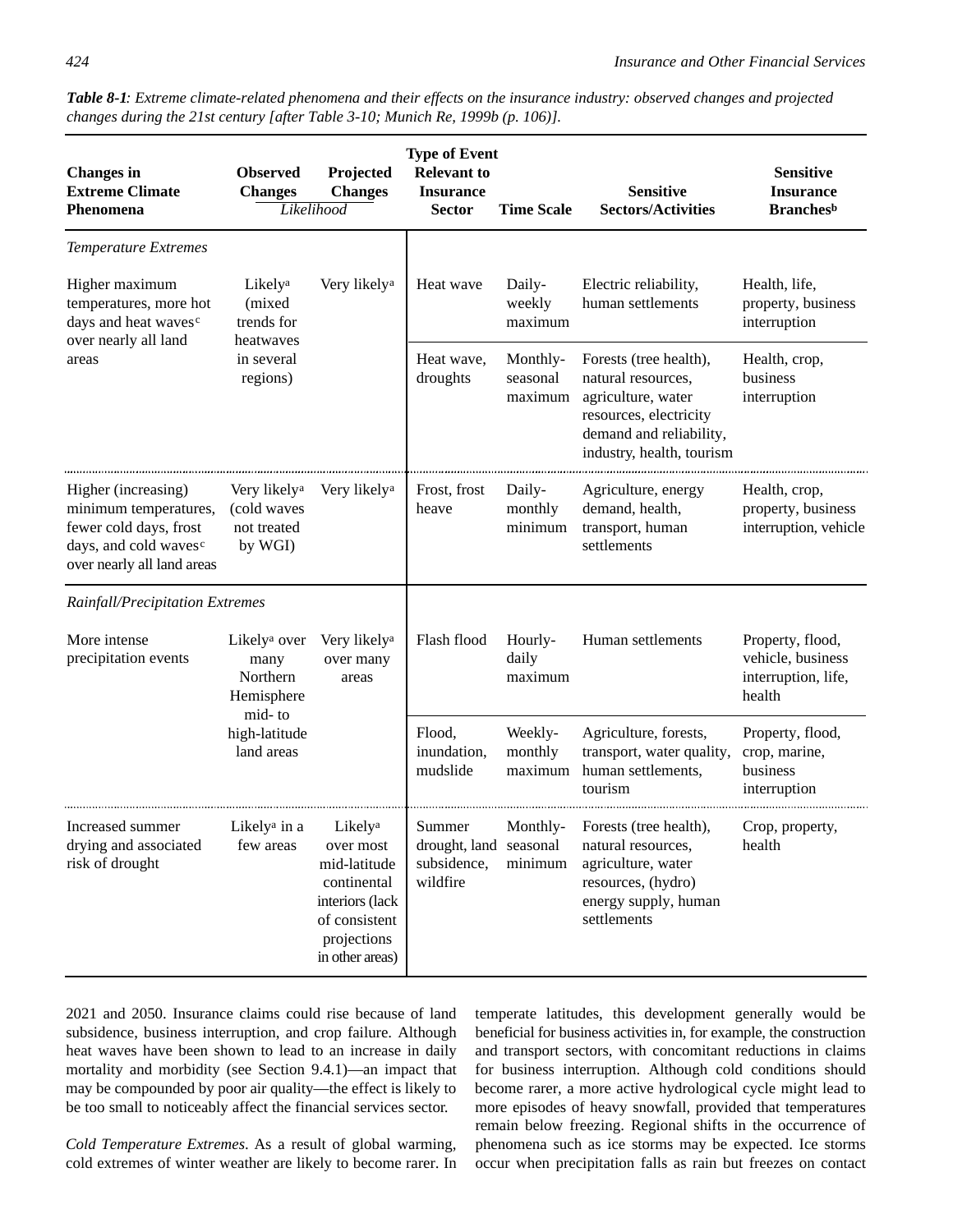*Table 8-1: Extreme climate-related phenomena and their effects on the insurance industry: observed changes and projected changes during the 21st century [after Table 3-10; Munich Re, 1999b (p. 106)].*

| Changes in Extreme Climate Phenomena | Observed Changes (Likelihood) | Projected Changes (Likelihood) | Type of Event Relevant to Insurance Sector | Time Scale | Sensitive Sectors/Activities | Sensitive Insurance Branches[b] |
|---|---|---|---|---|---|---|
| *Temperature Extremes* | | | | | | |
| Higher maximum temperatures, more hot days and heat waves[c] over nearly all land areas | Likely[a] (mixed trends for heatwaves in several regions) | Very likely[a] | Heat wave | Daily-weekly maximum | Electric reliability, human settlements | Health, life, property, business interruption |
| | | | Heat wave, droughts | Monthly-seasonal maximum | Forests (tree health), natural resources, agriculture, water resources, electricity demand and reliability, industry, health, tourism | Health, crop, business interruption |
| Higher (increasing) minimum temperatures, fewer cold days, frost days, and cold waves[c] over nearly all land areas | Very likely[a] (cold waves not treated by WGI) | Very likely[a] | Frost, frost heave | Daily-monthly minimum | Agriculture, energy demand, health, transport, human settlements | Health, crop, property, business interruption, vehicle |
| *Rainfall/Precipitation Extremes* | | | | | | |
| More intense precipitation events | Likely[a] over many Northern Hemisphere mid- to high-latitude land areas | Very likely[a] over many areas | Flash flood | Hourly-daily maximum | Human settlements | Property, flood, vehicle, business interruption, life, health |
| | | | Flood, inundation, mudslide | Weekly-monthly maximum | Agriculture, forests, transport, water quality, human settlements, tourism | Property, flood, crop, marine, business interruption |
| Increased summer drying and associated risk of drought | Likely[a] in a few areas | Likely[a] over most mid-latitude continental interiors (lack of consistent projections in other areas) | Summer drought, land subsidence, wildfire | Monthly-seasonal minimum | Forests (tree health), natural resources, agriculture, water resources, (hydro) energy supply, human settlements | Crop, property, health |

2021 and 2050. Insurance claims could rise because of land subsidence, business interruption, and crop failure. Although heat waves have been shown to lead to an increase in daily mortality and morbidity (see Section 9.4.1)—an impact that may be compounded by poor air quality—the effect is likely to be too small to noticeably affect the financial services sector.

*Cold Temperature Extremes*. As a result of global warming, cold extremes of winter weather are likely to become rarer. In temperate latitudes, this development generally would be beneficial for business activities in, for example, the construction and transport sectors, with concomitant reductions in claims for business interruption. Although cold conditions should become rarer, a more active hydrological cycle might lead to more episodes of heavy snowfall, provided that temperatures remain below freezing. Regional shifts in the occurrence of phenomena such as ice storms may be expected. Ice storms occur when precipitation falls as rain but freezes on contact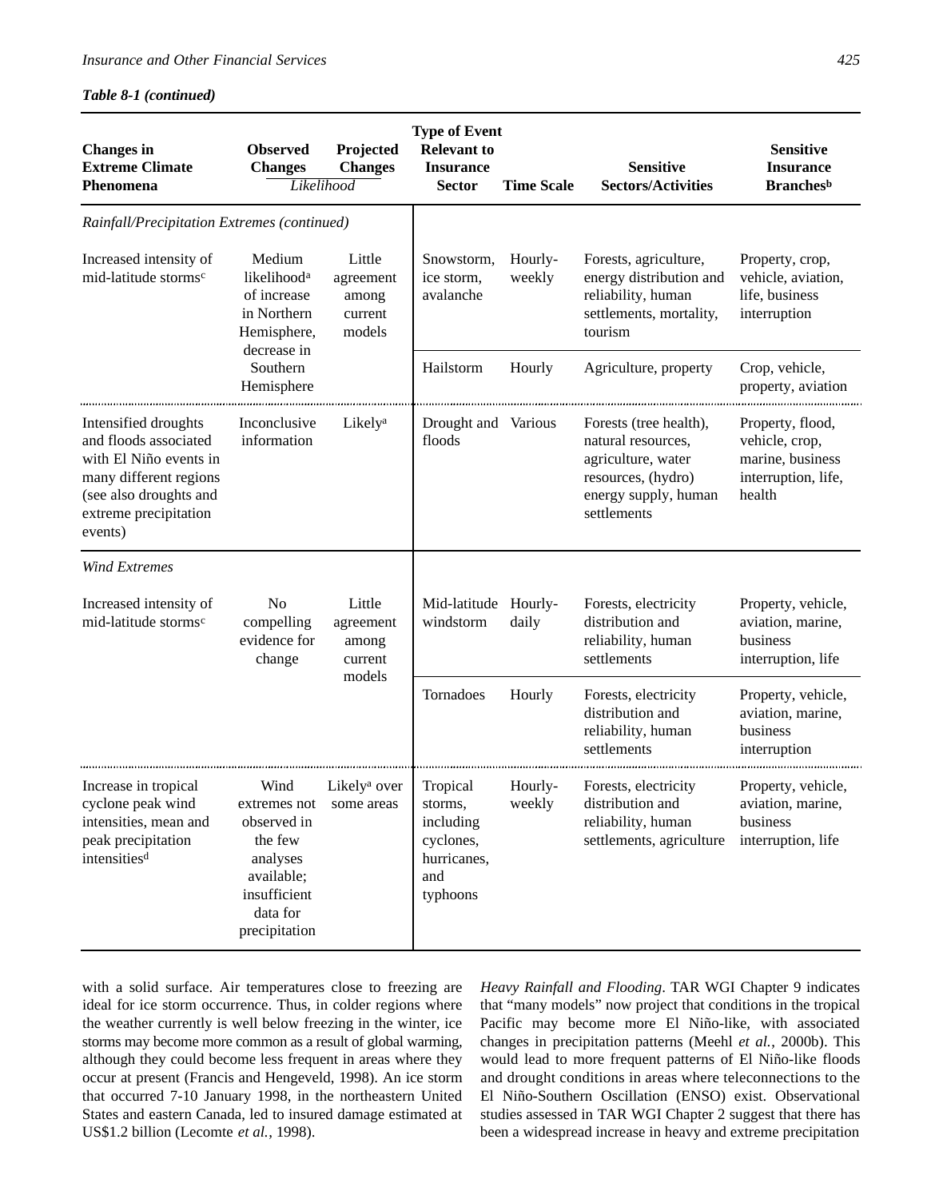*Table 8-1 (continued)*

| Changes in Extreme Climate Phenomena | Observed Changes (Likelihood) | Projected Changes (Likelihood) | Type of Event Relevant to Insurance Sector | Time Scale | Sensitive Sectors/Activities | Sensitive Insurance Branches[b] |
|---|---|---|---|---|---|---|
| *Rainfall/Precipitation Extremes (continued)* | | | | | | |
| Increased intensity of mid-latitude storms[c] | Medium likelihood[a] of increase in Northern Hemisphere, decrease in Southern Hemisphere | Little agreement among current models | Snowstorm, ice storm, avalanche | Hourly-weekly | Forests, agriculture, energy distribution and reliability, human settlements, mortality, tourism | Property, crop, vehicle, aviation, life, business interruption |
| | | | Hailstorm | Hourly | Agriculture, property | Crop, vehicle, property, aviation |
| Intensified droughts and floods associated with El Niño events in many different regions (see also droughts and extreme precipitation events) | Inconclusive information | Likely[a] | Drought and floods | Various | Forests (tree health), natural resources, agriculture, water resources, (hydro) energy supply, human settlements | Property, flood, vehicle, crop, marine, business interruption, life, health |
| *Wind Extremes* | | | | | | |
| Increased intensity of mid-latitude storms[c] | No compelling evidence for change | Little agreement among current models | Mid-latitude windstorm | Hourly-daily | Forests, electricity distribution and reliability, human settlements | Property, vehicle, aviation, marine, business interruption, life |
| | | | Tornadoes | Hourly | Forests, electricity distribution and reliability, human settlements | Property, vehicle, aviation, marine, business interruption |
| Increase in tropical cyclone peak wind intensities, mean and peak precipitation intensities[d] | Wind extremes not observed in the few analyses available; insufficient data for precipitation | Likely[a] over some areas | Tropical storms, including cyclones, hurricanes, and typhoons | Hourly-weekly | Forests, electricity distribution and reliability, human settlements, agriculture | Property, vehicle, aviation, marine, business interruption, life |

with a solid surface. Air temperatures close to freezing are ideal for ice storm occurrence. Thus, in colder regions where the weather currently is well below freezing in the winter, ice storms may become more common as a result of global warming, although they could become less frequent in areas where they occur at present (Francis and Hengeveld, 1998). An ice storm that occurred 7-10 January 1998, in the northeastern United States and eastern Canada, led to insured damage estimated at US$1.2 billion (Lecomte *et al.*, 1998).

*Heavy Rainfall and Flooding*. TAR WGI Chapter 9 indicates that "many models" now project that conditions in the tropical Pacific may become more El Niño-like, with associated changes in precipitation patterns (Meehl *et al.*, 2000b). This would lead to more frequent patterns of El Niño-like floods and drought conditions in areas where teleconnections to the El Niño-Southern Oscillation (ENSO) exist. Observational studies assessed in TAR WGI Chapter 2 suggest that there has been a widespread increase in heavy and extreme precipitation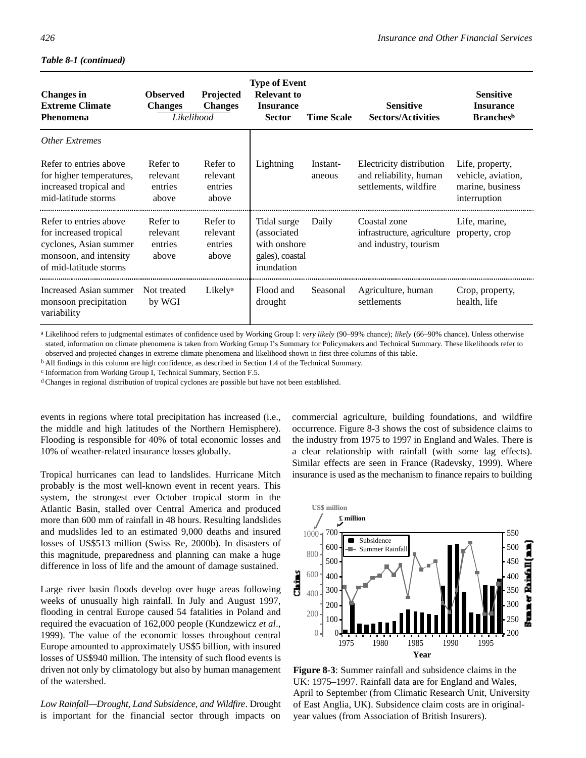*Table 8-1 (continued)*

| Changes in Extreme Climate Phenomena | Observed Changes | Projected Changes | Type of Event Relevant to Insurance Sector | Time Scale | Sensitive Sectors/Activities | Sensitive Insurance Branches[b] |
|---|---|---|---|---|---|---|
| | *Likelihood* | | | | | |
| *Other Extremes* | | | | | | |
| Refer to entries above for higher temperatures, increased tropical and mid-latitude storms | Refer to relevant entries above | Refer to relevant entries above | Lightning | Instant-aneous | Electricity distribution and reliability, human settlements, wildfire | Life, property, vehicle, aviation, marine, business interruption |
| Refer to entries above for increased tropical cyclones, Asian summer monsoon, and intensity of mid-latitude storms | Refer to relevant entries above | Refer to relevant entries above | Tidal surge (associated with onshore gales), coastal inundation | Daily | Coastal zone infrastructure, agriculture and industry, tourism | Life, marine, property, crop |
| Increased Asian summer monsoon precipitation variability | Not treated by WGI | Likely[a] | Flood and drought | Seasonal | Agriculture, human settlements | Crop, property, health, life |

[a] Likelihood refers to judgmental estimates of confidence used by Working Group I: *very likely* (90–99% chance); *likely* (66–90% chance). Unless otherwise stated, information on climate phenomena is taken from Working Group I's Summary for Policymakers and Technical Summary. These likelihoods refer to observed and projected changes in extreme climate phenomena and likelihood shown in first three columns of this table.
[b] All findings in this column are high confidence, as described in Section 1.4 of the Technical Summary.
[c] Information from Working Group I, Technical Summary, Section F.5.
[d] Changes in regional distribution of tropical cyclones are possible but have not been established.

events in regions where total precipitation has increased (i.e., the middle and high latitudes of the Northern Hemisphere). Flooding is responsible for 40% of total economic losses and 10% of weather-related insurance losses globally.

Tropical hurricanes can lead to landslides. Hurricane Mitch probably is the most well-known event in recent years. This system, the strongest ever October tropical storm in the Atlantic Basin, stalled over Central America and produced more than 600 mm of rainfall in 48 hours. Resulting landslides and mudslides led to an estimated 9,000 deaths and insured losses of US$513 million (Swiss Re, 2000b). In disasters of this magnitude, preparedness and planning can make a huge difference in loss of life and the amount of damage sustained.

Large river basin floods develop over huge areas following weeks of unusually high rainfall. In July and August 1997, flooding in central Europe caused 54 fatalities in Poland and required the evacuation of 162,000 people (Kundzewicz *et al*., 1999). The value of the economic losses throughout central Europe amounted to approximately US$5 billion, with insured losses of US$940 million. The intensity of such flood events is driven not only by climatology but also by human management of the watershed.

*Low Rainfall—Drought, Land Subsidence, and Wildfire*. Drought is important for the financial sector through impacts on commercial agriculture, building foundations, and wildfire occurrence. Figure 8-3 shows the cost of subsidence claims to the industry from 1975 to 1997 in England and Wales. There is a clear relationship with rainfall (with some lag effects). Similar effects are seen in France (Radevsky, 1999). Where insurance is used as the mechanism to finance repairs to building

**Figure 8-3**: Summer rainfall and subsidence claims in the UK: 1975–1997. Rainfall data are for England and Wales, April to September (from Climatic Research Unit, University of East Anglia, UK). Subsidence claim costs are in original-year values (from Association of British Insurers).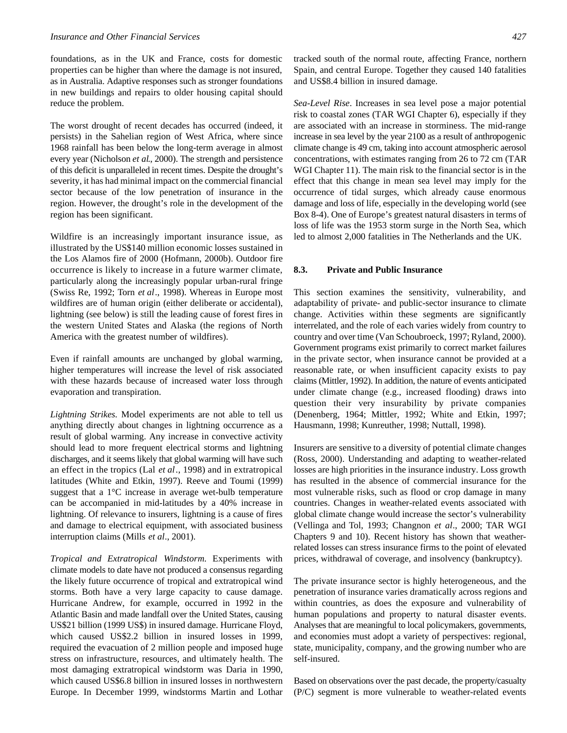foundations, as in the UK and France, costs for domestic properties can be higher than where the damage is not insured, as in Australia. Adaptive responses such as stronger foundations in new buildings and repairs to older housing capital should reduce the problem.

The worst drought of recent decades has occurred (indeed, it persists) in the Sahelian region of West Africa, where since 1968 rainfall has been below the long-term average in almost every year (Nicholson *et al*., 2000). The strength and persistence of this deficit is unparalleled in recent times. Despite the drought's severity, it has had minimal impact on the commercial financial sector because of the low penetration of insurance in the region. However, the drought's role in the development of the region has been significant.

Wildfire is an increasingly important insurance issue, as illustrated by the US$140 million economic losses sustained in the Los Alamos fire of 2000 (Hofmann, 2000b). Outdoor fire occurrence is likely to increase in a future warmer climate, particularly along the increasingly popular urban-rural fringe (Swiss Re, 1992; Torn *et al*., 1998). Whereas in Europe most wildfires are of human origin (either deliberate or accidental), lightning (see below) is still the leading cause of forest fires in the western United States and Alaska (the regions of North America with the greatest number of wildfires).

Even if rainfall amounts are unchanged by global warming, higher temperatures will increase the level of risk associated with these hazards because of increased water loss through evaporation and transpiration.

*Lightning Strikes.* Model experiments are not able to tell us anything directly about changes in lightning occurrence as a result of global warming. Any increase in convective activity should lead to more frequent electrical storms and lightning discharges, and it seems likely that global warming will have such an effect in the tropics (Lal *et al*., 1998) and in extratropical latitudes (White and Etkin, 1997). Reeve and Toumi (1999) suggest that a 1°C increase in average wet-bulb temperature can be accompanied in mid-latitudes by a 40% increase in lightning. Of relevance to insurers, lightning is a cause of fires and damage to electrical equipment, with associated business interruption claims (Mills *et al*., 2001).

*Tropical and Extratropical Windstorm.* Experiments with climate models to date have not produced a consensus regarding the likely future occurrence of tropical and extratropical wind storms. Both have a very large capacity to cause damage. Hurricane Andrew, for example, occurred in 1992 in the Atlantic Basin and made landfall over the United States, causing US$21 billion (1999 US$) in insured damage. Hurricane Floyd, which caused US$2.2 billion in insured losses in 1999, required the evacuation of 2 million people and imposed huge stress on infrastructure, resources, and ultimately health. The most damaging extratropical windstorm was Daria in 1990, which caused US$6.8 billion in insured losses in northwestern Europe. In December 1999, windstorms Martin and Lothar tracked south of the normal route, affecting France, northern Spain, and central Europe. Together they caused 140 fatalities and US$8.4 billion in insured damage.

*Sea-Level Rise*. Increases in sea level pose a major potential risk to coastal zones (TAR WGI Chapter 6), especially if they are associated with an increase in storminess. The mid-range increase in sea level by the year 2100 as a result of anthropogenic climate change is 49 cm, taking into account atmospheric aerosol concentrations, with estimates ranging from 26 to 72 cm (TAR WGI Chapter 11). The main risk to the financial sector is in the effect that this change in mean sea level may imply for the occurrence of tidal surges, which already cause enormous damage and loss of life, especially in the developing world (see Box 8-4). One of Europe's greatest natural disasters in terms of loss of life was the 1953 storm surge in the North Sea, which led to almost 2,000 fatalities in The Netherlands and the UK.

## 8.3. Private and Public Insurance

This section examines the sensitivity, vulnerability, and adaptability of private- and public-sector insurance to climate change. Activities within these segments are significantly interrelated, and the role of each varies widely from country to country and over time (Van Schoubroeck, 1997; Ryland, 2000). Government programs exist primarily to correct market failures in the private sector, when insurance cannot be provided at a reasonable rate, or when insufficient capacity exists to pay claims (Mittler, 1992). In addition, the nature of events anticipated under climate change (e.g., increased flooding) draws into question their very insurability by private companies (Denenberg, 1964; Mittler, 1992; White and Etkin, 1997; Hausmann, 1998; Kunreuther, 1998; Nuttall, 1998).

Insurers are sensitive to a diversity of potential climate changes (Ross, 2000). Understanding and adapting to weather-related losses are high priorities in the insurance industry. Loss growth has resulted in the absence of commercial insurance for the most vulnerable risks, such as flood or crop damage in many countries. Changes in weather-related events associated with global climate change would increase the sector's vulnerability (Vellinga and Tol, 1993; Changnon *et al*., 2000; TAR WGI Chapters 9 and 10). Recent history has shown that weather-related losses can stress insurance firms to the point of elevated prices, withdrawal of coverage, and insolvency (bankruptcy).

The private insurance sector is highly heterogeneous, and the penetration of insurance varies dramatically across regions and within countries, as does the exposure and vulnerability of human populations and property to natural disaster events. Analyses that are meaningful to local policymakers, governments, and economies must adopt a variety of perspectives: regional, state, municipality, company, and the growing number who are self-insured.

Based on observations over the past decade, the property/casualty (P/C) segment is more vulnerable to weather-related events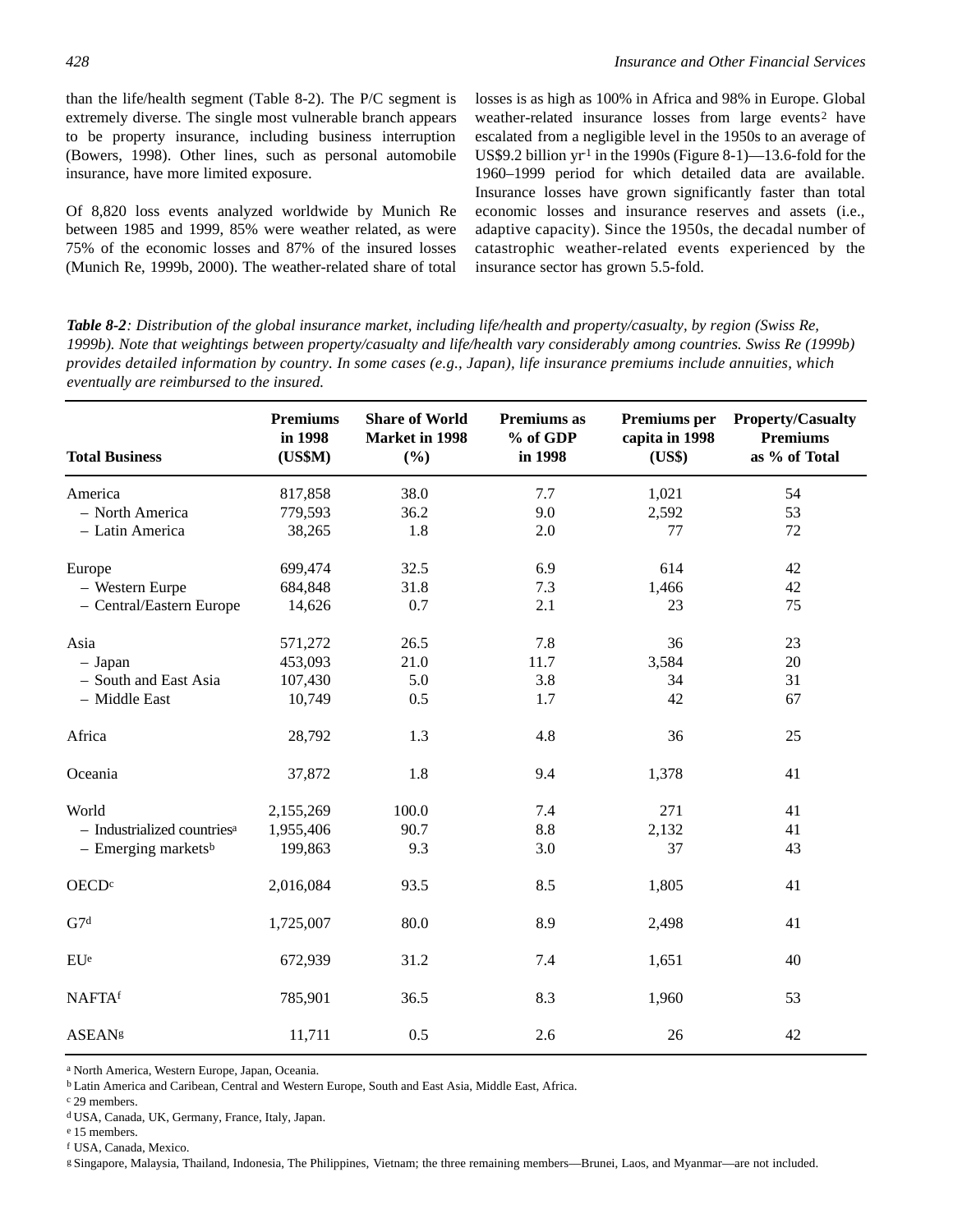than the life/health segment (Table 8-2). The P/C segment is extremely diverse. The single most vulnerable branch appears to be property insurance, including business interruption (Bowers, 1998). Other lines, such as personal automobile insurance, have more limited exposure.

Of 8,820 loss events analyzed worldwide by Munich Re between 1985 and 1999, 85% were weather related, as were 75% of the economic losses and 87% of the insured losses (Munich Re, 1999b, 2000). The weather-related share of total losses is as high as 100% in Africa and 98% in Europe. Global weather-related insurance losses from large events[2] have escalated from a negligible level in the 1950s to an average of US$9.2 billion $yr^{-1}$ in the 1990s (Figure 8-1)—13.6-fold for the 1960–1999 period for which detailed data are available. Insurance losses have grown significantly faster than total economic losses and insurance reserves and assets (i.e., adaptive capacity). Since the 1950s, the decadal number of catastrophic weather-related events experienced by the insurance sector has grown 5.5-fold.

***Table 8-2****: Distribution of the global insurance market, including life/health and property/casualty, by region (Swiss Re, 1999b). Note that weightings between property/casualty and life/health vary considerably among countries. Swiss Re (1999b) provides detailed information by country. In some cases (e.g., Japan), life insurance premiums include annuities, which eventually are reimbursed to the insured.*

| Total Business | Premiums in 1998 (US$M) | Share of World Market in 1998 (%) | Premiums as % of GDP in 1998 | Premiums per capita in 1998 (US$) | Property/Casualty Premiums as % of Total |
|---|---|---|---|---|---|
| America | 817,858 | 38.0 | 7.7 | 1,021 | 54 |
| – North America | 779,593 | 36.2 | 9.0 | 2,592 | 53 |
| – Latin America | 38,265 | 1.8 | 2.0 | 77 | 72 |
| Europe | 699,474 | 32.5 | 6.9 | 614 | 42 |
| – Western Eurpe | 684,848 | 31.8 | 7.3 | 1,466 | 42 |
| – Central/Eastern Europe | 14,626 | 0.7 | 2.1 | 23 | 75 |
| Asia | 571,272 | 26.5 | 7.8 | 36 | 23 |
| – Japan | 453,093 | 21.0 | 11.7 | 3,584 | 20 |
| – South and East Asia | 107,430 | 5.0 | 3.8 | 34 | 31 |
| – Middle East | 10,749 | 0.5 | 1.7 | 42 | 67 |
| Africa | 28,792 | 1.3 | 4.8 | 36 | 25 |
| Oceania | 37,872 | 1.8 | 9.4 | 1,378 | 41 |
| World | 2,155,269 | 100.0 | 7.4 | 271 | 41 |
| – Industrialized countries[a] | 1,955,406 | 90.7 | 8.8 | 2,132 | 41 |
| – Emerging markets[b] | 199,863 | 9.3 | 3.0 | 37 | 43 |
| OECD[c] | 2,016,084 | 93.5 | 8.5 | 1,805 | 41 |
| G7[d] | 1,725,007 | 80.0 | 8.9 | 2,498 | 41 |
| EU[e] | 672,939 | 31.2 | 7.4 | 1,651 | 40 |
| NAFTA[f] | 785,901 | 36.5 | 8.3 | 1,960 | 53 |
| ASEAN[g] | 11,711 | 0.5 | 2.6 | 26 | 42 |

[a] North America, Western Europe, Japan, Oceania.
[b] Latin America and Caribean, Central and Western Europe, South and East Asia, Middle East, Africa.
[c] 29 members.
[d] USA, Canada, UK, Germany, France, Italy, Japan.
[e] 15 members.
[f] USA, Canada, Mexico.
[g] Singapore, Malaysia, Thailand, Indonesia, The Philippines, Vietnam; the three remaining members—Brunei, Laos, and Myanmar—are not included.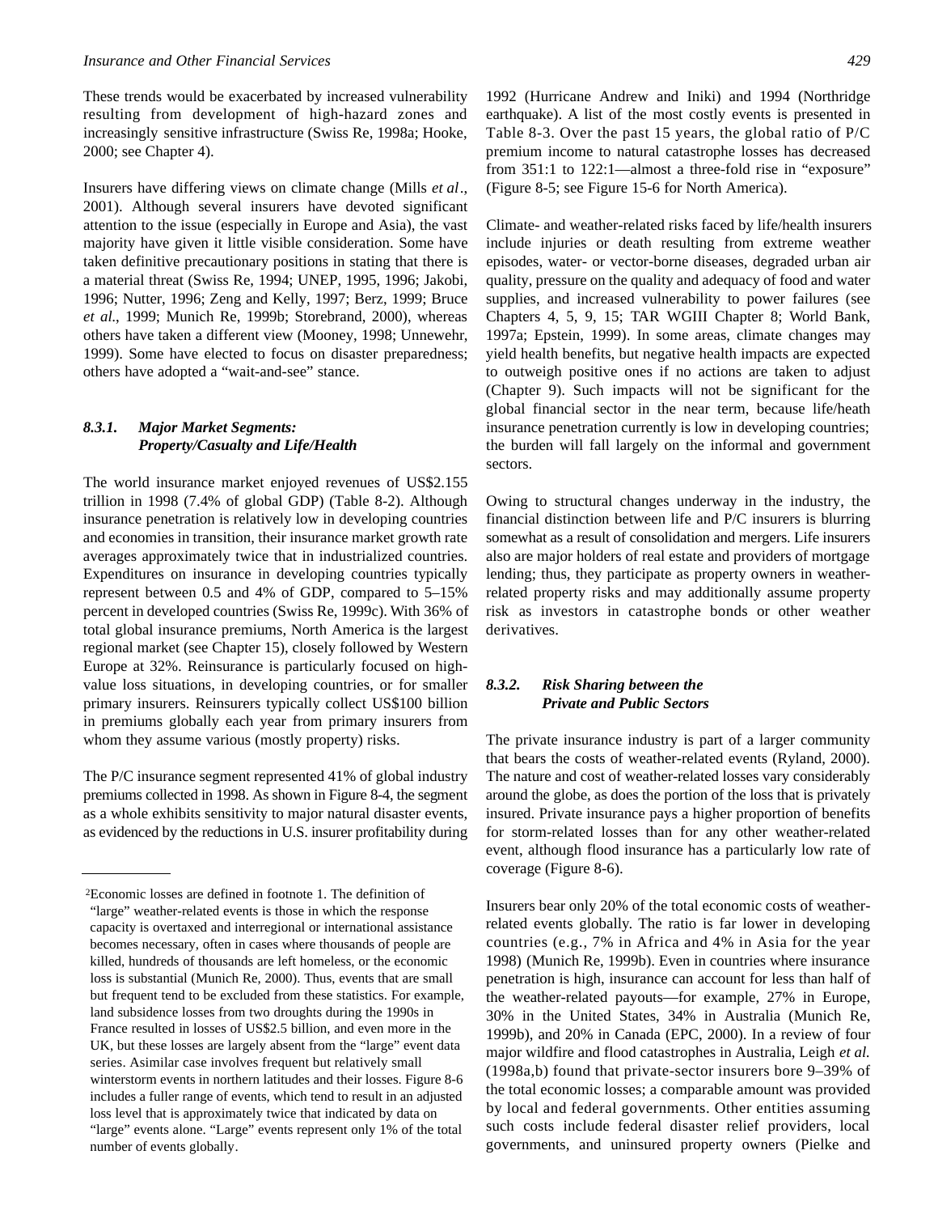These trends would be exacerbated by increased vulnerability resulting from development of high-hazard zones and increasingly sensitive infrastructure (Swiss Re, 1998a; Hooke, 2000; see Chapter 4).

Insurers have differing views on climate change (Mills *et al*., 2001). Although several insurers have devoted significant attention to the issue (especially in Europe and Asia), the vast majority have given it little visible consideration. Some have taken definitive precautionary positions in stating that there is a material threat (Swiss Re, 1994; UNEP, 1995, 1996; Jakobi, 1996; Nutter, 1996; Zeng and Kelly, 1997; Berz, 1999; Bruce *et al*., 1999; Munich Re, 1999b; Storebrand, 2000), whereas others have taken a different view (Mooney, 1998; Unnewehr, 1999). Some have elected to focus on disaster preparedness; others have adopted a "wait-and-see" stance.

### 8.3.1. Major Market Segments: Property/Casualty and Life/Health

The world insurance market enjoyed revenues of US$2.155 trillion in 1998 (7.4% of global GDP) (Table 8-2). Although insurance penetration is relatively low in developing countries and economies in transition, their insurance market growth rate averages approximately twice that in industrialized countries. Expenditures on insurance in developing countries typically represent between 0.5 and 4% of GDP, compared to 5–15% percent in developed countries (Swiss Re, 1999c). With 36% of total global insurance premiums, North America is the largest regional market (see Chapter 15), closely followed by Western Europe at 32%. Reinsurance is particularly focused on high-value loss situations, in developing countries, or for smaller primary insurers. Reinsurers typically collect US$100 billion in premiums globally each year from primary insurers from whom they assume various (mostly property) risks.

The P/C insurance segment represented 41% of global industry premiums collected in 1998. As shown in Figure 8-4, the segment as a whole exhibits sensitivity to major natural disaster events, as evidenced by the reductions in U.S. insurer profitability during 1992 (Hurricane Andrew and Iniki) and 1994 (Northridge earthquake). A list of the most costly events is presented in Table 8-3. Over the past 15 years, the global ratio of P/C premium income to natural catastrophe losses has decreased from 351:1 to 122:1—almost a three-fold rise in "exposure" (Figure 8-5; see Figure 15-6 for North America).

Climate- and weather-related risks faced by life/health insurers include injuries or death resulting from extreme weather episodes, water- or vector-borne diseases, degraded urban air quality, pressure on the quality and adequacy of food and water supplies, and increased vulnerability to power failures (see Chapters 4, 5, 9, 15; TAR WGIII Chapter 8; World Bank, 1997a; Epstein, 1999). In some areas, climate changes may yield health benefits, but negative health impacts are expected to outweigh positive ones if no actions are taken to adjust (Chapter 9). Such impacts will not be significant for the global financial sector in the near term, because life/heath insurance penetration currently is low in developing countries; the burden will fall largely on the informal and government sectors.

Owing to structural changes underway in the industry, the financial distinction between life and P/C insurers is blurring somewhat as a result of consolidation and mergers. Life insurers also are major holders of real estate and providers of mortgage lending; thus, they participate as property owners in weather-related property risks and may additionally assume property risk as investors in catastrophe bonds or other weather derivatives.

### 8.3.2. Risk Sharing between the Private and Public Sectors

The private insurance industry is part of a larger community that bears the costs of weather-related events (Ryland, 2000). The nature and cost of weather-related losses vary considerably around the globe, as does the portion of the loss that is privately insured. Private insurance pays a higher proportion of benefits for storm-related losses than for any other weather-related event, although flood insurance has a particularly low rate of coverage (Figure 8-6).

Insurers bear only 20% of the total economic costs of weather-related events globally. The ratio is far lower in developing countries (e.g., 7% in Africa and 4% in Asia for the year 1998) (Munich Re, 1999b). Even in countries where insurance penetration is high, insurance can account for less than half of the weather-related payouts—for example, 27% in Europe, 30% in the United States, 34% in Australia (Munich Re, 1999b), and 20% in Canada (EPC, 2000). In a review of four major wildfire and flood catastrophes in Australia, Leigh *et al.* (1998a,b) found that private-sector insurers bore 9–39% of the total economic losses; a comparable amount was provided by local and federal governments. Other entities assuming such costs include federal disaster relief providers, local governments, and uninsured property owners (Pielke and

---

[2] Economic losses are defined in footnote 1. The definition of "large" weather-related events is those in which the response capacity is overtaxed and interregional or international assistance becomes necessary, often in cases where thousands of people are killed, hundreds of thousands are left homeless, or the economic loss is substantial (Munich Re, 2000). Thus, events that are small but frequent tend to be excluded from these statistics. For example, land subsidence losses from two droughts during the 1990s in France resulted in losses of US$2.5 billion, and even more in the UK, but these losses are largely absent from the "large" event data series. Asimilar case involves frequent but relatively small winterstorm events in northern latitudes and their losses. Figure 8-6 includes a fuller range of events, which tend to result in an adjusted loss level that is approximately twice that indicated by data on "large" events alone. "Large" events represent only 1% of the total number of events globally.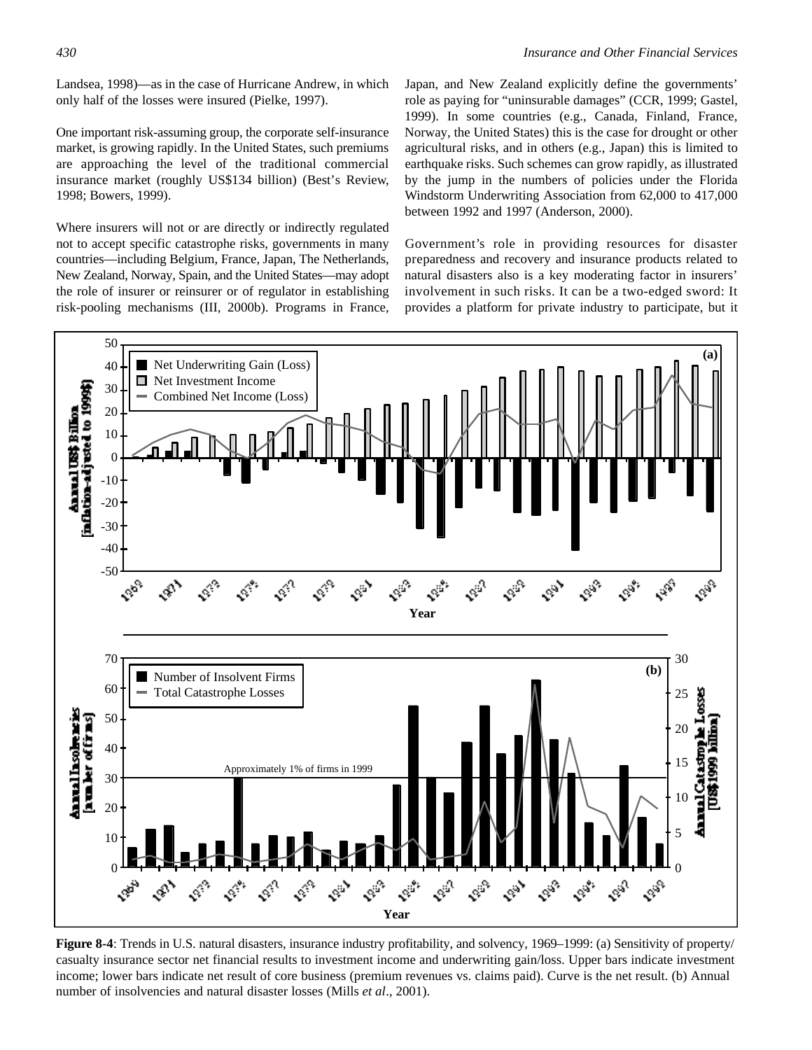Landsea, 1998)—as in the case of Hurricane Andrew, in which only half of the losses were insured (Pielke, 1997).

One important risk-assuming group, the corporate self-insurance market, is growing rapidly. In the United States, such premiums are approaching the level of the traditional commercial insurance market (roughly US$134 billion) (Best's Review, 1998; Bowers, 1999).

Where insurers will not or are directly or indirectly regulated not to accept specific catastrophe risks, governments in many countries—including Belgium, France, Japan, The Netherlands, New Zealand, Norway, Spain, and the United States—may adopt the role of insurer or reinsurer or of regulator in establishing risk-pooling mechanisms (III, 2000b). Programs in France, Japan, and New Zealand explicitly define the governments' role as paying for "uninsurable damages" (CCR, 1999; Gastel, 1999). In some countries (e.g., Canada, Finland, France, Norway, the United States) this is the case for drought or other agricultural risks, and in others (e.g., Japan) this is limited to earthquake risks. Such schemes can grow rapidly, as illustrated by the jump in the numbers of policies under the Florida Windstorm Underwriting Association from 62,000 to 417,000 between 1992 and 1997 (Anderson, 2000).

Government's role in providing resources for disaster preparedness and recovery and insurance products related to natural disasters also is a key moderating factor in insurers' involvement in such risks. It can be a two-edged sword: It provides a platform for private industry to participate, but it

**Figure 8-4**: Trends in U.S. natural disasters, insurance industry profitability, and solvency, 1969–1999: (a) Sensitivity of property/casualty insurance sector net financial results to investment income and underwriting gain/loss. Upper bars indicate investment income; lower bars indicate net result of core business (premium revenues vs. claims paid). Curve is the net result. (b) Annual number of insolvencies and natural disaster losses (Mills *et al*., 2001).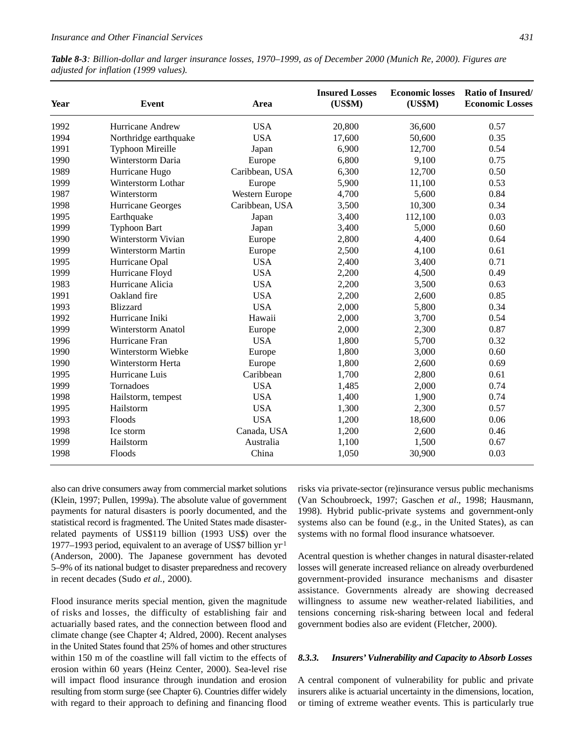***Table 8-3**: Billion-dollar and larger insurance losses, 1970–1999, as of December 2000 (Munich Re, 2000). Figures are adjusted for inflation (1999 values).*

| Year | Event | Area | Insured Losses (US$M) | Economic losses (US$M) | Ratio of Insured/ Economic Losses |
|---|---|---|---|---|---|
| 1992 | Hurricane Andrew | USA | 20,800 | 36,600 | 0.57 |
| 1994 | Northridge earthquake | USA | 17,600 | 50,600 | 0.35 |
| 1991 | Typhoon Mireille | Japan | 6,900 | 12,700 | 0.54 |
| 1990 | Winterstorm Daria | Europe | 6,800 | 9,100 | 0.75 |
| 1989 | Hurricane Hugo | Caribbean, USA | 6,300 | 12,700 | 0.50 |
| 1999 | Winterstorm Lothar | Europe | 5,900 | 11,100 | 0.53 |
| 1987 | Winterstorm | Western Europe | 4,700 | 5,600 | 0.84 |
| 1998 | Hurricane Georges | Caribbean, USA | 3,500 | 10,300 | 0.34 |
| 1995 | Earthquake | Japan | 3,400 | 112,100 | 0.03 |
| 1999 | Typhoon Bart | Japan | 3,400 | 5,000 | 0.60 |
| 1990 | Winterstorm Vivian | Europe | 2,800 | 4,400 | 0.64 |
| 1999 | Winterstorm Martin | Europe | 2,500 | 4,100 | 0.61 |
| 1995 | Hurricane Opal | USA | 2,400 | 3,400 | 0.71 |
| 1999 | Hurricane Floyd | USA | 2,200 | 4,500 | 0.49 |
| 1983 | Hurricane Alicia | USA | 2,200 | 3,500 | 0.63 |
| 1991 | Oakland fire | USA | 2,200 | 2,600 | 0.85 |
| 1993 | Blizzard | USA | 2,000 | 5,800 | 0.34 |
| 1992 | Hurricane Iniki | Hawaii | 2,000 | 3,700 | 0.54 |
| 1999 | Winterstorm Anatol | Europe | 2,000 | 2,300 | 0.87 |
| 1996 | Hurricane Fran | USA | 1,800 | 5,700 | 0.32 |
| 1990 | Winterstorm Wiebke | Europe | 1,800 | 3,000 | 0.60 |
| 1990 | Winterstorm Herta | Europe | 1,800 | 2,600 | 0.69 |
| 1995 | Hurricane Luis | Caribbean | 1,700 | 2,800 | 0.61 |
| 1999 | Tornadoes | USA | 1,485 | 2,000 | 0.74 |
| 1998 | Hailstorm, tempest | USA | 1,400 | 1,900 | 0.74 |
| 1995 | Hailstorm | USA | 1,300 | 2,300 | 0.57 |
| 1993 | Floods | USA | 1,200 | 18,600 | 0.06 |
| 1998 | Ice storm | Canada, USA | 1,200 | 2,600 | 0.46 |
| 1999 | Hailstorm | Australia | 1,100 | 1,500 | 0.67 |
| 1998 | Floods | China | 1,050 | 30,900 | 0.03 |

also can drive consumers away from commercial market solutions (Klein, 1997; Pullen, 1999a). The absolute value of government payments for natural disasters is poorly documented, and the statistical record is fragmented. The United States made disaster-related payments of US$119 billion (1993 US$) over the 1977–1993 period, equivalent to an average of US$7 billion yr$^{-1}$ (Anderson, 2000). The Japanese government has devoted 5–9% of its national budget to disaster preparedness and recovery in recent decades (Sudo *et al.*, 2000).

Flood insurance merits special mention, given the magnitude of risks and losses, the difficulty of establishing fair and actuarially based rates, and the connection between flood and climate change (see Chapter 4; Aldred, 2000). Recent analyses in the United States found that 25% of homes and other structures within 150 m of the coastline will fall victim to the effects of erosion within 60 years (Heinz Center, 2000). Sea-level rise will impact flood insurance through inundation and erosion resulting from storm surge (see Chapter 6). Countries differ widely with regard to their approach to defining and financing flood risks via private-sector (re)insurance versus public mechanisms (Van Schoubroeck, 1997; Gaschen *et al*., 1998; Hausmann, 1998). Hybrid public-private systems and government-only systems also can be found (e.g., in the United States), as can systems with no formal flood insurance whatsoever.

A central question is whether changes in natural disaster-related losses will generate increased reliance on already overburdened government-provided insurance mechanisms and disaster assistance. Governments already are showing decreased willingness to assume new weather-related liabilities, and tensions concerning risk-sharing between local and federal government bodies also are evident (Fletcher, 2000).

### *8.3.3. Insurers' Vulnerability and Capacity to Absorb Losses*

A central component of vulnerability for public and private insurers alike is actuarial uncertainty in the dimensions, location, or timing of extreme weather events. This is particularly true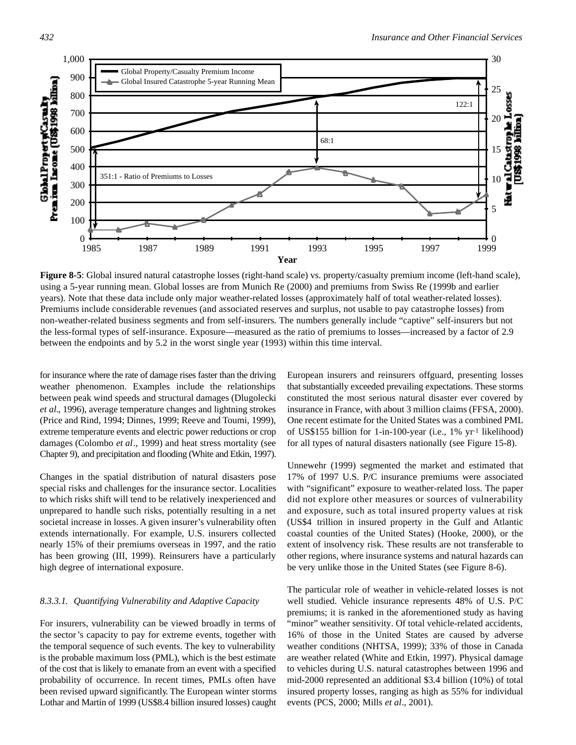**Figure 8-5**: Global insured natural catastrophe losses (right-hand scale) vs. property/casualty premium income (left-hand scale), using a 5-year running mean. Global losses are from Munich Re (2000) and premiums from Swiss Re (1999b and earlier years). Note that these data include only major weather-related losses (approximately half of total weather-related losses). Premiums include considerable revenues (and associated reserves and surplus, not usable to pay catastrophe losses) from non-weather-related business segments and from self-insurers. The numbers generally include "captive" self-insurers but not the less-formal types of self-insurance. Exposure—measured as the ratio of premiums to losses—increased by a factor of 2.9 between the endpoints and by 5.2 in the worst single year (1993) within this time interval.

for insurance where the rate of damage rises faster than the driving weather phenomenon. Examples include the relationships between peak wind speeds and structural damages (Dlugolecki *et al*., 1996), average temperature changes and lightning strokes (Price and Rind, 1994; Dinnes, 1999; Reeve and Toumi, 1999), extreme temperature events and electric power reductions or crop damages (Colombo *et al*., 1999) and heat stress mortality (see Chapter 9), and precipitation and flooding (White and Etkin, 1997).

Changes in the spatial distribution of natural disasters pose special risks and challenges for the insurance sector. Localities to which risks shift will tend to be relatively inexperienced and unprepared to handle such risks, potentially resulting in a net societal increase in losses. A given insurer's vulnerability often extends internationally. For example, U.S. insurers collected nearly 15% of their premiums overseas in 1997, and the ratio has been growing (III, 1999). Reinsurers have a particularly high degree of international exposure.

#### *8.3.3.1. Quantifying Vulnerability and Adaptive Capacity*

For insurers, vulnerability can be viewed broadly in terms of the sector's capacity to pay for extreme events, together with the temporal sequence of such events. The key to vulnerability is the probable maximum loss (PML), which is the best estimate of the cost that is likely to emanate from an event with a specified probability of occurrence. In recent times, PMLs often have been revised upward significantly. The European winter storms Lothar and Martin of 1999 (US$8.4 billion insured losses) caught European insurers and reinsurers offguard, presenting losses that substantially exceeded prevailing expectations. These storms constituted the most serious natural disaster ever covered by insurance in France, with about 3 million claims (FFSA, 2000). One recent estimate for the United States was a combined PML of US$155 billion for 1-in-100-year (i.e., 1% $yr^{-1}$ likelihood) for all types of natural disasters nationally (see Figure 15-8).

Unnewehr (1999) segmented the market and estimated that 17% of 1997 U.S. P/C insurance premiums were associated with "significant" exposure to weather-related loss. The paper did not explore other measures or sources of vulnerability and exposure, such as total insured property values at risk (US$4 trillion in insured property in the Gulf and Atlantic coastal counties of the United States) (Hooke, 2000), or the extent of insolvency risk. These results are not transferable to other regions, where insurance systems and natural hazards can be very unlike those in the United States (see Figure 8-6).

The particular role of weather in vehicle-related losses is not well studied. Vehicle insurance represents 48% of U.S. P/C premiums; it is ranked in the aforementioned study as having "minor" weather sensitivity. Of total vehicle-related accidents, 16% of those in the United States are caused by adverse weather conditions (NHTSA, 1999); 33% of those in Canada are weather related (White and Etkin, 1997). Physical damage to vehicles during U.S. natural catastrophes between 1996 and mid-2000 represented an additional $3.4 billion (10%) of total insured property losses, ranging as high as 55% for individual events (PCS, 2000; Mills *et al*., 2001).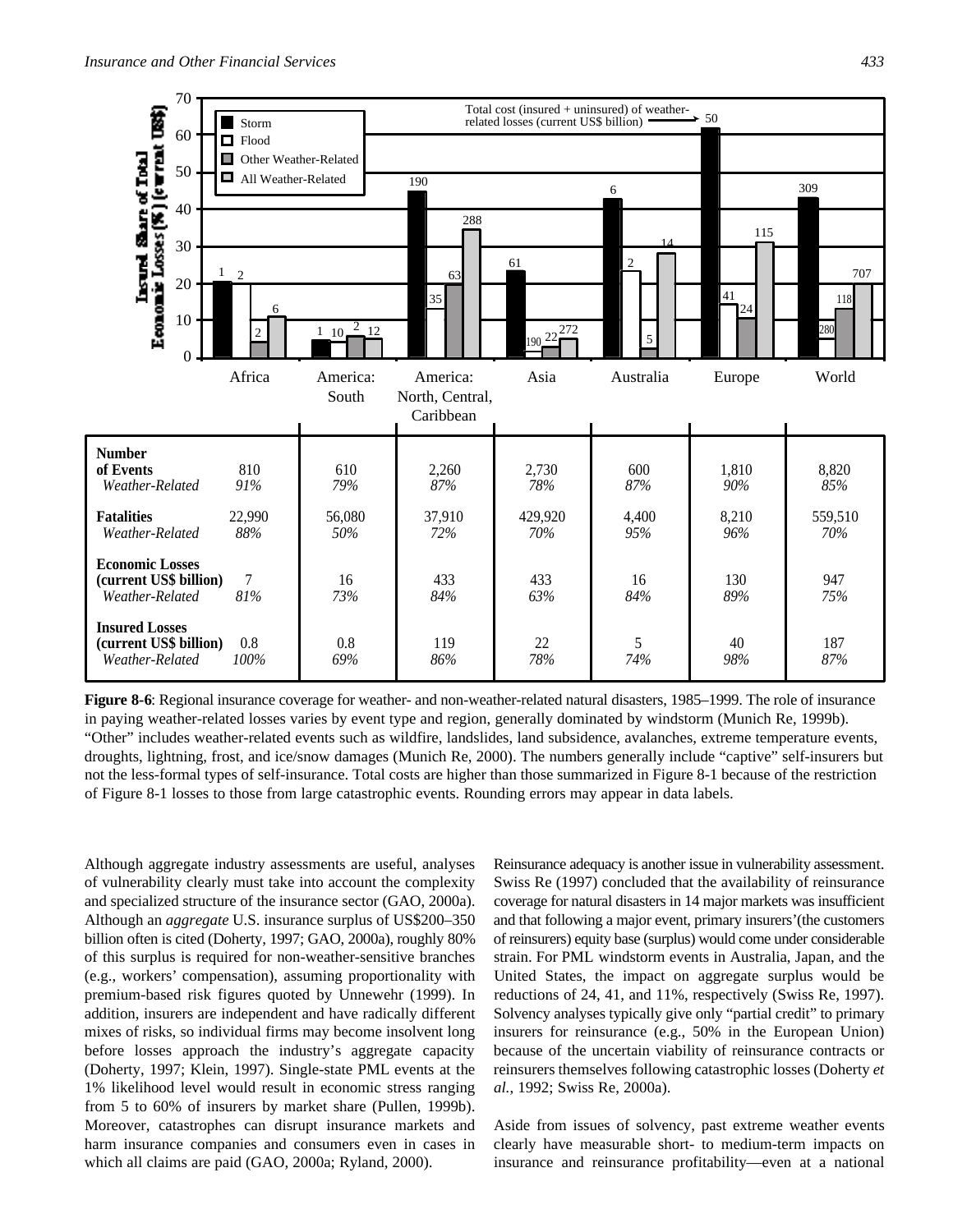| | Africa | America: South | America: North, Central, Caribbean | Asia | Australia | Europe | World |
|---|---|---|---|---|---|---|---|
| **Number of Events** | 810 | 610 | 2,260 | 2,730 | 600 | 1,810 | 8,820 |
| *Weather-Related* | *91%* | *79%* | *87%* | *78%* | *87%* | *90%* | *85%* |
| **Fatalities** | 22,990 | 56,080 | 37,910 | 429,920 | 4,400 | 8,210 | 559,510 |
| *Weather-Related* | *88%* | *50%* | *72%* | *70%* | *95%* | *96%* | *70%* |
| **Economic Losses (current US$ billion)** | 7 | 16 | 433 | 433 | 16 | 130 | 947 |
| *Weather-Related* | *81%* | *73%* | *84%* | *63%* | *84%* | *89%* | *75%* |
| **Insured Losses (current US$ billion)** | 0.8 | 0.8 | 119 | 22 | 5 | 40 | 187 |
| *Weather-Related* | *100%* | *69%* | *86%* | *78%* | *74%* | *98%* | *87%* |

**Figure 8-6**: Regional insurance coverage for weather- and non-weather-related natural disasters, 1985–1999. The role of insurance in paying weather-related losses varies by event type and region, generally dominated by windstorm (Munich Re, 1999b). "Other" includes weather-related events such as wildfire, landslides, land subsidence, avalanches, extreme temperature events, droughts, lightning, frost, and ice/snow damages (Munich Re, 2000). The numbers generally include "captive" self-insurers but not the less-formal types of self-insurance. Total costs are higher than those summarized in Figure 8-1 because of the restriction of Figure 8-1 losses to those from large catastrophic events. Rounding errors may appear in data labels.

Although aggregate industry assessments are useful, analyses of vulnerability clearly must take into account the complexity and specialized structure of the insurance sector (GAO, 2000a). Although an *aggregate* U.S. insurance surplus of US$200–350 billion often is cited (Doherty, 1997; GAO, 2000a), roughly 80% of this surplus is required for non-weather-sensitive branches (e.g., workers' compensation), assuming proportionality with premium-based risk figures quoted by Unnewehr (1999). In addition, insurers are independent and have radically different mixes of risks, so individual firms may become insolvent long before losses approach the industry's aggregate capacity (Doherty, 1997; Klein, 1997). Single-state PML events at the 1% likelihood level would result in economic stress ranging from 5 to 60% of insurers by market share (Pullen, 1999b). Moreover, catastrophes can disrupt insurance markets and harm insurance companies and consumers even in cases in which all claims are paid (GAO, 2000a; Ryland, 2000).

Reinsurance adequacy is another issue in vulnerability assessment. Swiss Re (1997) concluded that the availability of reinsurance coverage for natural disasters in 14 major markets was insufficient and that following a major event, primary insurers'(the customers of reinsurers) equity base (surplus) would come under considerable strain. For PML windstorm events in Australia, Japan, and the United States, the impact on aggregate surplus would be reductions of 24, 41, and 11%, respectively (Swiss Re, 1997). Solvency analyses typically give only "partial credit" to primary insurers for reinsurance (e.g., 50% in the European Union) because of the uncertain viability of reinsurance contracts or reinsurers themselves following catastrophic losses (Doherty *et al.*, 1992; Swiss Re, 2000a).

Aside from issues of solvency, past extreme weather events clearly have measurable short- to medium-term impacts on insurance and reinsurance profitability—even at a national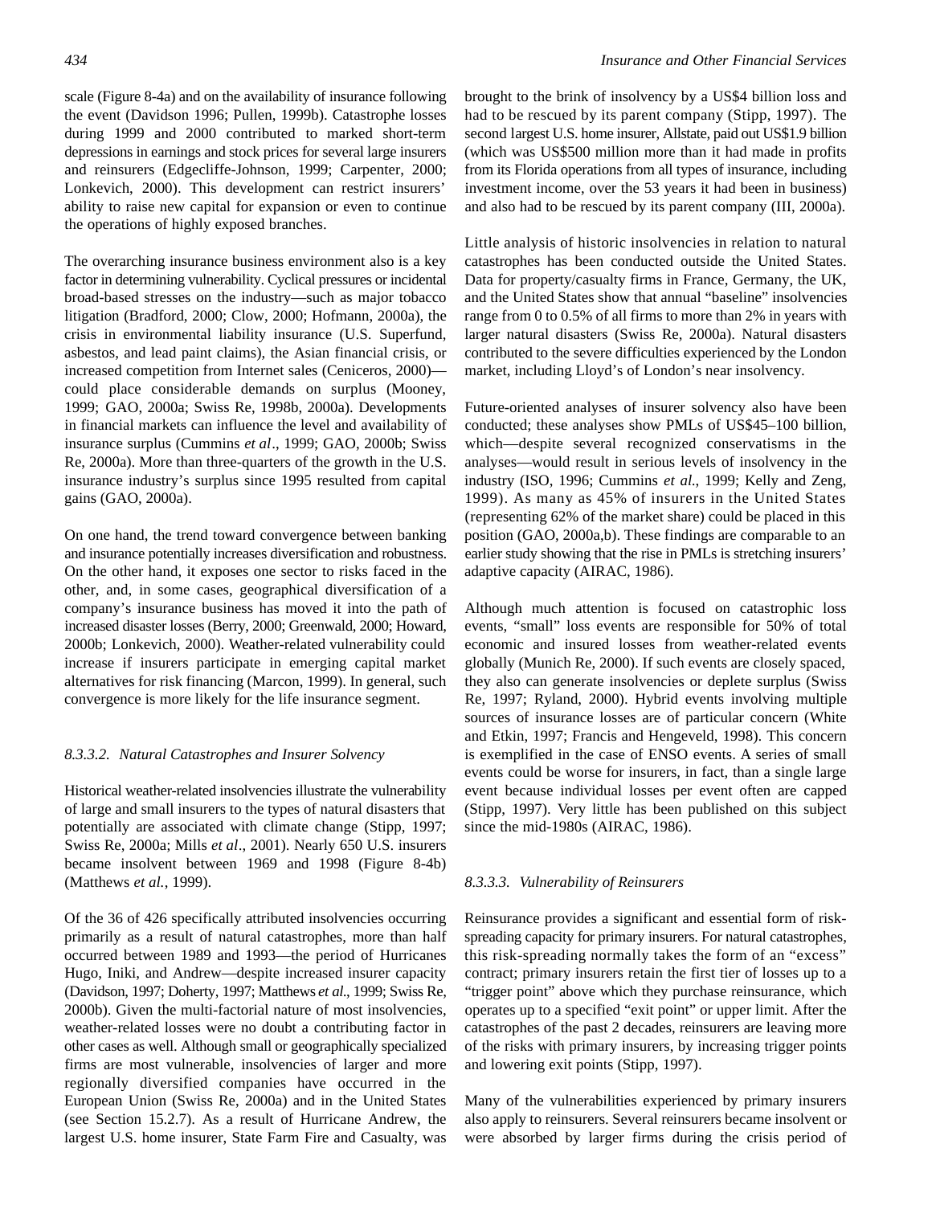scale (Figure 8-4a) and on the availability of insurance following the event (Davidson 1996; Pullen, 1999b). Catastrophe losses during 1999 and 2000 contributed to marked short-term depressions in earnings and stock prices for several large insurers and reinsurers (Edgecliffe-Johnson, 1999; Carpenter, 2000; Lonkevich, 2000). This development can restrict insurers' ability to raise new capital for expansion or even to continue the operations of highly exposed branches.

The overarching insurance business environment also is a key factor in determining vulnerability. Cyclical pressures or incidental broad-based stresses on the industry—such as major tobacco litigation (Bradford, 2000; Clow, 2000; Hofmann, 2000a), the crisis in environmental liability insurance (U.S. Superfund, asbestos, and lead paint claims), the Asian financial crisis, or increased competition from Internet sales (Ceniceros, 2000)—could place considerable demands on surplus (Mooney, 1999; GAO, 2000a; Swiss Re, 1998b, 2000a). Developments in financial markets can influence the level and availability of insurance surplus (Cummins *et al*., 1999; GAO, 2000b; Swiss Re, 2000a). More than three-quarters of the growth in the U.S. insurance industry's surplus since 1995 resulted from capital gains (GAO, 2000a).

On one hand, the trend toward convergence between banking and insurance potentially increases diversification and robustness. On the other hand, it exposes one sector to risks faced in the other, and, in some cases, geographical diversification of a company's insurance business has moved it into the path of increased disaster losses (Berry, 2000; Greenwald, 2000; Howard, 2000b; Lonkevich, 2000). Weather-related vulnerability could increase if insurers participate in emerging capital market alternatives for risk financing (Marcon, 1999). In general, such convergence is more likely for the life insurance segment.

### *8.3.3.2. Natural Catastrophes and Insurer Solvency*

Historical weather-related insolvencies illustrate the vulnerability of large and small insurers to the types of natural disasters that potentially are associated with climate change (Stipp, 1997; Swiss Re, 2000a; Mills *et al*., 2001). Nearly 650 U.S. insurers became insolvent between 1969 and 1998 (Figure 8-4b) (Matthews *et al.*, 1999).

Of the 36 of 426 specifically attributed insolvencies occurring primarily as a result of natural catastrophes, more than half occurred between 1989 and 1993—the period of Hurricanes Hugo, Iniki, and Andrew—despite increased insurer capacity (Davidson, 1997; Doherty, 1997; Matthews *et al*., 1999; Swiss Re, 2000b). Given the multi-factorial nature of most insolvencies, weather-related losses were no doubt a contributing factor in other cases as well. Although small or geographically specialized firms are most vulnerable, insolvencies of larger and more regionally diversified companies have occurred in the European Union (Swiss Re, 2000a) and in the United States (see Section 15.2.7). As a result of Hurricane Andrew, the largest U.S. home insurer, State Farm Fire and Casualty, was brought to the brink of insolvency by a US$4 billion loss and had to be rescued by its parent company (Stipp, 1997). The second largest U.S. home insurer, Allstate, paid out US$1.9 billion (which was US$500 million more than it had made in profits from its Florida operations from all types of insurance, including investment income, over the 53 years it had been in business) and also had to be rescued by its parent company (III, 2000a).

Little analysis of historic insolvencies in relation to natural catastrophes has been conducted outside the United States. Data for property/casualty firms in France, Germany, the UK, and the United States show that annual "baseline" insolvencies range from 0 to 0.5% of all firms to more than 2% in years with larger natural disasters (Swiss Re, 2000a). Natural disasters contributed to the severe difficulties experienced by the London market, including Lloyd's of London's near insolvency.

Future-oriented analyses of insurer solvency also have been conducted; these analyses show PMLs of US$45–100 billion, which—despite several recognized conservatisms in the analyses—would result in serious levels of insolvency in the industry (ISO, 1996; Cummins *et al.*, 1999; Kelly and Zeng, 1999). As many as 45% of insurers in the United States (representing 62% of the market share) could be placed in this position (GAO, 2000a,b). These findings are comparable to an earlier study showing that the rise in PMLs is stretching insurers' adaptive capacity (AIRAC, 1986).

Although much attention is focused on catastrophic loss events, "small" loss events are responsible for 50% of total economic and insured losses from weather-related events globally (Munich Re, 2000). If such events are closely spaced, they also can generate insolvencies or deplete surplus (Swiss Re, 1997; Ryland, 2000). Hybrid events involving multiple sources of insurance losses are of particular concern (White and Etkin, 1997; Francis and Hengeveld, 1998). This concern is exemplified in the case of ENSO events. A series of small events could be worse for insurers, in fact, than a single large event because individual losses per event often are capped (Stipp, 1997). Very little has been published on this subject since the mid-1980s (AIRAC, 1986).

### *8.3.3.3. Vulnerability of Reinsurers*

Reinsurance provides a significant and essential form of risk-spreading capacity for primary insurers. For natural catastrophes, this risk-spreading normally takes the form of an "excess" contract; primary insurers retain the first tier of losses up to a "trigger point" above which they purchase reinsurance, which operates up to a specified "exit point" or upper limit. After the catastrophes of the past 2 decades, reinsurers are leaving more of the risks with primary insurers, by increasing trigger points and lowering exit points (Stipp, 1997).

Many of the vulnerabilities experienced by primary insurers also apply to reinsurers. Several reinsurers became insolvent or were absorbed by larger firms during the crisis period of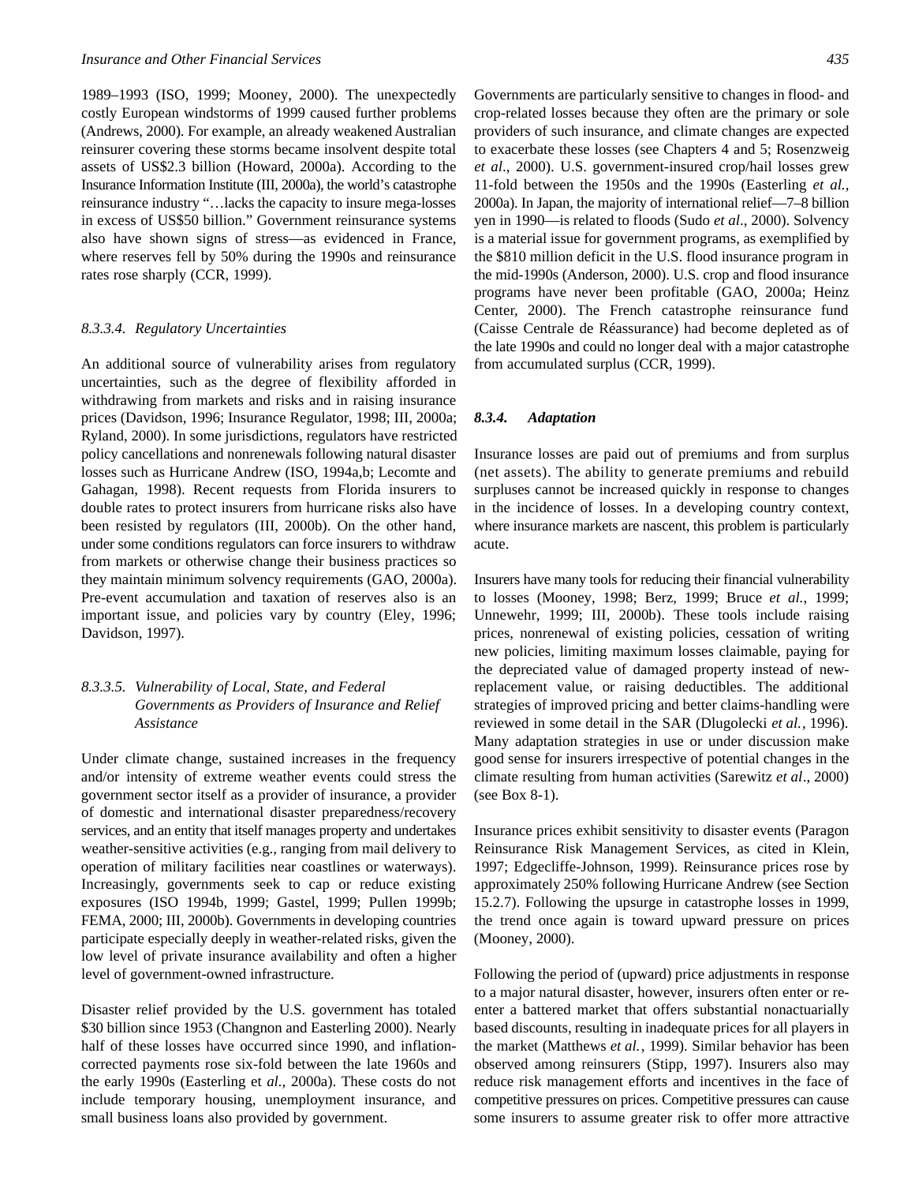1989–1993 (ISO, 1999; Mooney, 2000). The unexpectedly costly European windstorms of 1999 caused further problems (Andrews, 2000). For example, an already weakened Australian reinsurer covering these storms became insolvent despite total assets of US$2.3 billion (Howard, 2000a). According to the Insurance Information Institute (III, 2000a), the world's catastrophe reinsurance industry "…lacks the capacity to insure mega-losses in excess of US$50 billion." Government reinsurance systems also have shown signs of stress—as evidenced in France, where reserves fell by 50% during the 1990s and reinsurance rates rose sharply (CCR, 1999).

#### *8.3.3.4. Regulatory Uncertainties*

An additional source of vulnerability arises from regulatory uncertainties, such as the degree of flexibility afforded in withdrawing from markets and risks and in raising insurance prices (Davidson, 1996; Insurance Regulator, 1998; III, 2000a; Ryland, 2000). In some jurisdictions, regulators have restricted policy cancellations and nonrenewals following natural disaster losses such as Hurricane Andrew (ISO, 1994a,b; Lecomte and Gahagan, 1998). Recent requests from Florida insurers to double rates to protect insurers from hurricane risks also have been resisted by regulators (III, 2000b). On the other hand, under some conditions regulators can force insurers to withdraw from markets or otherwise change their business practices so they maintain minimum solvency requirements (GAO, 2000a). Pre-event accumulation and taxation of reserves also is an important issue, and policies vary by country (Eley, 1996; Davidson, 1997).

#### *8.3.3.5. Vulnerability of Local, State, and Federal Governments as Providers of Insurance and Relief Assistance*

Under climate change, sustained increases in the frequency and/or intensity of extreme weather events could stress the government sector itself as a provider of insurance, a provider of domestic and international disaster preparedness/recovery services, and an entity that itself manages property and undertakes weather-sensitive activities (e.g., ranging from mail delivery to operation of military facilities near coastlines or waterways). Increasingly, governments seek to cap or reduce existing exposures (ISO 1994b, 1999; Gastel, 1999; Pullen 1999b; FEMA, 2000; III, 2000b). Governments in developing countries participate especially deeply in weather-related risks, given the low level of private insurance availability and often a higher level of government-owned infrastructure.

Disaster relief provided by the U.S. government has totaled $30 billion since 1953 (Changnon and Easterling 2000). Nearly half of these losses have occurred since 1990, and inflation-corrected payments rose six-fold between the late 1960s and the early 1990s (Easterling et *al.,* 2000a). These costs do not include temporary housing, unemployment insurance, and small business loans also provided by government.

Governments are particularly sensitive to changes in flood- and crop-related losses because they often are the primary or sole providers of such insurance, and climate changes are expected to exacerbate these losses (see Chapters 4 and 5; Rosenzweig *et al*., 2000). U.S. government-insured crop/hail losses grew 11-fold between the 1950s and the 1990s (Easterling *et al.,* 2000a). In Japan, the majority of international relief—7–8 billion yen in 1990—is related to floods (Sudo *et al*., 2000). Solvency is a material issue for government programs, as exemplified by the $810 million deficit in the U.S. flood insurance program in the mid-1990s (Anderson, 2000). U.S. crop and flood insurance programs have never been profitable (GAO, 2000a; Heinz Center, 2000). The French catastrophe reinsurance fund (Caisse Centrale de Réassurance) had become depleted as of the late 1990s and could no longer deal with a major catastrophe from accumulated surplus (CCR, 1999).

### ***8.3.4. Adaptation***

Insurance losses are paid out of premiums and from surplus (net assets). The ability to generate premiums and rebuild surpluses cannot be increased quickly in response to changes in the incidence of losses. In a developing country context, where insurance markets are nascent, this problem is particularly acute.

Insurers have many tools for reducing their financial vulnerability to losses (Mooney, 1998; Berz, 1999; Bruce *et al.,* 1999; Unnewehr, 1999; III, 2000b). These tools include raising prices, nonrenewal of existing policies, cessation of writing new policies, limiting maximum losses claimable, paying for the depreciated value of damaged property instead of new-replacement value, or raising deductibles. The additional strategies of improved pricing and better claims-handling were reviewed in some detail in the SAR (Dlugolecki *et al.*, 1996). Many adaptation strategies in use or under discussion make good sense for insurers irrespective of potential changes in the climate resulting from human activities (Sarewitz *et al*., 2000) (see Box 8-1).

Insurance prices exhibit sensitivity to disaster events (Paragon Reinsurance Risk Management Services, as cited in Klein, 1997; Edgecliffe-Johnson, 1999). Reinsurance prices rose by approximately 250% following Hurricane Andrew (see Section 15.2.7). Following the upsurge in catastrophe losses in 1999, the trend once again is toward upward pressure on prices (Mooney, 2000).

Following the period of (upward) price adjustments in response to a major natural disaster, however, insurers often enter or re-enter a battered market that offers substantial nonactuarially based discounts, resulting in inadequate prices for all players in the market (Matthews *et al.*, 1999). Similar behavior has been observed among reinsurers (Stipp, 1997). Insurers also may reduce risk management efforts and incentives in the face of competitive pressures on prices. Competitive pressures can cause some insurers to assume greater risk to offer more attractive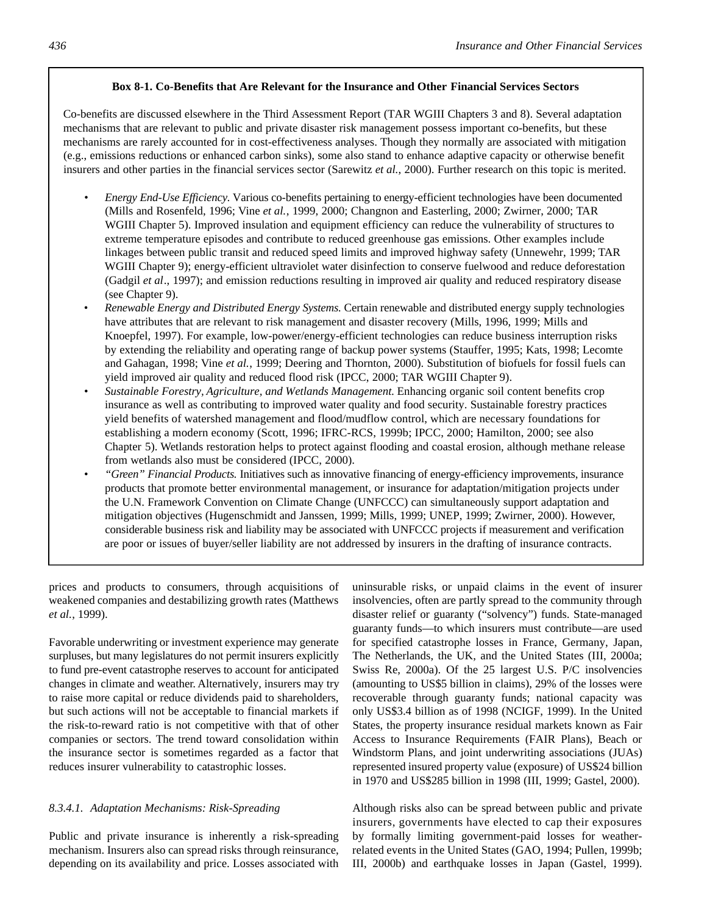**Box 8-1. Co-Benefits that Are Relevant for the Insurance and Other Financial Services Sectors**

Co-benefits are discussed elsewhere in the Third Assessment Report (TAR WGIII Chapters 3 and 8). Several adaptation mechanisms that are relevant to public and private disaster risk management possess important co-benefits, but these mechanisms are rarely accounted for in cost-effectiveness analyses. Though they normally are associated with mitigation (e.g., emissions reductions or enhanced carbon sinks), some also stand to enhance adaptive capacity or otherwise benefit insurers and other parties in the financial services sector (Sarewitz *et al.*, 2000). Further research on this topic is merited.

- *Energy End-Use Efficiency.* Various co-benefits pertaining to energy-efficient technologies have been documented (Mills and Rosenfeld, 1996; Vine *et al.*, 1999, 2000; Changnon and Easterling, 2000; Zwirner, 2000; TAR WGIII Chapter 5). Improved insulation and equipment efficiency can reduce the vulnerability of structures to extreme temperature episodes and contribute to reduced greenhouse gas emissions. Other examples include linkages between public transit and reduced speed limits and improved highway safety (Unnewehr, 1999; TAR WGIII Chapter 9); energy-efficient ultraviolet water disinfection to conserve fuelwood and reduce deforestation (Gadgil *et al*., 1997); and emission reductions resulting in improved air quality and reduced respiratory disease (see Chapter 9).
- *Renewable Energy and Distributed Energy Systems.* Certain renewable and distributed energy supply technologies have attributes that are relevant to risk management and disaster recovery (Mills, 1996, 1999; Mills and Knoepfel, 1997). For example, low-power/energy-efficient technologies can reduce business interruption risks by extending the reliability and operating range of backup power systems (Stauffer, 1995; Kats, 1998; Lecomte and Gahagan, 1998; Vine *et al.*, 1999; Deering and Thornton, 2000). Substitution of biofuels for fossil fuels can yield improved air quality and reduced flood risk (IPCC, 2000; TAR WGIII Chapter 9).
- *Sustainable Forestry, Agriculture, and Wetlands Management.* Enhancing organic soil content benefits crop insurance as well as contributing to improved water quality and food security. Sustainable forestry practices yield benefits of watershed management and flood/mudflow control, which are necessary foundations for establishing a modern economy (Scott, 1996; IFRC-RCS, 1999b; IPCC, 2000; Hamilton, 2000; see also Chapter 5). Wetlands restoration helps to protect against flooding and coastal erosion, although methane release from wetlands also must be considered (IPCC, 2000).
- *"Green" Financial Products.* Initiatives such as innovative financing of energy-efficiency improvements, insurance products that promote better environmental management, or insurance for adaptation/mitigation projects under the U.N. Framework Convention on Climate Change (UNFCCC) can simultaneously support adaptation and mitigation objectives (Hugenschmidt and Janssen, 1999; Mills, 1999; UNEP, 1999; Zwirner, 2000). However, considerable business risk and liability may be associated with UNFCCC projects if measurement and verification are poor or issues of buyer/seller liability are not addressed by insurers in the drafting of insurance contracts.

prices and products to consumers, through acquisitions of weakened companies and destabilizing growth rates (Matthews *et al.*, 1999).

Favorable underwriting or investment experience may generate surpluses, but many legislatures do not permit insurers explicitly to fund pre-event catastrophe reserves to account for anticipated changes in climate and weather. Alternatively, insurers may try to raise more capital or reduce dividends paid to shareholders, but such actions will not be acceptable to financial markets if the risk-to-reward ratio is not competitive with that of other companies or sectors. The trend toward consolidation within the insurance sector is sometimes regarded as a factor that reduces insurer vulnerability to catastrophic losses.

#### *8.3.4.1. Adaptation Mechanisms: Risk-Spreading*

Public and private insurance is inherently a risk-spreading mechanism. Insurers also can spread risks through reinsurance, depending on its availability and price. Losses associated with uninsurable risks, or unpaid claims in the event of insurer insolvencies, often are partly spread to the community through disaster relief or guaranty ("solvency") funds. State-managed guaranty funds—to which insurers must contribute—are used for specified catastrophe losses in France, Germany, Japan, The Netherlands, the UK, and the United States (III, 2000a; Swiss Re, 2000a). Of the 25 largest U.S. P/C insolvencies (amounting to US$5 billion in claims), 29% of the losses were recoverable through guaranty funds; national capacity was only US$3.4 billion as of 1998 (NCIGF, 1999). In the United States, the property insurance residual markets known as Fair Access to Insurance Requirements (FAIR Plans), Beach or Windstorm Plans, and joint underwriting associations (JUAs) represented insured property value (exposure) of US$24 billion in 1970 and US$285 billion in 1998 (III, 1999; Gastel, 2000).

Although risks also can be spread between public and private insurers, governments have elected to cap their exposures by formally limiting government-paid losses for weather-related events in the United States (GAO, 1994; Pullen, 1999b; III, 2000b) and earthquake losses in Japan (Gastel, 1999).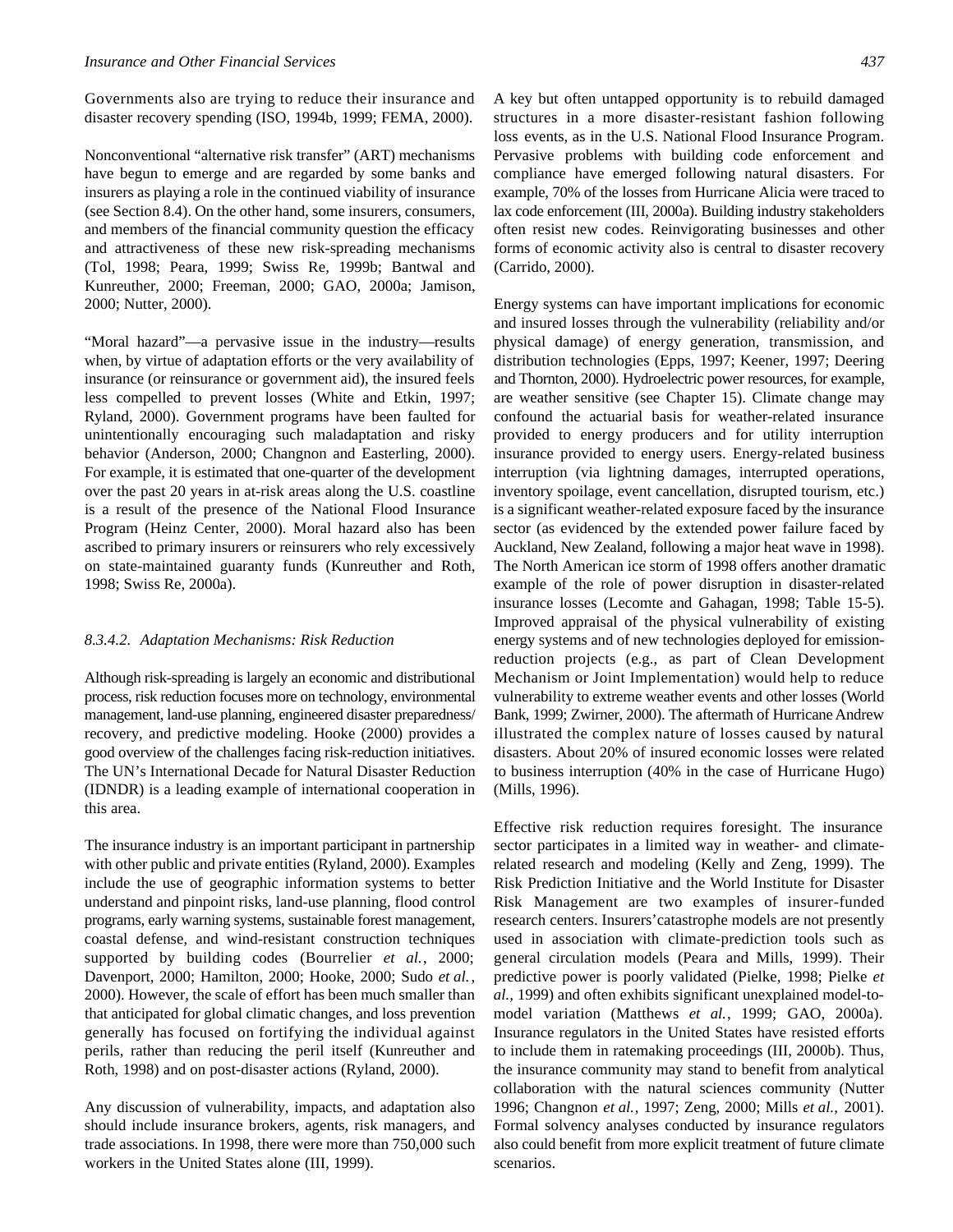Governments also are trying to reduce their insurance and disaster recovery spending (ISO, 1994b, 1999; FEMA, 2000).

Nonconventional "alternative risk transfer" (ART) mechanisms have begun to emerge and are regarded by some banks and insurers as playing a role in the continued viability of insurance (see Section 8.4). On the other hand, some insurers, consumers, and members of the financial community question the efficacy and attractiveness of these new risk-spreading mechanisms (Tol, 1998; Peara, 1999; Swiss Re, 1999b; Bantwal and Kunreuther, 2000; Freeman, 2000; GAO, 2000a; Jamison, 2000; Nutter, 2000).

"Moral hazard"—a pervasive issue in the industry—results when, by virtue of adaptation efforts or the very availability of insurance (or reinsurance or government aid), the insured feels less compelled to prevent losses (White and Etkin, 1997; Ryland, 2000). Government programs have been faulted for unintentionally encouraging such maladaptation and risky behavior (Anderson, 2000; Changnon and Easterling, 2000). For example, it is estimated that one-quarter of the development over the past 20 years in at-risk areas along the U.S. coastline is a result of the presence of the National Flood Insurance Program (Heinz Center, 2000). Moral hazard also has been ascribed to primary insurers or reinsurers who rely excessively on state-maintained guaranty funds (Kunreuther and Roth, 1998; Swiss Re, 2000a).

#### *8.3.4.2. Adaptation Mechanisms: Risk Reduction*

Although risk-spreading is largely an economic and distributional process, risk reduction focuses more on technology, environmental management, land-use planning, engineered disaster preparedness/recovery, and predictive modeling. Hooke (2000) provides a good overview of the challenges facing risk-reduction initiatives. The UN's International Decade for Natural Disaster Reduction (IDNDR) is a leading example of international cooperation in this area.

The insurance industry is an important participant in partnership with other public and private entities (Ryland, 2000). Examples include the use of geographic information systems to better understand and pinpoint risks, land-use planning, flood control programs, early warning systems, sustainable forest management, coastal defense, and wind-resistant construction techniques supported by building codes (Bourrelier *et al.*, 2000; Davenport, 2000; Hamilton, 2000; Hooke, 2000; Sudo *et al.*, 2000). However, the scale of effort has been much smaller than that anticipated for global climatic changes, and loss prevention generally has focused on fortifying the individual against perils, rather than reducing the peril itself (Kunreuther and Roth, 1998) and on post-disaster actions (Ryland, 2000).

Any discussion of vulnerability, impacts, and adaptation also should include insurance brokers, agents, risk managers, and trade associations. In 1998, there were more than 750,000 such workers in the United States alone (III, 1999).

A key but often untapped opportunity is to rebuild damaged structures in a more disaster-resistant fashion following loss events, as in the U.S. National Flood Insurance Program. Pervasive problems with building code enforcement and compliance have emerged following natural disasters. For example, 70% of the losses from Hurricane Alicia were traced to lax code enforcement (III, 2000a). Building industry stakeholders often resist new codes. Reinvigorating businesses and other forms of economic activity also is central to disaster recovery (Carrido, 2000).

Energy systems can have important implications for economic and insured losses through the vulnerability (reliability and/or physical damage) of energy generation, transmission, and distribution technologies (Epps, 1997; Keener, 1997; Deering and Thornton, 2000). Hydroelectric power resources, for example, are weather sensitive (see Chapter 15). Climate change may confound the actuarial basis for weather-related insurance provided to energy producers and for utility interruption insurance provided to energy users. Energy-related business interruption (via lightning damages, interrupted operations, inventory spoilage, event cancellation, disrupted tourism, etc.) is a significant weather-related exposure faced by the insurance sector (as evidenced by the extended power failure faced by Auckland, New Zealand, following a major heat wave in 1998). The North American ice storm of 1998 offers another dramatic example of the role of power disruption in disaster-related insurance losses (Lecomte and Gahagan, 1998; Table 15-5). Improved appraisal of the physical vulnerability of existing energy systems and of new technologies deployed for emission-reduction projects (e.g., as part of Clean Development Mechanism or Joint Implementation) would help to reduce vulnerability to extreme weather events and other losses (World Bank, 1999; Zwirner, 2000). The aftermath of Hurricane Andrew illustrated the complex nature of losses caused by natural disasters. About 20% of insured economic losses were related to business interruption (40% in the case of Hurricane Hugo) (Mills, 1996).

Effective risk reduction requires foresight. The insurance sector participates in a limited way in weather- and climate-related research and modeling (Kelly and Zeng, 1999). The Risk Prediction Initiative and the World Institute for Disaster Risk Management are two examples of insurer-funded research centers. Insurers' catastrophe models are not presently used in association with climate-prediction tools such as general circulation models (Peara and Mills, 1999). Their predictive power is poorly validated (Pielke, 1998; Pielke *et al.*, 1999) and often exhibits significant unexplained model-to-model variation (Matthews *et al.*, 1999; GAO, 2000a). Insurance regulators in the United States have resisted efforts to include them in ratemaking proceedings (III, 2000b). Thus, the insurance community may stand to benefit from analytical collaboration with the natural sciences community (Nutter 1996; Changnon *et al.*, 1997; Zeng, 2000; Mills *et al.*, 2001). Formal solvency analyses conducted by insurance regulators also could benefit from more explicit treatment of future climate scenarios.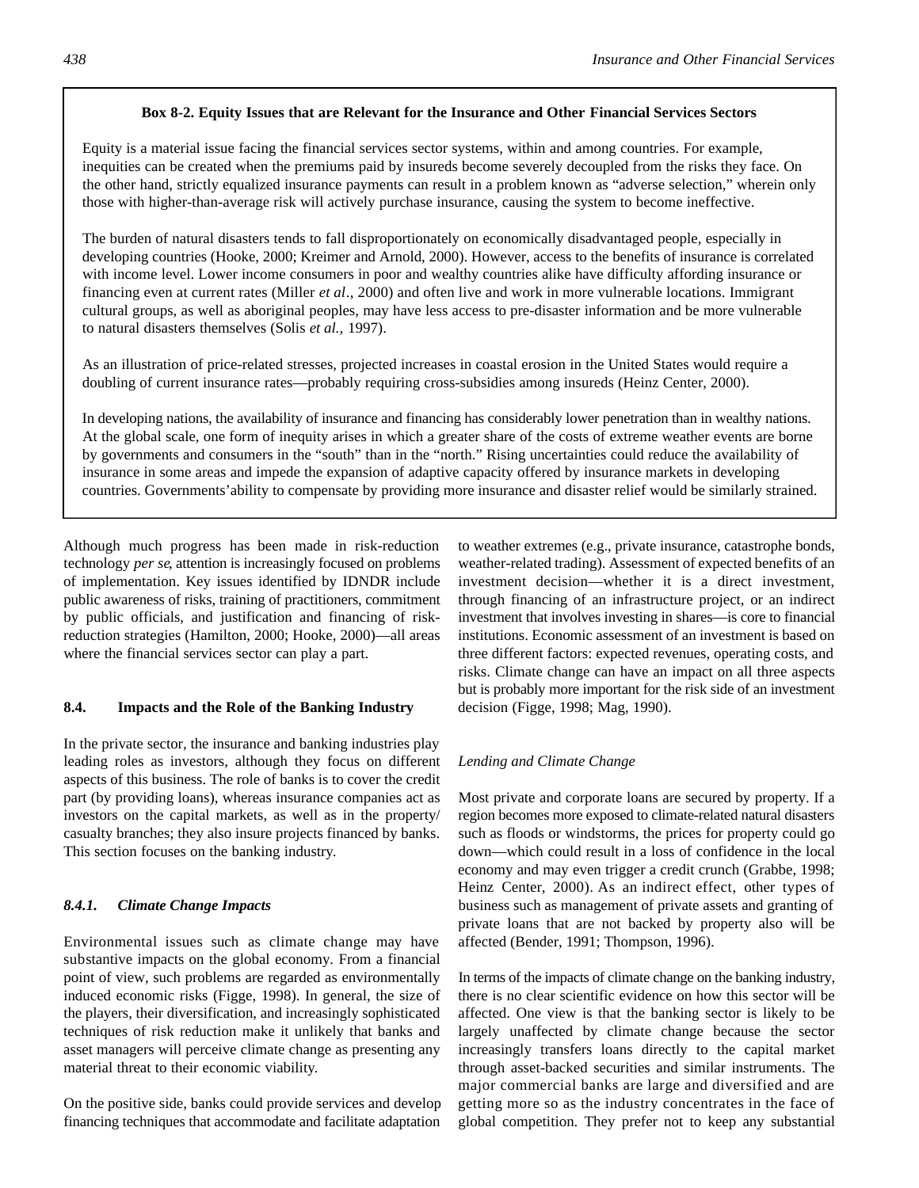**Box 8-2. Equity Issues that are Relevant for the Insurance and Other Financial Services Sectors**

Equity is a material issue facing the financial services sector systems, within and among countries. For example, inequities can be created when the premiums paid by insureds become severely decoupled from the risks they face. On the other hand, strictly equalized insurance payments can result in a problem known as "adverse selection," wherein only those with higher-than-average risk will actively purchase insurance, causing the system to become ineffective.

The burden of natural disasters tends to fall disproportionately on economically disadvantaged people, especially in developing countries (Hooke, 2000; Kreimer and Arnold, 2000). However, access to the benefits of insurance is correlated with income level. Lower income consumers in poor and wealthy countries alike have difficulty affording insurance or financing even at current rates (Miller *et al*., 2000) and often live and work in more vulnerable locations. Immigrant cultural groups, as well as aboriginal peoples, may have less access to pre-disaster information and be more vulnerable to natural disasters themselves (Solis *et al.*, 1997).

As an illustration of price-related stresses, projected increases in coastal erosion in the United States would require a doubling of current insurance rates—probably requiring cross-subsidies among insureds (Heinz Center, 2000).

In developing nations, the availability of insurance and financing has considerably lower penetration than in wealthy nations. At the global scale, one form of inequity arises in which a greater share of the costs of extreme weather events are borne by governments and consumers in the "south" than in the "north." Rising uncertainties could reduce the availability of insurance in some areas and impede the expansion of adaptive capacity offered by insurance markets in developing countries. Governments'ability to compensate by providing more insurance and disaster relief would be similarly strained.

Although much progress has been made in risk-reduction technology *per se*, attention is increasingly focused on problems of implementation. Key issues identified by IDNDR include public awareness of risks, training of practitioners, commitment by public officials, and justification and financing of risk-reduction strategies (Hamilton, 2000; Hooke, 2000)—all areas where the financial services sector can play a part.

## 8.4. Impacts and the Role of the Banking Industry

In the private sector, the insurance and banking industries play leading roles as investors, although they focus on different aspects of this business. The role of banks is to cover the credit part (by providing loans), whereas insurance companies act as investors on the capital markets, as well as in the property/casualty branches; they also insure projects financed by banks. This section focuses on the banking industry.

### *8.4.1. Climate Change Impacts*

Environmental issues such as climate change may have substantive impacts on the global economy. From a financial point of view, such problems are regarded as environmentally induced economic risks (Figge, 1998). In general, the size of the players, their diversification, and increasingly sophisticated techniques of risk reduction make it unlikely that banks and asset managers will perceive climate change as presenting any material threat to their economic viability.

On the positive side, banks could provide services and develop financing techniques that accommodate and facilitate adaptation to weather extremes (e.g., private insurance, catastrophe bonds, weather-related trading). Assessment of expected benefits of an investment decision—whether it is a direct investment, through financing of an infrastructure project, or an indirect investment that involves investing in shares—is core to financial institutions. Economic assessment of an investment is based on three different factors: expected revenues, operating costs, and risks. Climate change can have an impact on all three aspects but is probably more important for the risk side of an investment decision (Figge, 1998; Mag, 1990).

*Lending and Climate Change*

Most private and corporate loans are secured by property. If a region becomes more exposed to climate-related natural disasters such as floods or windstorms, the prices for property could go down—which could result in a loss of confidence in the local economy and may even trigger a credit crunch (Grabbe, 1998; Heinz Center, 2000). As an indirect effect, other types of business such as management of private assets and granting of private loans that are not backed by property also will be affected (Bender, 1991; Thompson, 1996).

In terms of the impacts of climate change on the banking industry, there is no clear scientific evidence on how this sector will be affected. One view is that the banking sector is likely to be largely unaffected by climate change because the sector increasingly transfers loans directly to the capital market through asset-backed securities and similar instruments. The major commercial banks are large and diversified and are getting more so as the industry concentrates in the face of global competition. They prefer not to keep any substantial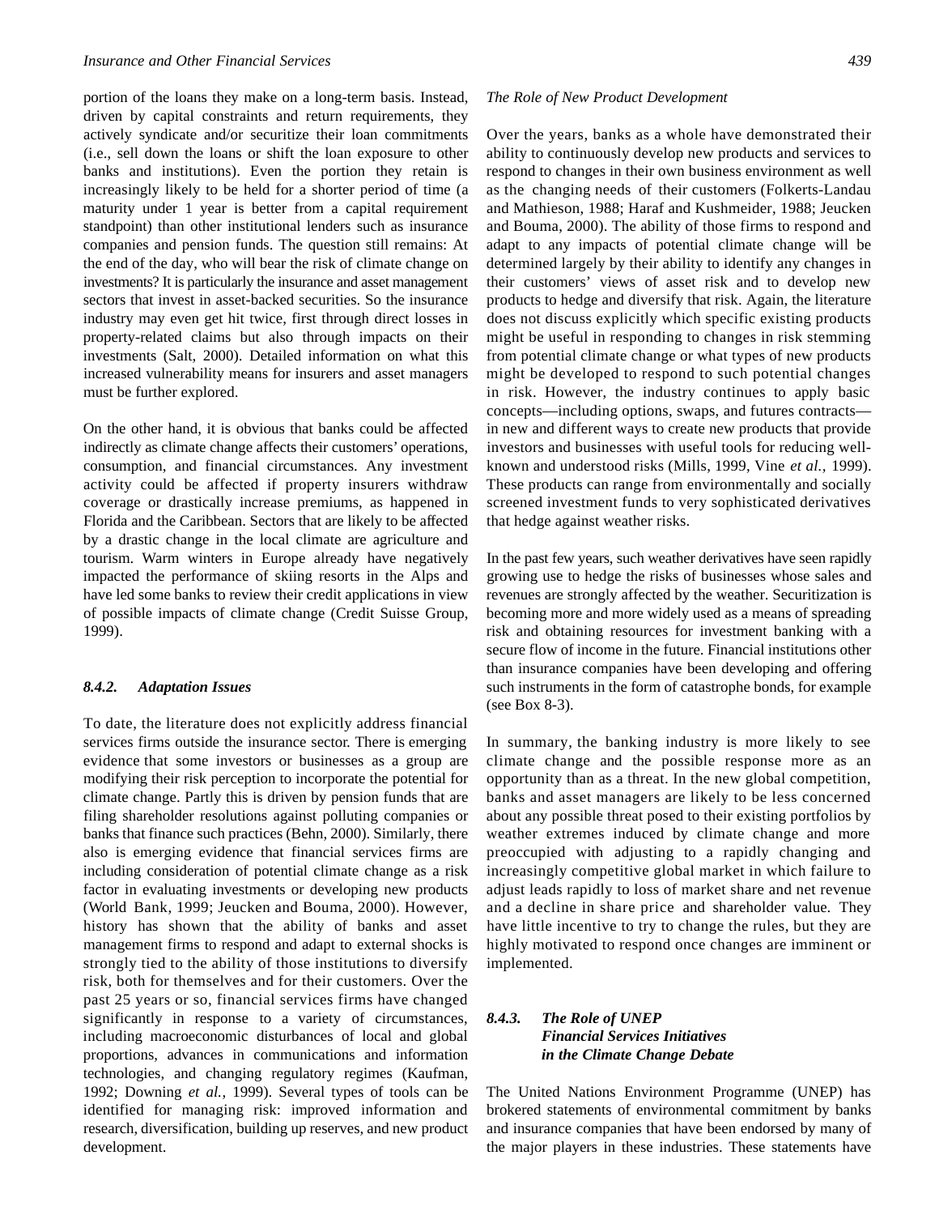portion of the loans they make on a long-term basis. Instead, driven by capital constraints and return requirements, they actively syndicate and/or securitize their loan commitments (i.e., sell down the loans or shift the loan exposure to other banks and institutions). Even the portion they retain is increasingly likely to be held for a shorter period of time (a maturity under 1 year is better from a capital requirement standpoint) than other institutional lenders such as insurance companies and pension funds. The question still remains: At the end of the day, who will bear the risk of climate change on investments? It is particularly the insurance and asset management sectors that invest in asset-backed securities. So the insurance industry may even get hit twice, first through direct losses in property-related claims but also through impacts on their investments (Salt, 2000). Detailed information on what this increased vulnerability means for insurers and asset managers must be further explored.

On the other hand, it is obvious that banks could be affected indirectly as climate change affects their customers' operations, consumption, and financial circumstances. Any investment activity could be affected if property insurers withdraw coverage or drastically increase premiums, as happened in Florida and the Caribbean. Sectors that are likely to be affected by a drastic change in the local climate are agriculture and tourism. Warm winters in Europe already have negatively impacted the performance of skiing resorts in the Alps and have led some banks to review their credit applications in view of possible impacts of climate change (Credit Suisse Group, 1999).

### *8.4.2. Adaptation Issues*

To date, the literature does not explicitly address financial services firms outside the insurance sector. There is emerging evidence that some investors or businesses as a group are modifying their risk perception to incorporate the potential for climate change. Partly this is driven by pension funds that are filing shareholder resolutions against polluting companies or banks that finance such practices (Behn, 2000). Similarly, there also is emerging evidence that financial services firms are including consideration of potential climate change as a risk factor in evaluating investments or developing new products (World Bank, 1999; Jeucken and Bouma, 2000). However, history has shown that the ability of banks and asset management firms to respond and adapt to external shocks is strongly tied to the ability of those institutions to diversify risk, both for themselves and for their customers. Over the past 25 years or so, financial services firms have changed significantly in response to a variety of circumstances, including macroeconomic disturbances of local and global proportions, advances in communications and information technologies, and changing regulatory regimes (Kaufman, 1992; Downing *et al.*, 1999). Several types of tools can be identified for managing risk: improved information and research, diversification, building up reserves, and new product development.

*The Role of New Product Development*

Over the years, banks as a whole have demonstrated their ability to continuously develop new products and services to respond to changes in their own business environment as well as the changing needs of their customers (Folkerts-Landau and Mathieson, 1988; Haraf and Kushmeider, 1988; Jeucken and Bouma, 2000). The ability of those firms to respond and adapt to any impacts of potential climate change will be determined largely by their ability to identify any changes in their customers' views of asset risk and to develop new products to hedge and diversify that risk. Again, the literature does not discuss explicitly which specific existing products might be useful in responding to changes in risk stemming from potential climate change or what types of new products might be developed to respond to such potential changes in risk. However, the industry continues to apply basic concepts—including options, swaps, and futures contracts—in new and different ways to create new products that provide investors and businesses with useful tools for reducing well-known and understood risks (Mills, 1999, Vine *et al.,* 1999). These products can range from environmentally and socially screened investment funds to very sophisticated derivatives that hedge against weather risks.

In the past few years, such weather derivatives have seen rapidly growing use to hedge the risks of businesses whose sales and revenues are strongly affected by the weather. Securitization is becoming more and more widely used as a means of spreading risk and obtaining resources for investment banking with a secure flow of income in the future. Financial institutions other than insurance companies have been developing and offering such instruments in the form of catastrophe bonds, for example (see Box 8-3).

In summary, the banking industry is more likely to see climate change and the possible response more as an opportunity than as a threat. In the new global competition, banks and asset managers are likely to be less concerned about any possible threat posed to their existing portfolios by weather extremes induced by climate change and more preoccupied with adjusting to a rapidly changing and increasingly competitive global market in which failure to adjust leads rapidly to loss of market share and net revenue and a decline in share price and shareholder value. They have little incentive to try to change the rules, but they are highly motivated to respond once changes are imminent or implemented.

### *8.4.3. The Role of UNEP Financial Services Initiatives in the Climate Change Debate*

The United Nations Environment Programme (UNEP) has brokered statements of environmental commitment by banks and insurance companies that have been endorsed by many of the major players in these industries. These statements have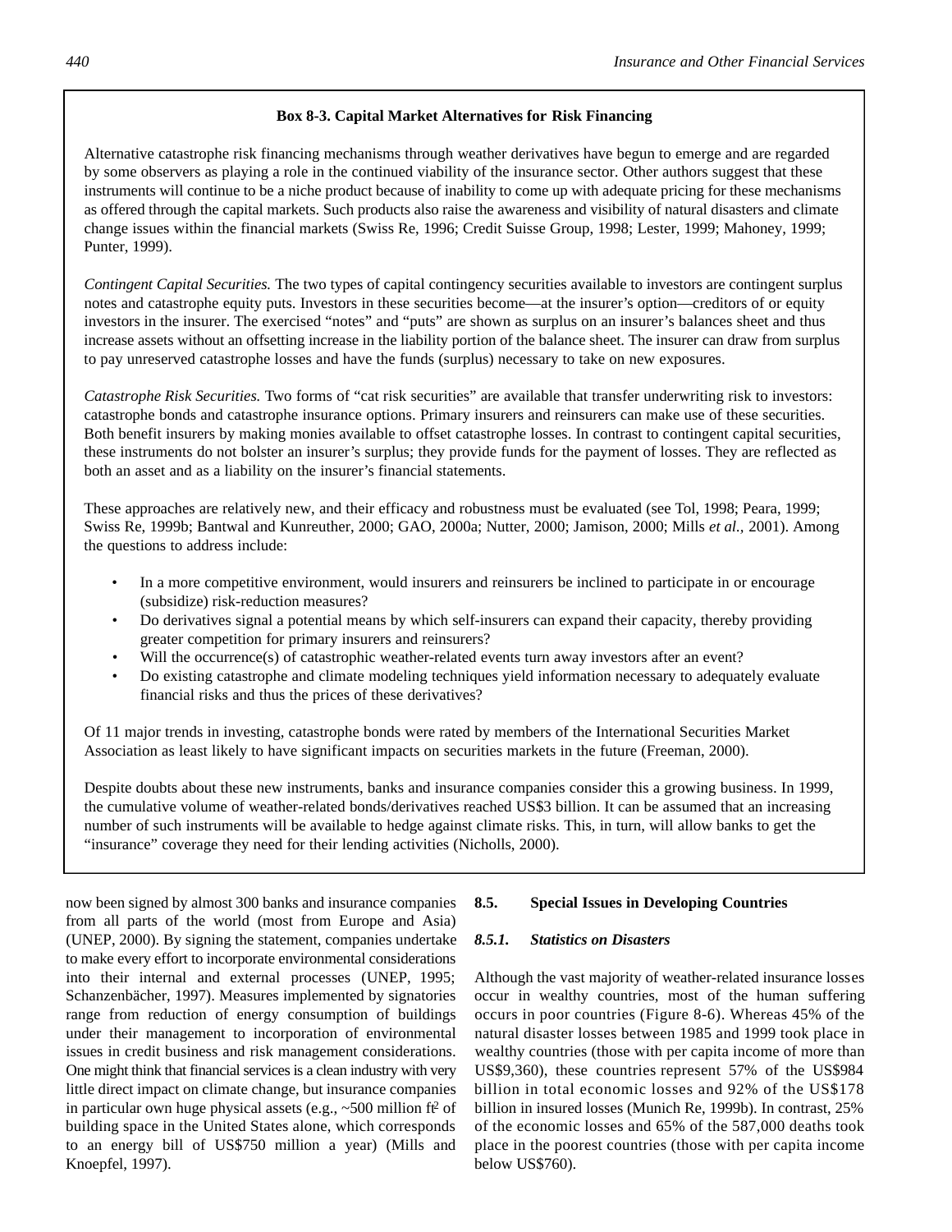**Box 8-3. Capital Market Alternatives for Risk Financing**

Alternative catastrophe risk financing mechanisms through weather derivatives have begun to emerge and are regarded by some observers as playing a role in the continued viability of the insurance sector. Other authors suggest that these instruments will continue to be a niche product because of inability to come up with adequate pricing for these mechanisms as offered through the capital markets. Such products also raise the awareness and visibility of natural disasters and climate change issues within the financial markets (Swiss Re, 1996; Credit Suisse Group, 1998; Lester, 1999; Mahoney, 1999; Punter, 1999).

*Contingent Capital Securities.* The two types of capital contingency securities available to investors are contingent surplus notes and catastrophe equity puts. Investors in these securities become—at the insurer's option—creditors of or equity investors in the insurer. The exercised "notes" and "puts" are shown as surplus on an insurer's balances sheet and thus increase assets without an offsetting increase in the liability portion of the balance sheet. The insurer can draw from surplus to pay unreserved catastrophe losses and have the funds (surplus) necessary to take on new exposures.

*Catastrophe Risk Securities.* Two forms of "cat risk securities" are available that transfer underwriting risk to investors: catastrophe bonds and catastrophe insurance options. Primary insurers and reinsurers can make use of these securities. Both benefit insurers by making monies available to offset catastrophe losses. In contrast to contingent capital securities, these instruments do not bolster an insurer's surplus; they provide funds for the payment of losses. They are reflected as both an asset and as a liability on the insurer's financial statements.

These approaches are relatively new, and their efficacy and robustness must be evaluated (see Tol, 1998; Peara, 1999; Swiss Re, 1999b; Bantwal and Kunreuther, 2000; GAO, 2000a; Nutter, 2000; Jamison, 2000; Mills *et al.,* 2001). Among the questions to address include:

- In a more competitive environment, would insurers and reinsurers be inclined to participate in or encourage (subsidize) risk-reduction measures?
- Do derivatives signal a potential means by which self-insurers can expand their capacity, thereby providing greater competition for primary insurers and reinsurers?
- Will the occurrence(s) of catastrophic weather-related events turn away investors after an event?
- Do existing catastrophe and climate modeling techniques yield information necessary to adequately evaluate financial risks and thus the prices of these derivatives?

Of 11 major trends in investing, catastrophe bonds were rated by members of the International Securities Market Association as least likely to have significant impacts on securities markets in the future (Freeman, 2000).

Despite doubts about these new instruments, banks and insurance companies consider this a growing business. In 1999, the cumulative volume of weather-related bonds/derivatives reached US$3 billion. It can be assumed that an increasing number of such instruments will be available to hedge against climate risks. This, in turn, will allow banks to get the "insurance" coverage they need for their lending activities (Nicholls, 2000).

now been signed by almost 300 banks and insurance companies from all parts of the world (most from Europe and Asia) (UNEP, 2000). By signing the statement, companies undertake to make every effort to incorporate environmental considerations into their internal and external processes (UNEP, 1995; Schanzenbächer, 1997). Measures implemented by signatories range from reduction of energy consumption of buildings under their management to incorporation of environmental issues in credit business and risk management considerations. One might think that financial services is a clean industry with very little direct impact on climate change, but insurance companies in particular own huge physical assets (e.g., ~500 million ft$^2$ of building space in the United States alone, which corresponds to an energy bill of US$750 million a year) (Mills and Knoepfel, 1997).

## 8.5. Special Issues in Developing Countries

### 8.5.1. *Statistics on Disasters*

Although the vast majority of weather-related insurance losses occur in wealthy countries, most of the human suffering occurs in poor countries (Figure 8-6). Whereas 45% of the natural disaster losses between 1985 and 1999 took place in wealthy countries (those with per capita income of more than US$9,360), these countries represent 57% of the US$984 billion in total economic losses and 92% of the US$178 billion in insured losses (Munich Re, 1999b). In contrast, 25% of the economic losses and 65% of the 587,000 deaths took place in the poorest countries (those with per capita income below US$760).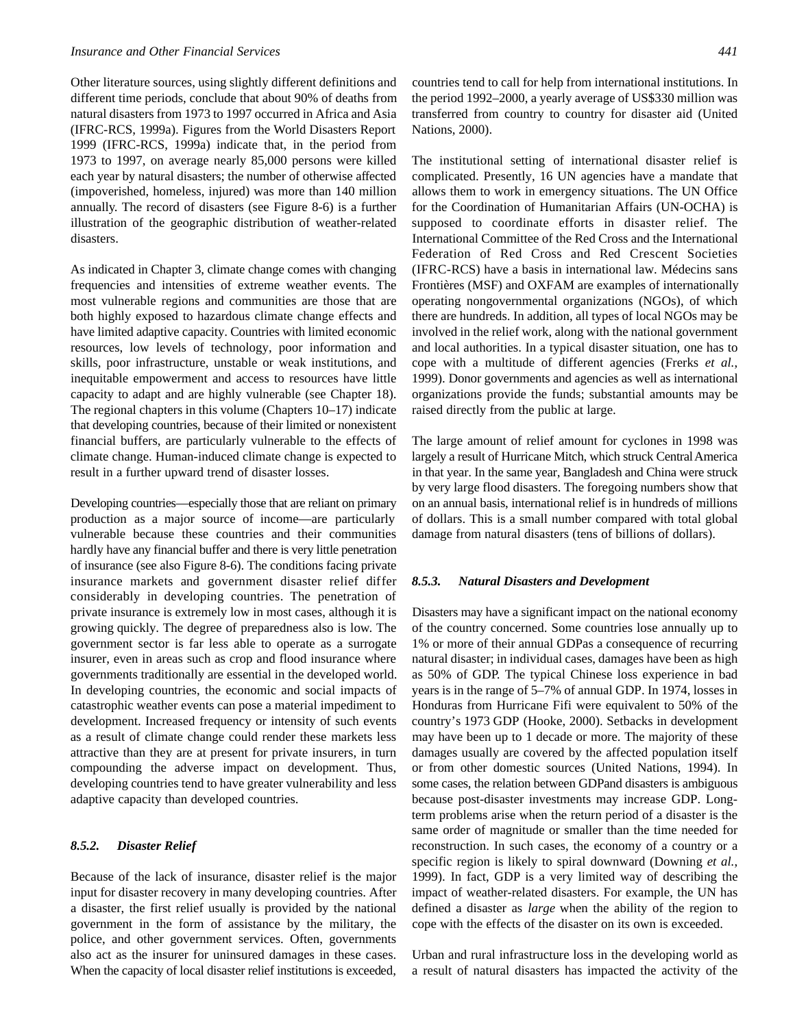Other literature sources, using slightly different definitions and different time periods, conclude that about 90% of deaths from natural disasters from 1973 to 1997 occurred in Africa and Asia (IFRC-RCS, 1999a). Figures from the World Disasters Report 1999 (IFRC-RCS, 1999a) indicate that, in the period from 1973 to 1997, on average nearly 85,000 persons were killed each year by natural disasters; the number of otherwise affected (impoverished, homeless, injured) was more than 140 million annually. The record of disasters (see Figure 8-6) is a further illustration of the geographic distribution of weather-related disasters.

As indicated in Chapter 3, climate change comes with changing frequencies and intensities of extreme weather events. The most vulnerable regions and communities are those that are both highly exposed to hazardous climate change effects and have limited adaptive capacity. Countries with limited economic resources, low levels of technology, poor information and skills, poor infrastructure, unstable or weak institutions, and inequitable empowerment and access to resources have little capacity to adapt and are highly vulnerable (see Chapter 18). The regional chapters in this volume (Chapters 10–17) indicate that developing countries, because of their limited or nonexistent financial buffers, are particularly vulnerable to the effects of climate change. Human-induced climate change is expected to result in a further upward trend of disaster losses.

Developing countries—especially those that are reliant on primary production as a major source of income—are particularly vulnerable because these countries and their communities hardly have any financial buffer and there is very little penetration of insurance (see also Figure 8-6). The conditions facing private insurance markets and government disaster relief differ considerably in developing countries. The penetration of private insurance is extremely low in most cases, although it is growing quickly. The degree of preparedness also is low. The government sector is far less able to operate as a surrogate insurer, even in areas such as crop and flood insurance where governments traditionally are essential in the developed world. In developing countries, the economic and social impacts of catastrophic weather events can pose a material impediment to development. Increased frequency or intensity of such events as a result of climate change could render these markets less attractive than they are at present for private insurers, in turn compounding the adverse impact on development. Thus, developing countries tend to have greater vulnerability and less adaptive capacity than developed countries.

### *8.5.2. Disaster Relief*

Because of the lack of insurance, disaster relief is the major input for disaster recovery in many developing countries. After a disaster, the first relief usually is provided by the national government in the form of assistance by the military, the police, and other government services. Often, governments also act as the insurer for uninsured damages in these cases. When the capacity of local disaster relief institutions is exceeded, countries tend to call for help from international institutions. In the period 1992–2000, a yearly average of US$330 million was transferred from country to country for disaster aid (United Nations, 2000).

The institutional setting of international disaster relief is complicated. Presently, 16 UN agencies have a mandate that allows them to work in emergency situations. The UN Office for the Coordination of Humanitarian Affairs (UN-OCHA) is supposed to coordinate efforts in disaster relief. The International Committee of the Red Cross and the International Federation of Red Cross and Red Crescent Societies (IFRC-RCS) have a basis in international law. Médecins sans Frontières (MSF) and OXFAM are examples of internationally operating nongovernmental organizations (NGOs), of which there are hundreds. In addition, all types of local NGOs may be involved in the relief work, along with the national government and local authorities. In a typical disaster situation, one has to cope with a multitude of different agencies (Frerks *et al.*, 1999). Donor governments and agencies as well as international organizations provide the funds; substantial amounts may be raised directly from the public at large.

The large amount of relief amount for cyclones in 1998 was largely a result of Hurricane Mitch, which struck Central America in that year. In the same year, Bangladesh and China were struck by very large flood disasters. The foregoing numbers show that on an annual basis, international relief is in hundreds of millions of dollars. This is a small number compared with total global damage from natural disasters (tens of billions of dollars).

### *8.5.3. Natural Disasters and Development*

Disasters may have a significant impact on the national economy of the country concerned. Some countries lose annually up to 1% or more of their annual GDPas a consequence of recurring natural disaster; in individual cases, damages have been as high as 50% of GDP. The typical Chinese loss experience in bad years is in the range of 5–7% of annual GDP. In 1974, losses in Honduras from Hurricane Fifi were equivalent to 50% of the country's 1973 GDP (Hooke, 2000). Setbacks in development may have been up to 1 decade or more. The majority of these damages usually are covered by the affected population itself or from other domestic sources (United Nations, 1994). In some cases, the relation between GDPand disasters is ambiguous because post-disaster investments may increase GDP. Long-term problems arise when the return period of a disaster is the same order of magnitude or smaller than the time needed for reconstruction. In such cases, the economy of a country or a specific region is likely to spiral downward (Downing *et al.*, 1999). In fact, GDP is a very limited way of describing the impact of weather-related disasters. For example, the UN has defined a disaster as *large* when the ability of the region to cope with the effects of the disaster on its own is exceeded.

Urban and rural infrastructure loss in the developing world as a result of natural disasters has impacted the activity of the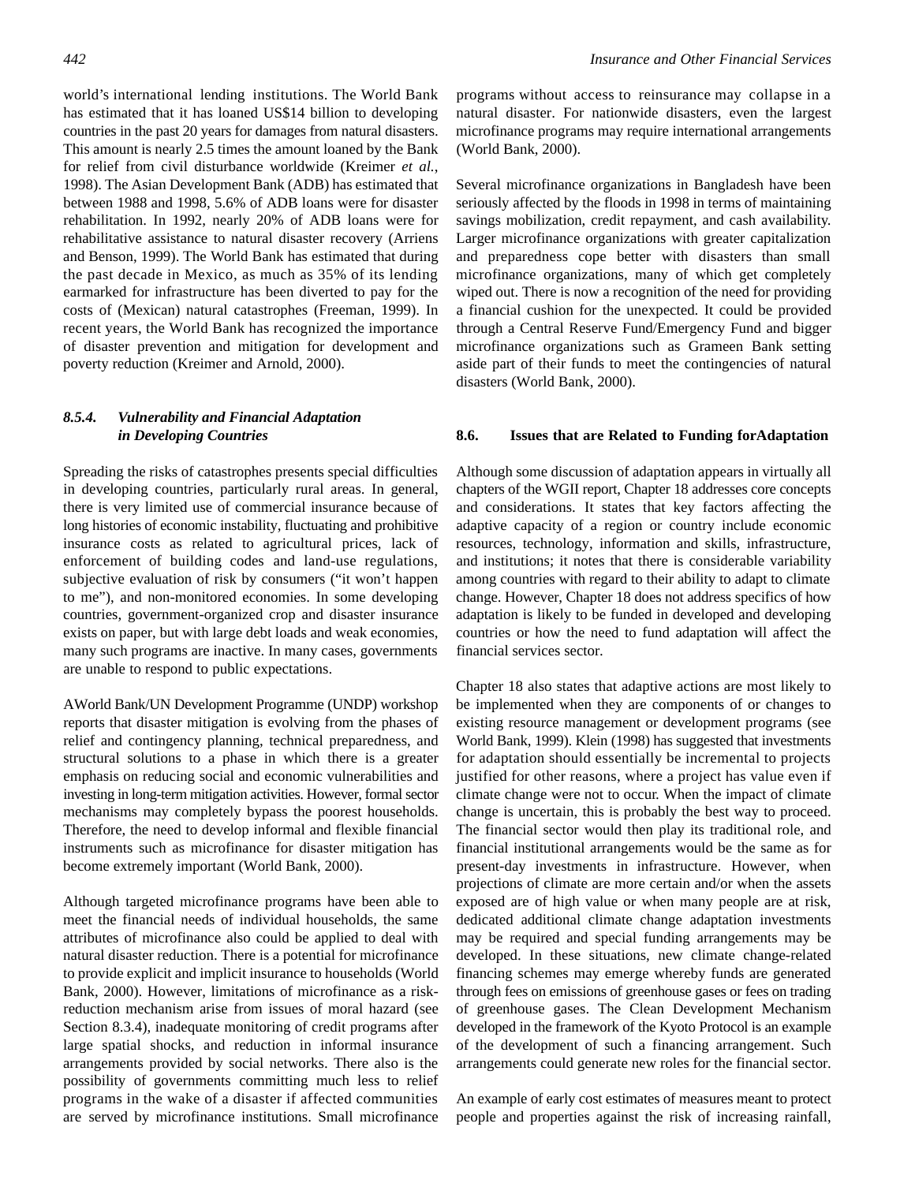world's international lending institutions. The World Bank has estimated that it has loaned US$14 billion to developing countries in the past 20 years for damages from natural disasters. This amount is nearly 2.5 times the amount loaned by the Bank for relief from civil disturbance worldwide (Kreimer *et al.*, 1998). The Asian Development Bank (ADB) has estimated that between 1988 and 1998, 5.6% of ADB loans were for disaster rehabilitation. In 1992, nearly 20% of ADB loans were for rehabilitative assistance to natural disaster recovery (Arriens and Benson, 1999). The World Bank has estimated that during the past decade in Mexico, as much as 35% of its lending earmarked for infrastructure has been diverted to pay for the costs of (Mexican) natural catastrophes (Freeman, 1999). In recent years, the World Bank has recognized the importance of disaster prevention and mitigation for development and poverty reduction (Kreimer and Arnold, 2000).

### *8.5.4. Vulnerability and Financial Adaptation in Developing Countries*

Spreading the risks of catastrophes presents special difficulties in developing countries, particularly rural areas. In general, there is very limited use of commercial insurance because of long histories of economic instability, fluctuating and prohibitive insurance costs as related to agricultural prices, lack of enforcement of building codes and land-use regulations, subjective evaluation of risk by consumers ("it won't happen to me"), and non-monitored economies. In some developing countries, government-organized crop and disaster insurance exists on paper, but with large debt loads and weak economies, many such programs are inactive. In many cases, governments are unable to respond to public expectations.

AWorld Bank/UN Development Programme (UNDP) workshop reports that disaster mitigation is evolving from the phases of relief and contingency planning, technical preparedness, and structural solutions to a phase in which there is a greater emphasis on reducing social and economic vulnerabilities and investing in long-term mitigation activities. However, formal sector mechanisms may completely bypass the poorest households. Therefore, the need to develop informal and flexible financial instruments such as microfinance for disaster mitigation has become extremely important (World Bank, 2000).

Although targeted microfinance programs have been able to meet the financial needs of individual households, the same attributes of microfinance also could be applied to deal with natural disaster reduction. There is a potential for microfinance to provide explicit and implicit insurance to households (World Bank, 2000). However, limitations of microfinance as a risk-reduction mechanism arise from issues of moral hazard (see Section 8.3.4), inadequate monitoring of credit programs after large spatial shocks, and reduction in informal insurance arrangements provided by social networks. There also is the possibility of governments committing much less to relief programs in the wake of a disaster if affected communities are served by microfinance institutions. Small microfinance programs without access to reinsurance may collapse in a natural disaster. For nationwide disasters, even the largest microfinance programs may require international arrangements (World Bank, 2000).

Several microfinance organizations in Bangladesh have been seriously affected by the floods in 1998 in terms of maintaining savings mobilization, credit repayment, and cash availability. Larger microfinance organizations with greater capitalization and preparedness cope better with disasters than small microfinance organizations, many of which get completely wiped out. There is now a recognition of the need for providing a financial cushion for the unexpected. It could be provided through a Central Reserve Fund/Emergency Fund and bigger microfinance organizations such as Grameen Bank setting aside part of their funds to meet the contingencies of natural disasters (World Bank, 2000).

## 8.6. Issues that are Related to Funding forAdaptation

Although some discussion of adaptation appears in virtually all chapters of the WGII report, Chapter 18 addresses core concepts and considerations. It states that key factors affecting the adaptive capacity of a region or country include economic resources, technology, information and skills, infrastructure, and institutions; it notes that there is considerable variability among countries with regard to their ability to adapt to climate change. However, Chapter 18 does not address specifics of how adaptation is likely to be funded in developed and developing countries or how the need to fund adaptation will affect the financial services sector.

Chapter 18 also states that adaptive actions are most likely to be implemented when they are components of or changes to existing resource management or development programs (see World Bank, 1999). Klein (1998) has suggested that investments for adaptation should essentially be incremental to projects justified for other reasons, where a project has value even if climate change were not to occur. When the impact of climate change is uncertain, this is probably the best way to proceed. The financial sector would then play its traditional role, and financial institutional arrangements would be the same as for present-day investments in infrastructure. However, when projections of climate are more certain and/or when the assets exposed are of high value or when many people are at risk, dedicated additional climate change adaptation investments may be required and special funding arrangements may be developed. In these situations, new climate change-related financing schemes may emerge whereby funds are generated through fees on emissions of greenhouse gases or fees on trading of greenhouse gases. The Clean Development Mechanism developed in the framework of the Kyoto Protocol is an example of the development of such a financing arrangement. Such arrangements could generate new roles for the financial sector.

An example of early cost estimates of measures meant to protect people and properties against the risk of increasing rainfall,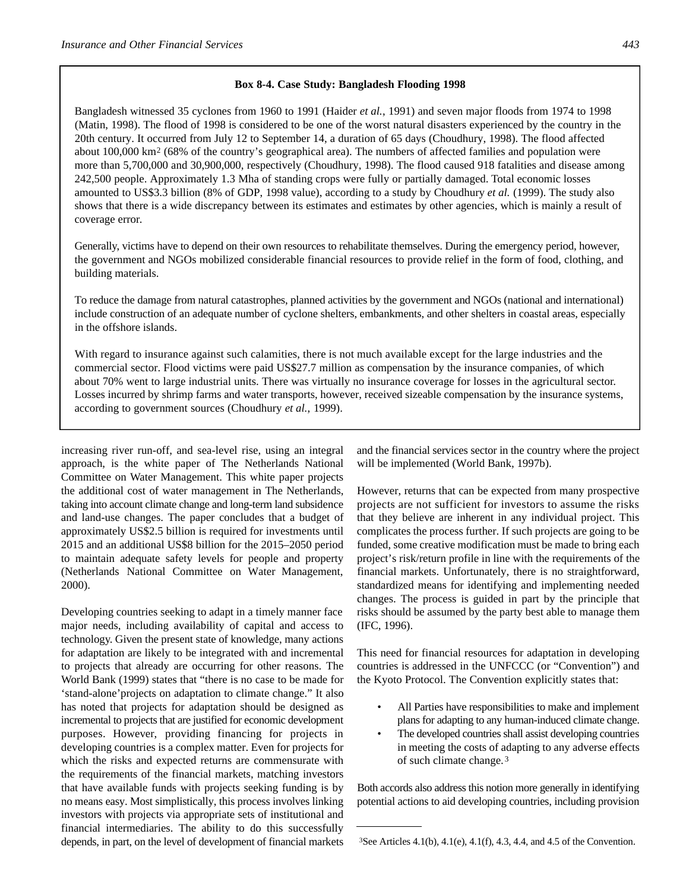**Box 8-4. Case Study: Bangladesh Flooding 1998**

Bangladesh witnessed 35 cyclones from 1960 to 1991 (Haider *et al.*, 1991) and seven major floods from 1974 to 1998 (Matin, 1998). The flood of 1998 is considered to be one of the worst natural disasters experienced by the country in the 20th century. It occurred from July 12 to September 14, a duration of 65 days (Choudhury, 1998). The flood affected about 100,000 km$^2$ (68% of the country's geographical area). The numbers of affected families and population were more than 5,700,000 and 30,900,000, respectively (Choudhury, 1998). The flood caused 918 fatalities and disease among 242,500 people. Approximately 1.3 Mha of standing crops were fully or partially damaged. Total economic losses amounted to US$3.3 billion (8% of GDP, 1998 value), according to a study by Choudhury *et al.* (1999). The study also shows that there is a wide discrepancy between its estimates and estimates by other agencies, which is mainly a result of coverage error.

Generally, victims have to depend on their own resources to rehabilitate themselves. During the emergency period, however, the government and NGOs mobilized considerable financial resources to provide relief in the form of food, clothing, and building materials.

To reduce the damage from natural catastrophes, planned activities by the government and NGOs (national and international) include construction of an adequate number of cyclone shelters, embankments, and other shelters in coastal areas, especially in the offshore islands.

With regard to insurance against such calamities, there is not much available except for the large industries and the commercial sector. Flood victims were paid US$27.7 million as compensation by the insurance companies, of which about 70% went to large industrial units. There was virtually no insurance coverage for losses in the agricultural sector. Losses incurred by shrimp farms and water transports, however, received sizeable compensation by the insurance systems, according to government sources (Choudhury *et al.,* 1999).

increasing river run-off, and sea-level rise, using an integral approach, is the white paper of The Netherlands National Committee on Water Management. This white paper projects the additional cost of water management in The Netherlands, taking into account climate change and long-term land subsidence and land-use changes. The paper concludes that a budget of approximately US$2.5 billion is required for investments until 2015 and an additional US$8 billion for the 2015–2050 period to maintain adequate safety levels for people and property (Netherlands National Committee on Water Management, 2000).

Developing countries seeking to adapt in a timely manner face major needs, including availability of capital and access to technology. Given the present state of knowledge, many actions for adaptation are likely to be integrated with and incremental to projects that already are occurring for other reasons. The World Bank (1999) states that "there is no case to be made for 'stand-alone' projects on adaptation to climate change." It also has noted that projects for adaptation should be designed as incremental to projects that are justified for economic development purposes. However, providing financing for projects in developing countries is a complex matter. Even for projects for which the risks and expected returns are commensurate with the requirements of the financial markets, matching investors that have available funds with projects seeking funding is by no means easy. Most simplistically, this process involves linking investors with projects via appropriate sets of institutional and financial intermediaries. The ability to do this successfully depends, in part, on the level of development of financial markets and the financial services sector in the country where the project will be implemented (World Bank, 1997b).

However, returns that can be expected from many prospective projects are not sufficient for investors to assume the risks that they believe are inherent in any individual project. This complicates the process further. If such projects are going to be funded, some creative modification must be made to bring each project's risk/return profile in line with the requirements of the financial markets. Unfortunately, there is no straightforward, standardized means for identifying and implementing needed changes. The process is guided in part by the principle that risks should be assumed by the party best able to manage them (IFC, 1996).

This need for financial resources for adaptation in developing countries is addressed in the UNFCCC (or "Convention") and the Kyoto Protocol. The Convention explicitly states that:

- All Parties have responsibilities to make and implement plans for adapting to any human-induced climate change.
- The developed countries shall assist developing countries in meeting the costs of adapting to any adverse effects of such climate change.[3]

Both accords also address this notion more generally in identifying potential actions to aid developing countries, including provision

[3] See Articles 4.1(b), 4.1(e), 4.1(f), 4.3, 4.4, and 4.5 of the Convention.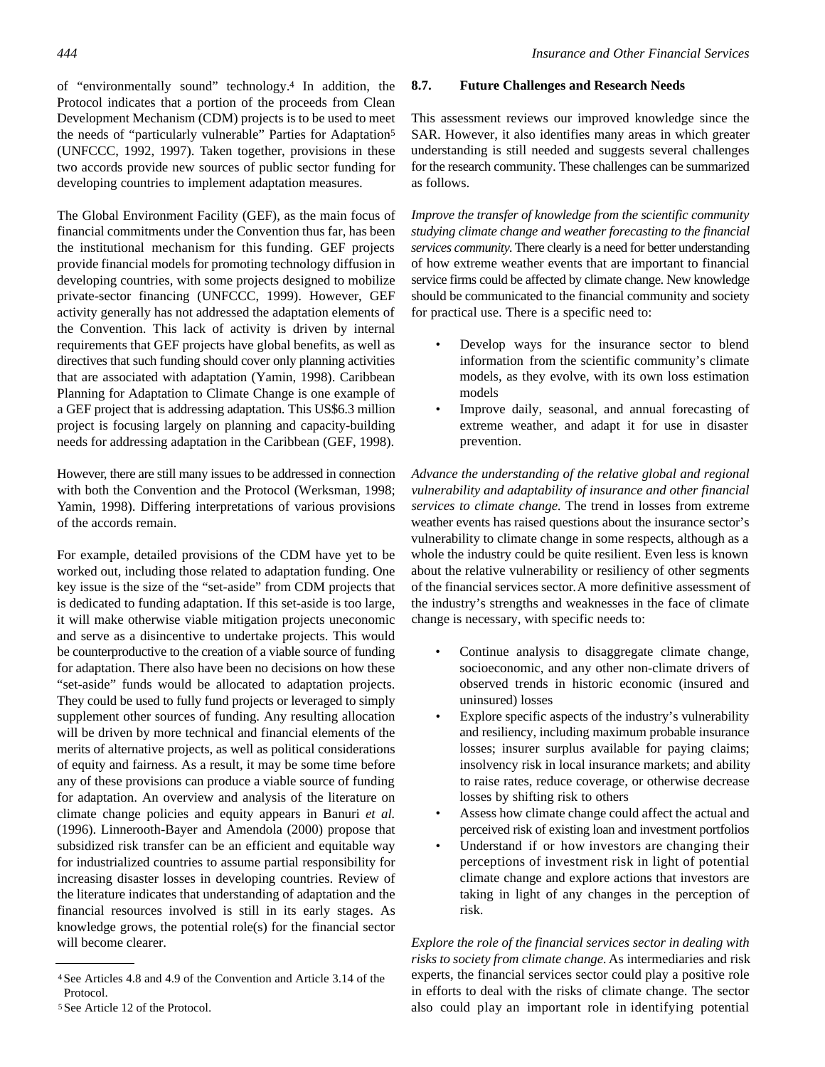of "environmentally sound" technology.[4] In addition, the Protocol indicates that a portion of the proceeds from Clean Development Mechanism (CDM) projects is to be used to meet the needs of "particularly vulnerable" Parties for Adaptation[5] (UNFCCC, 1992, 1997). Taken together, provisions in these two accords provide new sources of public sector funding for developing countries to implement adaptation measures.

The Global Environment Facility (GEF), as the main focus of financial commitments under the Convention thus far, has been the institutional mechanism for this funding. GEF projects provide financial models for promoting technology diffusion in developing countries, with some projects designed to mobilize private-sector financing (UNFCCC, 1999). However, GEF activity generally has not addressed the adaptation elements of the Convention. This lack of activity is driven by internal requirements that GEF projects have global benefits, as well as directives that such funding should cover only planning activities that are associated with adaptation (Yamin, 1998). Caribbean Planning for Adaptation to Climate Change is one example of a GEF project that is addressing adaptation. This US$6.3 million project is focusing largely on planning and capacity-building needs for addressing adaptation in the Caribbean (GEF, 1998).

However, there are still many issues to be addressed in connection with both the Convention and the Protocol (Werksman, 1998; Yamin, 1998). Differing interpretations of various provisions of the accords remain.

For example, detailed provisions of the CDM have yet to be worked out, including those related to adaptation funding. One key issue is the size of the "set-aside" from CDM projects that is dedicated to funding adaptation. If this set-aside is too large, it will make otherwise viable mitigation projects uneconomic and serve as a disincentive to undertake projects. This would be counterproductive to the creation of a viable source of funding for adaptation. There also have been no decisions on how these "set-aside" funds would be allocated to adaptation projects. They could be used to fully fund projects or leveraged to simply supplement other sources of funding. Any resulting allocation will be driven by more technical and financial elements of the merits of alternative projects, as well as political considerations of equity and fairness. As a result, it may be some time before any of these provisions can produce a viable source of funding for adaptation. An overview and analysis of the literature on climate change policies and equity appears in Banuri *et al.* (1996). Linnerooth-Bayer and Amendola (2000) propose that subsidized risk transfer can be an efficient and equitable way for industrialized countries to assume partial responsibility for increasing disaster losses in developing countries. Review of the literature indicates that understanding of adaptation and the financial resources involved is still in its early stages. As knowledge grows, the potential role(s) for the financial sector will become clearer.

[4] See Articles 4.8 and 4.9 of the Convention and Article 3.14 of the Protocol.

[5] See Article 12 of the Protocol.

## 8.7. Future Challenges and Research Needs

This assessment reviews our improved knowledge since the SAR. However, it also identifies many areas in which greater understanding is still needed and suggests several challenges for the research community. These challenges can be summarized as follows.

*Improve the transfer of knowledge from the scientific community studying climate change and weather forecasting to the financial services community.* There clearly is a need for better understanding of how extreme weather events that are important to financial service firms could be affected by climate change. New knowledge should be communicated to the financial community and society for practical use. There is a specific need to:

- Develop ways for the insurance sector to blend information from the scientific community's climate models, as they evolve, with its own loss estimation models
- Improve daily, seasonal, and annual forecasting of extreme weather, and adapt it for use in disaster prevention.

*Advance the understanding of the relative global and regional vulnerability and adaptability of insurance and other financial services to climate change.* The trend in losses from extreme weather events has raised questions about the insurance sector's vulnerability to climate change in some respects, although as a whole the industry could be quite resilient. Even less is known about the relative vulnerability or resiliency of other segments of the financial services sector. A more definitive assessment of the industry's strengths and weaknesses in the face of climate change is necessary, with specific needs to:

- Continue analysis to disaggregate climate change, socioeconomic, and any other non-climate drivers of observed trends in historic economic (insured and uninsured) losses
- Explore specific aspects of the industry's vulnerability and resiliency, including maximum probable insurance losses; insurer surplus available for paying claims; insolvency risk in local insurance markets; and ability to raise rates, reduce coverage, or otherwise decrease losses by shifting risk to others
- Assess how climate change could affect the actual and perceived risk of existing loan and investment portfolios
- Understand if or how investors are changing their perceptions of investment risk in light of potential climate change and explore actions that investors are taking in light of any changes in the perception of risk.

*Explore the role of the financial services sector in dealing with risks to society from climate change.* As intermediaries and risk experts, the financial services sector could play a positive role in efforts to deal with the risks of climate change. The sector also could play an important role in identifying potential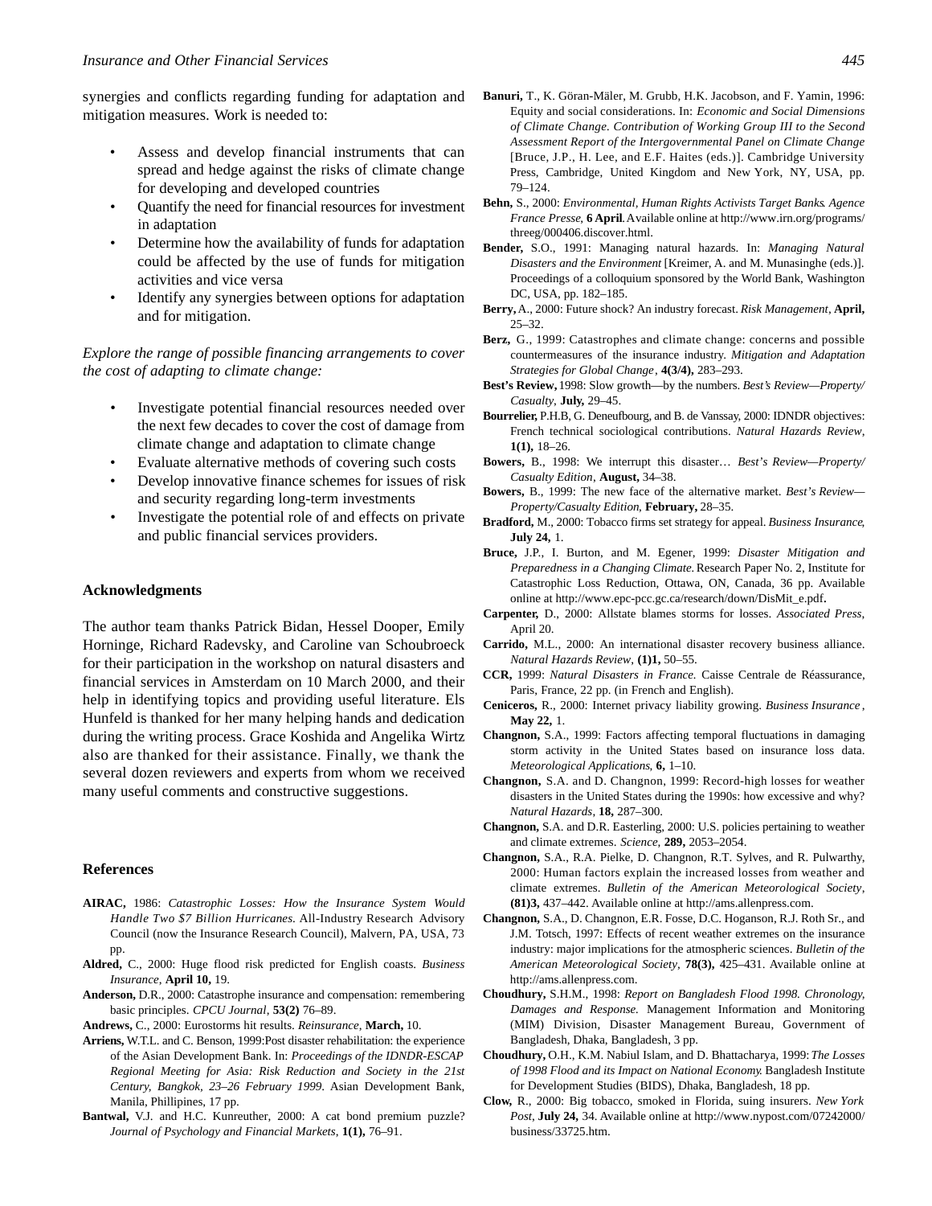synergies and conflicts regarding funding for adaptation and mitigation measures. Work is needed to:

- Assess and develop financial instruments that can spread and hedge against the risks of climate change for developing and developed countries
- Quantify the need for financial resources for investment in adaptation
- Determine how the availability of funds for adaptation could be affected by the use of funds for mitigation activities and vice versa
- Identify any synergies between options for adaptation and for mitigation.

*Explore the range of possible financing arrangements to cover the cost of adapting to climate change:*

- Investigate potential financial resources needed over the next few decades to cover the cost of damage from climate change and adaptation to climate change
- Evaluate alternative methods of covering such costs
- Develop innovative finance schemes for issues of risk and security regarding long-term investments
- Investigate the potential role of and effects on private and public financial services providers.

### Acknowledgments

The author team thanks Patrick Bidan, Hessel Dooper, Emily Horninge, Richard Radevsky, and Caroline van Schoubroeck for their participation in the workshop on natural disasters and financial services in Amsterdam on 10 March 2000, and their help in identifying topics and providing useful literature. Els Hunfeld is thanked for her many helping hands and dedication during the writing process. Grace Koshida and Angelika Wirtz also are thanked for their assistance. Finally, we thank the several dozen reviewers and experts from whom we received many useful comments and constructive suggestions.

### References

**AIRAC,** 1986: *Catastrophic Losses: How the Insurance System Would Handle Two $7 Billion Hurricanes.* All-Industry Research Advisory Council (now the Insurance Research Council), Malvern, PA, USA, 73 pp.

**Aldred,** C., 2000: Huge flood risk predicted for English coasts. *Business Insurance,* **April 10,** 19.

**Anderson,** D.R., 2000: Catastrophe insurance and compensation: remembering basic principles. *CPCU Journal,* **53(2)** 76–89.

**Andrews,** C., 2000: Eurostorms hit results. *Reinsurance,* **March,** 10.

**Arriens,** W.T.L. and C. Benson, 1999:Post disaster rehabilitation: the experience of the Asian Development Bank. In: *Proceedings of the IDNDR-ESCAP Regional Meeting for Asia: Risk Reduction and Society in the 21st Century, Bangkok, 23–26 February 1999.* Asian Development Bank, Manila, Phillipines, 17 pp.

**Bantwal,** V.J. and H.C. Kunreuther, 2000: A cat bond premium puzzle? *Journal of Psychology and Financial Markets,* **1(1),** 76–91.

**Banuri,** T., K. Göran-Mäler, M. Grubb, H.K. Jacobson, and F. Yamin, 1996: Equity and social considerations. In: *Economic and Social Dimensions of Climate Change. Contribution of Working Group III to the Second Assessment Report of the Intergovernmental Panel on Climate Change* [Bruce, J.P., H. Lee, and E.F. Haites (eds.)]. Cambridge University Press, Cambridge, United Kingdom and New York, NY, USA, pp. 79–124.

**Behn,** S., 2000: *Environmental, Human Rights Activists Target Banks. Agence France Presse,* **6 April**. Available online at http://www.irn.org/programs/threeg/000406.discover.html.

**Bender,** S.O., 1991: Managing natural hazards. In: *Managing Natural Disasters and the Environment* [Kreimer, A. and M. Munasinghe (eds.)]. Proceedings of a colloquium sponsored by the World Bank, Washington DC, USA, pp. 182–185.

**Berry,** A., 2000: Future shock? An industry forecast. *Risk Management,* **April,** 25–32.

**Berz,** G., 1999: Catastrophes and climate change: concerns and possible countermeasures of the insurance industry. *Mitigation and Adaptation Strategies for Global Change,* **4(3/4),** 283–293.

**Best's Review,** 1998: Slow growth—by the numbers. *Best's Review—Property/Casualty,* **July,** 29–45.

**Bourrelier,** P.H.B, G. Deneufbourg, and B. de Vanssay, 2000: IDNDR objectives: French technical sociological contributions. *Natural Hazards Review,* **1(1),** 18–26.

**Bowers,** B., 1998: We interrupt this disaster… *Best's Review—Property/Casualty Edition,* **August,** 34–38.

**Bowers,** B., 1999: The new face of the alternative market. *Best's Review—Property/Casualty Edition,* **February,** 28–35.

**Bradford,** M., 2000: Tobacco firms set strategy for appeal. *Business Insurance,* **July 24,** 1.

**Bruce,** J.P., I. Burton, and M. Egener, 1999: *Disaster Mitigation and Preparedness in a Changing Climate.* Research Paper No. 2, Institute for Catastrophic Loss Reduction, Ottawa, ON, Canada, 36 pp. Available online at http://www.epc-pcc.gc.ca/research/down/DisMit_e.pdf.

**Carpenter,** D., 2000: Allstate blames storms for losses. *Associated Press,* April 20.

**Carrido,** M.L., 2000: An international disaster recovery business alliance. *Natural Hazards Review,* **(1)1,** 50–55.

**CCR,** 1999: *Natural Disasters in France.* Caisse Centrale de Réassurance, Paris, France, 22 pp. (in French and English).

**Ceniceros,** R., 2000: Internet privacy liability growing. *Business Insurance,* **May 22,** 1.

**Changnon,** S.A., 1999: Factors affecting temporal fluctuations in damaging storm activity in the United States based on insurance loss data. *Meteorological Applications,* **6,** 1–10.

**Changnon,** S.A. and D. Changnon, 1999: Record-high losses for weather disasters in the United States during the 1990s: how excessive and why? *Natural Hazards,* **18,** 287–300.

**Changnon,** S.A. and D.R. Easterling, 2000: U.S. policies pertaining to weather and climate extremes. *Science,* **289,** 2053–2054.

**Changnon,** S.A., R.A. Pielke, D. Changnon, R.T. Sylves, and R. Pulwarthy, 2000: Human factors explain the increased losses from weather and climate extremes. *Bulletin of the American Meteorological Society,* **(81)3,** 437–442. Available online at http://ams.allenpress.com.

**Changnon,** S.A., D. Changnon, E.R. Fosse, D.C. Hoganson, R.J. Roth Sr., and J.M. Totsch, 1997: Effects of recent weather extremes on the insurance industry: major implications for the atmospheric sciences. *Bulletin of the American Meteorological Society,* **78(3),** 425–431. Available online at http://ams.allenpress.com.

**Choudhury,** S.H.M., 1998: *Report on Bangladesh Flood 1998. Chronology, Damages and Response.* Management Information and Monitoring (MIM) Division, Disaster Management Bureau, Government of Bangladesh, Dhaka, Bangladesh, 3 pp.

**Choudhury,** O.H., K.M. Nabiul Islam, and D. Bhattacharya, 1999: *The Losses of 1998 Flood and its Impact on National Economy.* Bangladesh Institute for Development Studies (BIDS), Dhaka, Bangladesh, 18 pp.

**Clow,** R., 2000: Big tobacco, smoked in Florida, suing insurers. *New York Post,* **July 24,** 34. Available online at http://www.nypost.com/07242000/business/33725.htm.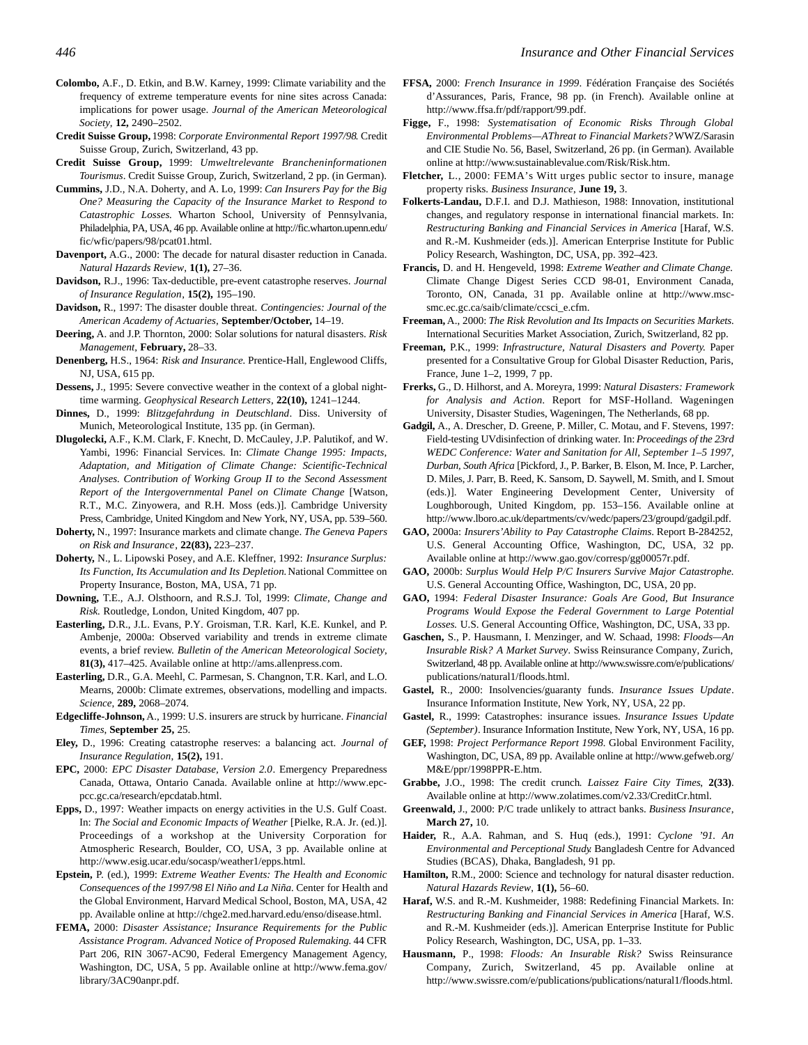**Colombo,** A.F., D. Etkin, and B.W. Karney, 1999: Climate variability and the frequency of extreme temperature events for nine sites across Canada: implications for power usage. *Journal of the American Meteorological Society*, **12,** 2490–2502.

**Credit Suisse Group,** 1998: *Corporate Environmental Report 1997/98*. Credit Suisse Group, Zurich, Switzerland, 43 pp.

**Credit Suisse Group,** 1999: *Umweltrelevante Brancheninformationen Tourismus*. Credit Suisse Group, Zurich, Switzerland, 2 pp. (in German).

**Cummins,** J.D., N.A. Doherty, and A. Lo, 1999: *Can Insurers Pay for the Big One? Measuring the Capacity of the Insurance Market to Respond to Catastrophic Losses.* Wharton School, University of Pennsylvania, Philadelphia, PA, USA, 46 pp. Available online at http://fic.wharton.upenn.edu/fic/wfic/papers/98/pcat01.html.

**Davenport,** A.G., 2000: The decade for natural disaster reduction in Canada. *Natural Hazards Review*, **1(1),** 27–36.

**Davidson,** R.J., 1996: Tax-deductible, pre-event catastrophe reserves. *Journal of Insurance Regulation*, **15(2),** 195–190.

**Davidson,** R., 1997: The disaster double threat. *Contingencies: Journal of the American Academy of Actuaries*, **September/October,** 14–19.

**Deering,** A. and J.P. Thornton, 2000: Solar solutions for natural disasters. *Risk Management*, **February,** 28–33.

**Denenberg,** H.S., 1964: *Risk and Insurance.* Prentice-Hall, Englewood Cliffs, NJ, USA, 615 pp.

**Dessens,** J., 1995: Severe convective weather in the context of a global night-time warming. *Geophysical Research Letters*, **22(10),** 1241–1244.

**Dinnes,** D., 1999: *Blitzgefahrdung in Deutschland*. Diss. University of Munich, Meteorological Institute, 135 pp. (in German).

**Dlugolecki,** A.F., K.M. Clark, F. Knecht, D. McCauley, J.P. Palutikof, and W. Yambi, 1996: Financial Services. In: *Climate Change 1995: Impacts, Adaptation, and Mitigation of Climate Change: Scientific-Technical Analyses. Contribution of Working Group II to the Second Assessment Report of the Intergovernmental Panel on Climate Change* [Watson, R.T., M.C. Zinyowera, and R.H. Moss (eds.)]. Cambridge University Press, Cambridge, United Kingdom and New York, NY, USA, pp. 539–560.

**Doherty,** N., 1997: Insurance markets and climate change. *The Geneva Papers on Risk and Insurance*, **22(83),** 223–237.

**Doherty,** N., L. Lipowski Posey, and A.E. Kleffner, 1992: *Insurance Surplus: Its Function, Its Accumulation and Its Depletion.* National Committee on Property Insurance, Boston, MA, USA, 71 pp.

**Downing,** T.E., A.J. Olsthoorn, and R.S.J. Tol, 1999: *Climate, Change and Risk.* Routledge, London, United Kingdom, 407 pp.

**Easterling,** D.R., J.L. Evans, P.Y. Groisman, T.R. Karl, K.E. Kunkel, and P. Ambenje, 2000a: Observed variability and trends in extreme climate events, a brief review. *Bulletin of the American Meteorological Society*, **81(3),** 417–425. Available online at http://ams.allenpress.com.

**Easterling,** D.R., G.A. Meehl, C. Parmesan, S. Changnon, T.R. Karl, and L.O. Mearns, 2000b: Climate extremes, observations, modelling and impacts. *Science*, **289,** 2068–2074.

**Edgecliffe-Johnson,** A., 1999: U.S. insurers are struck by hurricane. *Financial Times*, **September 25,** 25.

**Eley,** D., 1996: Creating catastrophe reserves: a balancing act. *Journal of Insurance Regulation*, **15(2),** 191.

**EPC,** 2000: *EPC Disaster Database, Version 2.0*. Emergency Preparedness Canada, Ottawa, Ontario Canada. Available online at http://www.epc-pcc.gc.ca/research/epcdatab.html.

**Epps,** D., 1997: Weather impacts on energy activities in the U.S. Gulf Coast. In: *The Social and Economic Impacts of Weather* [Pielke, R.A. Jr. (ed.)]. Proceedings of a workshop at the University Corporation for Atmospheric Research, Boulder, CO, USA, 3 pp. Available online at http://www.esig.ucar.edu/socasp/weather1/epps.html.

**Epstein,** P. (ed.), 1999: *Extreme Weather Events: The Health and Economic Consequences of the 1997/98 El Niño and La Niña*. Center for Health and the Global Environment, Harvard Medical School, Boston, MA, USA, 42 pp. Available online at http://chge2.med.harvard.edu/enso/disease.html.

**FEMA,** 2000: *Disaster Assistance; Insurance Requirements for the Public Assistance Program. Advanced Notice of Proposed Rulemaking.* 44 CFR Part 206, RIN 3067-AC90, Federal Emergency Management Agency, Washington, DC, USA, 5 pp. Available online at http://www.fema.gov/library/3AC90anpr.pdf.

**FFSA,** 2000: *French Insurance in 1999*. Fédération Française des Sociétés d'Assurances, Paris, France, 98 pp. (in French). Available online at http://www.ffsa.fr/pdf/rapport/99.pdf.

**Figge,** F., 1998: *Systematisation of Economic Risks Through Global Environmental Problems—AThreat to Financial Markets?* WWZ/Sarasin and CIE Studie No. 56, Basel, Switzerland, 26 pp. (in German). Available online at http://www.sustainablevalue.com/Risk/Risk.htm.

**Fletcher,** L., 2000: FEMA's Witt urges public sector to insure, manage property risks. *Business Insurance*, **June 19,** 3.

**Folkerts-Landau,** D.F.I. and D.J. Mathieson, 1988: Innovation, institutional changes, and regulatory response in international financial markets. In: *Restructuring Banking and Financial Services in America* [Haraf, W.S. and R.-M. Kushmeider (eds.)]. American Enterprise Institute for Public Policy Research, Washington, DC, USA, pp. 392–423.

**Francis,** D. and H. Hengeveld, 1998: *Extreme Weather and Climate Change.* Climate Change Digest Series CCD 98-01, Environment Canada, Toronto, ON, Canada, 31 pp. Available online at http://www.msc-smc.ec.gc.ca/saib/climate/ccsci_e.cfm.

**Freeman,** A., 2000: *The Risk Revolution and Its Impacts on Securities Markets.* International Securities Market Association, Zurich, Switzerland, 82 pp.

**Freeman,** P.K., 1999: *Infrastructure, Natural Disasters and Poverty.* Paper presented for a Consultative Group for Global Disaster Reduction, Paris, France, June 1–2, 1999, 7 pp.

**Frerks,** G., D. Hilhorst, and A. Moreyra, 1999: *Natural Disasters: Framework for Analysis and Action*. Report for MSF-Holland. Wageningen University, Disaster Studies, Wageningen, The Netherlands, 68 pp.

**Gadgil,** A., A. Drescher, D. Greene, P. Miller, C. Motau, and F. Stevens, 1997: Field-testing UVdisinfection of drinking water. In: *Proceedings of the 23rd WEDC Conference: Water and Sanitation for All, September 1–5 1997, Durban, South Africa* [Pickford, J., P. Barker, B. Elson, M. Ince, P. Larcher, D. Miles, J. Parr, B. Reed, K. Sansom, D. Saywell, M. Smith, and I. Smout (eds.)]. Water Engineering Development Center, University of Loughborough, United Kingdom, pp. 153–156. Available online at http://www.lboro.ac.uk/departments/cv/wedc/papers/23/groupd/gadgil.pdf.

**GAO,** 2000a: *Insurers'Ability to Pay Catastrophe Claims*. Report B-284252, U.S. General Accounting Office, Washington, DC, USA, 32 pp. Available online at http://www.gao.gov/corresp/gg00057r.pdf.

**GAO,** 2000b: *Surplus Would Help P/C Insurers Survive Major Catastrophe.* U.S. General Accounting Office, Washington, DC, USA, 20 pp.

**GAO,** 1994: *Federal Disaster Insurance: Goals Are Good, But Insurance Programs Would Expose the Federal Government to Large Potential Losses.* U.S. General Accounting Office, Washington, DC, USA, 33 pp.

**Gaschen,** S., P. Hausmann, I. Menzinger, and W. Schaad, 1998: *Floods—An Insurable Risk? A Market Survey*. Swiss Reinsurance Company, Zurich, Switzerland, 48 pp. Available online at http://www.swissre.com/e/publications/publications/natural1/floods.html.

**Gastel,** R., 2000: Insolvencies/guaranty funds. *Insurance Issues Update*. Insurance Information Institute, New York, NY, USA, 22 pp.

**Gastel,** R., 1999: Catastrophes: insurance issues. *Insurance Issues Update (September)*. Insurance Information Institute, New York, NY, USA, 16 pp.

**GEF,** 1998: *Project Performance Report 1998.* Global Environment Facility, Washington, DC, USA, 89 pp. Available online at http://www.gefweb.org/M&E/ppr/1998PPR-E.htm.

**Grabbe,** J.O., 1998: The credit crunch*. Laissez Faire City Times*, **2(33)**. Available online at http://www.zolatimes.com/v2.33/CreditCr.html.

**Greenwald,** J., 2000: P/C trade unlikely to attract banks. *Business Insurance*, **March 27,** 10.

**Haider,** R., A.A. Rahman, and S. Huq (eds.), 1991: *Cyclone '91. An Environmental and Perceptional Study.* Bangladesh Centre for Advanced Studies (BCAS), Dhaka, Bangladesh, 91 pp.

**Hamilton,** R.M., 2000: Science and technology for natural disaster reduction. *Natural Hazards Review*, **1(1),** 56–60.

**Haraf,** W.S. and R.-M. Kushmeider, 1988: Redefining Financial Markets. In: *Restructuring Banking and Financial Services in America* [Haraf, W.S. and R.-M. Kushmeider (eds.)]. American Enterprise Institute for Public Policy Research, Washington, DC, USA, pp. 1–33.

**Hausmann,** P., 1998: *Floods: An Insurable Risk?* Swiss Reinsurance Company, Zurich, Switzerland, 45 pp. Available online at http://www.swissre.com/e/publications/publications/natural1/floods.html.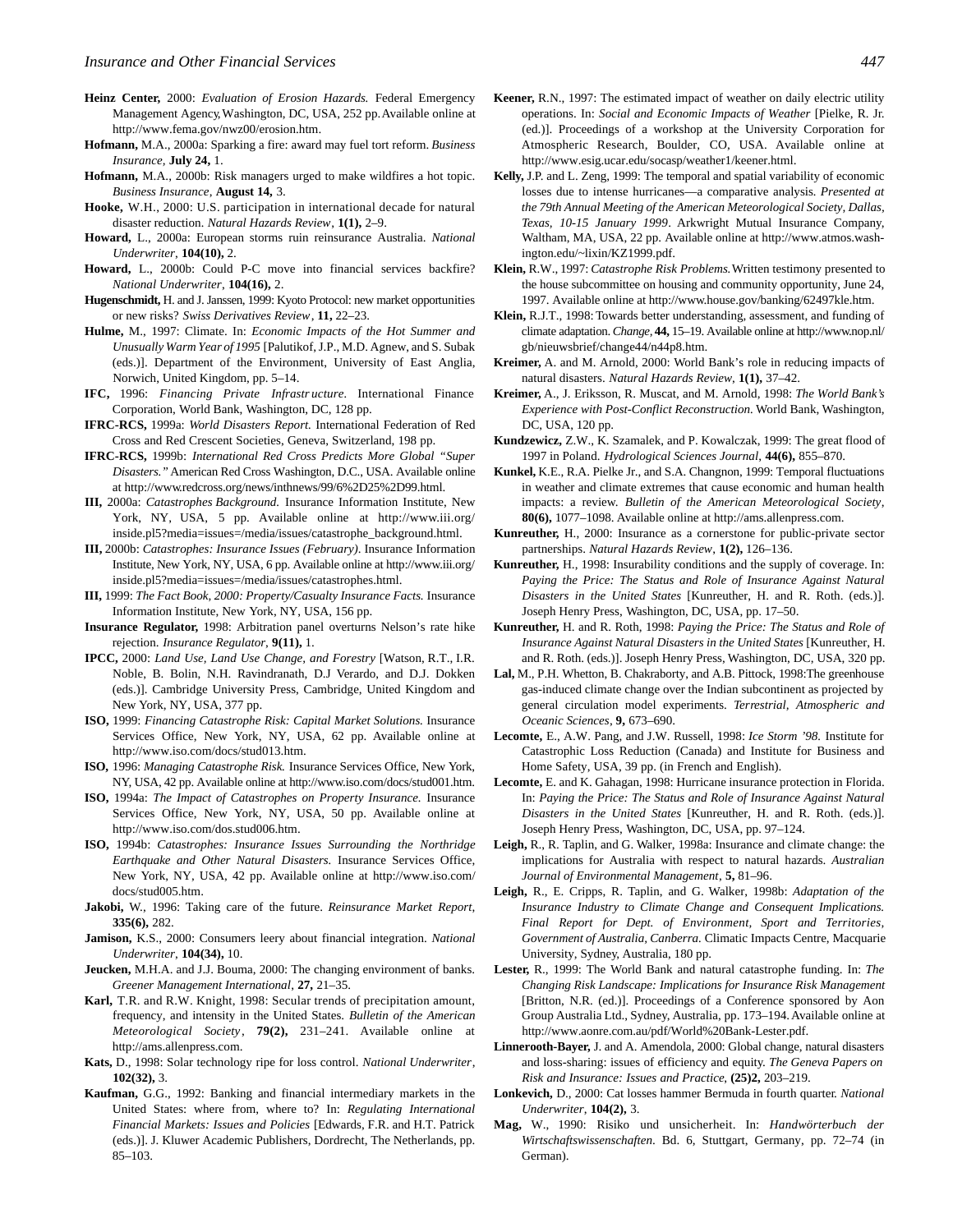**Heinz Center,** 2000: *Evaluation of Erosion Hazards.* Federal Emergency Management Agency, Washington, DC, USA, 252 pp. Available online at http://www.fema.gov/nwz00/erosion.htm.

**Hofmann,** M.A., 2000a: Sparking a fire: award may fuel tort reform. *Business Insurance,* **July 24,** 1.

**Hofmann,** M.A., 2000b: Risk managers urged to make wildfires a hot topic. *Business Insurance,* **August 14,** 3.

**Hooke,** W.H., 2000: U.S. participation in international decade for natural disaster reduction. *Natural Hazards Review*, **1(1),** 2–9.

**Howard,** L., 2000a: European storms ruin reinsurance Australia. *National Underwriter,* **104(10),** 2.

**Howard,** L., 2000b: Could P-C move into financial services backfire? *National Underwriter*, **104(16),** 2.

**Hugenschmidt,** H. and J. Janssen, 1999: Kyoto Protocol: new market opportunities or new risks? *Swiss Derivatives Review*, **11,** 22–23.

**Hulme,** M., 1997: Climate. In: *Economic Impacts of the Hot Summer and Unusually Warm Year of 1995* [Palutikof, J.P., M.D. Agnew, and S. Subak (eds.)]. Department of the Environment, University of East Anglia, Norwich, United Kingdom, pp. 5–14.

**IFC,** 1996: *Financing Private Infrastructure.* International Finance Corporation, World Bank, Washington, DC, 128 pp.

**IFRC-RCS,** 1999a: *World Disasters Report.* International Federation of Red Cross and Red Crescent Societies, Geneva, Switzerland, 198 pp.

**IFRC-RCS,** 1999b: *International Red Cross Predicts More Global "Super Disasters."* American Red Cross Washington, D.C., USA. Available online at http://www.redcross.org/news/inthnews/99/6%2D25%2D99.html.

**III,** 2000a: *Catastrophes Background.* Insurance Information Institute, New York, NY, USA, 5 pp. Available online at http://www.iii.org/inside.pl5?media=issues=/media/issues/catastrophe_background.html.

**III,** 2000b: *Catastrophes: Insurance Issues (February)*. Insurance Information Institute, New York, NY, USA, 6 pp. Available online at http://www.iii.org/inside.pl5?media=issues=/media/issues/catastrophes.html.

**III,** 1999: *The Fact Book, 2000: Property/Casualty Insurance Facts.* Insurance Information Institute, New York, NY, USA, 156 pp.

**Insurance Regulator,** 1998: Arbitration panel overturns Nelson's rate hike rejection. *Insurance Regulator,* **9(11),** 1.

**IPCC,** 2000: *Land Use, Land Use Change, and Forestry* [Watson, R.T., I.R. Noble, B. Bolin, N.H. Ravindranath, D.J Verardo, and D.J. Dokken (eds.)]. Cambridge University Press, Cambridge, United Kingdom and New York, NY, USA, 377 pp.

**ISO,** 1999: *Financing Catastrophe Risk: Capital Market Solutions.* Insurance Services Office, New York, NY, USA, 62 pp. Available online at http://www.iso.com/docs/stud013.htm.

**ISO,** 1996: *Managing Catastrophe Risk.* Insurance Services Office, New York, NY, USA, 42 pp. Available online at http://www.iso.com/docs/stud001.htm.

**ISO,** 1994a: *The Impact of Catastrophes on Property Insurance.* Insurance Services Office, New York, NY, USA, 50 pp. Available online at http://www.iso.com/dos.stud006.htm.

**ISO,** 1994b: *Catastrophes: Insurance Issues Surrounding the Northridge Earthquake and Other Natural Disasters.* Insurance Services Office, New York, NY, USA, 42 pp. Available online at http://www.iso.com/docs/stud005.htm.

**Jakobi,** W., 1996: Taking care of the future. *Reinsurance Market Report,* **335(6),** 282.

**Jamison,** K.S., 2000: Consumers leery about financial integration. *National Underwriter*, **104(34),** 10.

**Jeucken,** M.H.A. and J.J. Bouma, 2000: The changing environment of banks. *Greener Management International,* **27,** 21–35.

**Karl,** T.R. and R.W. Knight, 1998: Secular trends of precipitation amount, frequency, and intensity in the United States. *Bulletin of the American Meteorological Society*, **79(2),** 231–241. Available online at http://ams.allenpress.com.

**Kats,** D., 1998: Solar technology ripe for loss control. *National Underwriter*, **102(32),** 3.

**Kaufman,** G.G., 1992: Banking and financial intermediary markets in the United States: where from, where to? In: *Regulating International Financial Markets: Issues and Policies* [Edwards, F.R. and H.T. Patrick (eds.)]. J. Kluwer Academic Publishers, Dordrecht, The Netherlands, pp. 85–103.

**Keener,** R.N., 1997: The estimated impact of weather on daily electric utility operations. In: *Social and Economic Impacts of Weather* [Pielke, R. Jr. (ed.)]. Proceedings of a workshop at the University Corporation for Atmospheric Research, Boulder, CO, USA. Available online at http://www.esig.ucar.edu/socasp/weather1/keener.html.

**Kelly,** J.P. and L. Zeng, 1999: The temporal and spatial variability of economic losses due to intense hurricanes—a comparative analysis. *Presented at the 79th Annual Meeting of the American Meteorological Society, Dallas, Texas, 10-15 January 1999*. Arkwright Mutual Insurance Company, Waltham, MA, USA, 22 pp. Available online at http://www.atmos.washington.edu/~lixin/KZ1999.pdf.

**Klein,** R.W., 1997: *Catastrophe Risk Problems.* Written testimony presented to the house subcommittee on housing and community opportunity, June 24, 1997. Available online at http://www.house.gov/banking/62497kle.htm.

**Klein,** R.J.T., 1998: Towards better understanding, assessment, and funding of climate adaptation. *Change,* **44,** 15–19. Available online at http://www.nop.nl/gb/nieuwsbrief/change44/n44p8.htm.

**Kreimer,** A. and M. Arnold, 2000: World Bank's role in reducing impacts of natural disasters. *Natural Hazards Review,* **1(1),** 37–42.

**Kreimer,** A., J. Eriksson, R. Muscat, and M. Arnold, 1998: *The World Bank's Experience with Post-Conflict Reconstruction.* World Bank, Washington, DC, USA, 120 pp.

**Kundzewicz,** Z.W., K. Szamalek, and P. Kowalczak, 1999: The great flood of 1997 in Poland. *Hydrological Sciences Journal,* **44(6),** 855–870.

**Kunkel,** K.E., R.A. Pielke Jr., and S.A. Changnon, 1999: Temporal fluctuations in weather and climate extremes that cause economic and human health impacts: a review. *Bulletin of the American Meteorological Society,* **80(6),** 1077–1098. Available online at http://ams.allenpress.com.

**Kunreuther,** H., 2000: Insurance as a cornerstone for public-private sector partnerships. *Natural Hazards Review,* **1(2),** 126–136.

**Kunreuther,** H., 1998: Insurability conditions and the supply of coverage. In: *Paying the Price: The Status and Role of Insurance Against Natural Disasters in the United States* [Kunreuther, H. and R. Roth. (eds.)]. Joseph Henry Press, Washington, DC, USA, pp. 17–50.

**Kunreuther,** H. and R. Roth, 1998: *Paying the Price: The Status and Role of Insurance Against Natural Disasters in the United States* [Kunreuther, H. and R. Roth. (eds.)]. Joseph Henry Press, Washington, DC, USA, 320 pp.

**Lal,** M., P.H. Whetton, B. Chakraborty, and A.B. Pittock, 1998:The greenhouse gas-induced climate change over the Indian subcontinent as projected by general circulation model experiments. *Terrestrial, Atmospheric and Oceanic Sciences,* **9,** 673–690.

**Lecomte,** E., A.W. Pang, and J.W. Russell, 1998: *Ice Storm '98.* Institute for Catastrophic Loss Reduction (Canada) and Institute for Business and Home Safety, USA, 39 pp. (in French and English).

**Lecomte,** E. and K. Gahagan, 1998: Hurricane insurance protection in Florida. In: *Paying the Price: The Status and Role of Insurance Against Natural Disasters in the United States* [Kunreuther, H. and R. Roth. (eds.)]. Joseph Henry Press, Washington, DC, USA, pp. 97–124.

**Leigh,** R., R. Taplin, and G. Walker, 1998a: Insurance and climate change: the implications for Australia with respect to natural hazards. *Australian Journal of Environmental Management*, **5,** 81–96.

**Leigh,** R., E. Cripps, R. Taplin, and G. Walker, 1998b: *Adaptation of the Insurance Industry to Climate Change and Consequent Implications. Final Report for Dept. of Environment, Sport and Territories, Government of Australia, Canberra.* Climatic Impacts Centre, Macquarie University, Sydney, Australia, 180 pp.

**Lester,** R., 1999: The World Bank and natural catastrophe funding. In: *The Changing Risk Landscape: Implications for Insurance Risk Management* [Britton, N.R. (ed.)]. Proceedings of a Conference sponsored by Aon Group Australia Ltd., Sydney, Australia, pp. 173–194. Available online at http://www.aonre.com.au/pdf/World%20Bank-Lester.pdf.

**Linnerooth-Bayer,** J. and A. Amendola, 2000: Global change, natural disasters and loss-sharing: issues of efficiency and equity. *The Geneva Papers on Risk and Insurance: Issues and Practice,* **(25)2,** 203–219.

**Lonkevich,** D., 2000: Cat losses hammer Bermuda in fourth quarter. *National Underwriter,* **104(2),** 3.

**Mag,** W., 1990: Risiko und unsicherheit. In: *Handwörterbuch der Wirtschaftswissenschaften*. Bd. 6, Stuttgart, Germany, pp. 72–74 (in German).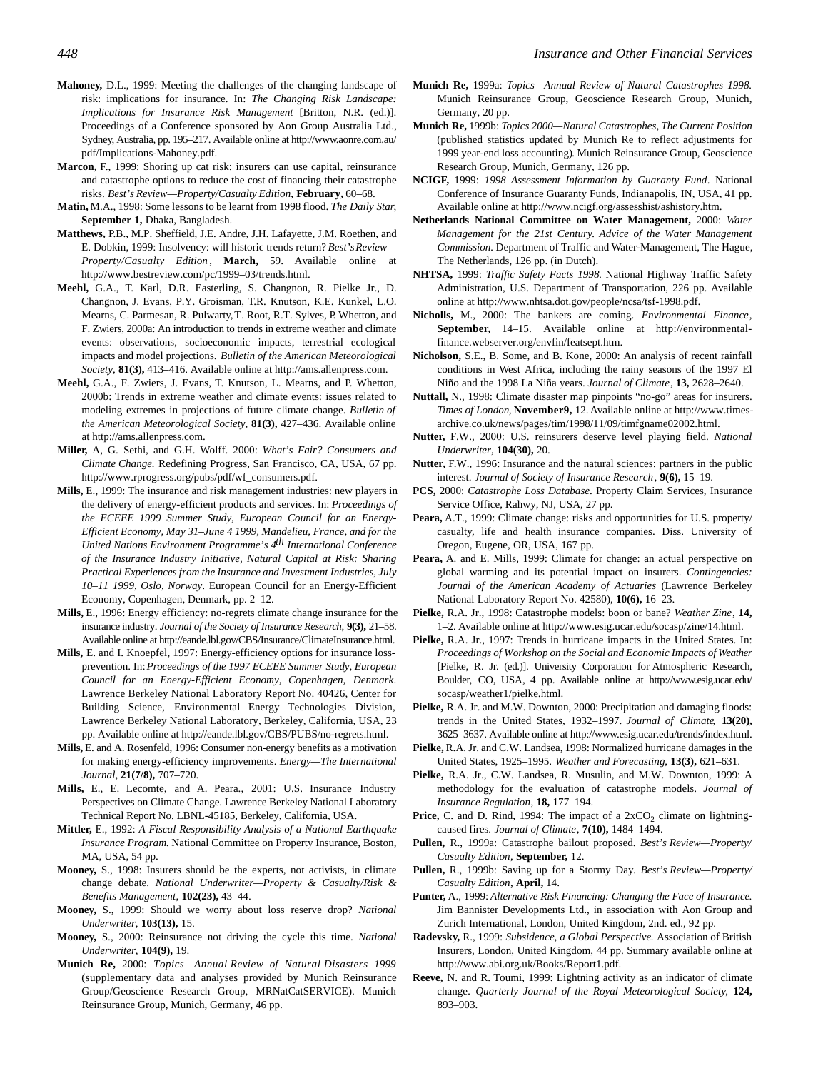**Mahoney,** D.L., 1999: Meeting the challenges of the changing landscape of risk: implications for insurance. In: *The Changing Risk Landscape: Implications for Insurance Risk Management* [Britton, N.R. (ed.)]. Proceedings of a Conference sponsored by Aon Group Australia Ltd., Sydney, Australia, pp. 195–217. Available online at http://www.aonre.com.au/pdf/Implications-Mahoney.pdf.

**Marcon,** F., 1999: Shoring up cat risk: insurers can use capital, reinsurance and catastrophe options to reduce the cost of financing their catastrophe risks. *Best's Review—Property/Casualty Edition*, **February,** 60–68.

**Matin,** M.A., 1998: Some lessons to be learnt from 1998 flood. *The Daily Star*, **September 1,** Dhaka, Bangladesh.

**Matthews,** P.B., M.P. Sheffield, J.E. Andre, J.H. Lafayette, J.M. Roethen, and E. Dobkin, 1999: Insolvency: will historic trends return? *Best's Review—Property/Casualty Edition*, **March,** 59. Available online at http://www.bestreview.com/pc/1999–03/trends.html.

**Meehl,** G.A., T. Karl, D.R. Easterling, S. Changnon, R. Pielke Jr., D. Changnon, J. Evans, P.Y. Groisman, T.R. Knutson, K.E. Kunkel, L.O. Mearns, C. Parmesan, R. Pulwarty, T. Root, R.T. Sylves, P. Whetton, and F. Zwiers, 2000a: An introduction to trends in extreme weather and climate events: observations, socioeconomic impacts, terrestrial ecological impacts and model projections. *Bulletin of the American Meteorological Society*, **81(3),** 413–416. Available online at http://ams.allenpress.com.

**Meehl,** G.A., F. Zwiers, J. Evans, T. Knutson, L. Mearns, and P. Whetton, 2000b: Trends in extreme weather and climate events: issues related to modeling extremes in projections of future climate change. *Bulletin of the American Meteorological Society*, **81(3),** 427–436. Available online at http://ams.allenpress.com.

**Miller,** A, G. Sethi, and G.H. Wolff. 2000: *What's Fair? Consumers and Climate Change.* Redefining Progress, San Francisco, CA, USA, 67 pp. http://www.rprogress.org/pubs/pdf/wf_consumers.pdf.

**Mills,** E., 1999: The insurance and risk management industries: new players in the delivery of energy-efficient products and services. In: *Proceedings of the ECEEE 1999 Summer Study, European Council for an Energy-Efficient Economy, May 31–June 4 1999, Mandelieu, France, and for the United Nations Environment Programme's 4th International Conference of the Insurance Industry Initiative, Natural Capital at Risk: Sharing Practical Experiences from the Insurance and Investment Industries, July 10–11 1999, Oslo, Norway*. European Council for an Energy-Efficient Economy, Copenhagen, Denmark, pp. 2–12.

**Mills,** E., 1996: Energy efficiency: no-regrets climate change insurance for the insurance industry. *Journal of the Society of Insurance Research*, **9(3),** 21–58. Available online at http://eande.lbl.gov/CBS/Insurance/ClimateInsurance.html.

**Mills,** E. and I. Knoepfel, 1997: Energy-efficiency options for insurance loss-prevention. In: *Proceedings of the 1997 ECEEE Summer Study, European Council for an Energy-Efficient Economy, Copenhagen, Denmark*. Lawrence Berkeley National Laboratory Report No. 40426, Center for Building Science, Environmental Energy Technologies Division, Lawrence Berkeley National Laboratory, Berkeley, California, USA, 23 pp. Available online at http://eande.lbl.gov/CBS/PUBS/no-regrets.html.

**Mills,** E. and A. Rosenfeld, 1996: Consumer non-energy benefits as a motivation for making energy-efficiency improvements. *Energy—The International Journal*, **21(7/8),** 707–720.

**Mills,** E., E. Lecomte, and A. Peara., 2001: U.S. Insurance Industry Perspectives on Climate Change. Lawrence Berkeley National Laboratory Technical Report No. LBNL-45185, Berkeley, California, USA.

**Mittler,** E., 1992: *A Fiscal Responsibility Analysis of a National Earthquake Insurance Program.* National Committee on Property Insurance, Boston, MA, USA, 54 pp.

**Mooney,** S., 1998: Insurers should be the experts, not activists, in climate change debate. *National Underwriter—Property & Casualty/Risk & Benefits Management*, **102(23),** 43–44.

**Mooney,** S., 1999: Should we worry about loss reserve drop? *National Underwriter*, **103(13),** 15.

**Mooney,** S., 2000: Reinsurance not driving the cycle this time. *National Underwriter*, **104(9),** 19.

**Munich Re,** 2000: *Topics—Annual Review of Natural Disasters 1999* (supplementary data and analyses provided by Munich Reinsurance Group/Geoscience Research Group, MRNatCatSERVICE). Munich Reinsurance Group, Munich, Germany, 46 pp.

**Munich Re,** 1999a: *Topics—Annual Review of Natural Catastrophes 1998.* Munich Reinsurance Group, Geoscience Research Group, Munich, Germany, 20 pp.

**Munich Re,** 1999b: *Topics 2000—Natural Catastrophes, The Current Position* (published statistics updated by Munich Re to reflect adjustments for 1999 year-end loss accounting). Munich Reinsurance Group, Geoscience Research Group, Munich, Germany, 126 pp.

**NCIGF,** 1999: *1998 Assessment Information by Guaranty Fund*. National Conference of Insurance Guaranty Funds, Indianapolis, IN, USA, 41 pp. Available online at http://www.ncigf.org/assesshist/ashistory.htm.

**Netherlands National Committee on Water Management,** 2000: *Water Management for the 21st Century. Advice of the Water Management Commission.* Department of Traffic and Water-Management, The Hague, The Netherlands, 126 pp. (in Dutch).

**NHTSA,** 1999: *Traffic Safety Facts 1998.* National Highway Traffic Safety Administration, U.S. Department of Transportation, 226 pp. Available online at http://www.nhtsa.dot.gov/people/ncsa/tsf-1998.pdf.

**Nicholls,** M., 2000: The bankers are coming. *Environmental Finance*, **September,** 14–15. Available online at http://environmental-finance.webserver.org/envfin/featsept.htm.

**Nicholson,** S.E., B. Some, and B. Kone, 2000: An analysis of recent rainfall conditions in West Africa, including the rainy seasons of the 1997 El Niño and the 1998 La Niña years. *Journal of Climate*, **13,** 2628–2640.

**Nuttall,** N., 1998: Climate disaster map pinpoints "no-go" areas for insurers. *Times of London*, **November 9,** 12. Available online at http://www.times-archive.co.uk/news/pages/tim/1998/11/09/timfgname02002.html.

**Nutter,** F.W., 2000: U.S. reinsurers deserve level playing field. *National Underwriter*, **104(30),** 20.

**Nutter,** F.W., 1996: Insurance and the natural sciences: partners in the public interest. *Journal of Society of Insurance Research*, **9(6),** 15–19.

**PCS,** 2000: *Catastrophe Loss Database*. Property Claim Services, Insurance Service Office, Rahwy, NJ, USA, 27 pp.

**Peara,** A.T., 1999: Climate change: risks and opportunities for U.S. property/casualty, life and health insurance companies. Diss. University of Oregon, Eugene, OR, USA, 167 pp.

**Peara,** A. and E. Mills, 1999: Climate for change: an actual perspective on global warming and its potential impact on insurers. *Contingencies: Journal of the American Academy of Actuaries* (Lawrence Berkeley National Laboratory Report No. 42580), **10(6),** 16–23.

**Pielke,** R.A. Jr., 1998: Catastrophe models: boon or bane? *Weather Zine*, **14,** 1–2. Available online at http://www.esig.ucar.edu/socasp/zine/14.html.

**Pielke,** R.A. Jr., 1997: Trends in hurricane impacts in the United States. In: *Proceedings of Workshop on the Social and Economic Impacts of Weather* [Pielke, R. Jr. (ed.)]. University Corporation for Atmospheric Research, Boulder, CO, USA, 4 pp. Available online at http://www.esig.ucar.edu/socasp/weather1/pielke.html.

**Pielke,** R.A. Jr. and M.W. Downton, 2000: Precipitation and damaging floods: trends in the United States, 1932–1997. *Journal of Climate*, **13(20),** 3625–3637. Available online at http://www.esig.ucar.edu/trends/index.html.

**Pielke,** R.A. Jr. and C.W. Landsea, 1998: Normalized hurricane damages in the United States, 1925–1995. *Weather and Forecasting*, **13(3),** 621–631.

**Pielke,** R.A. Jr., C.W. Landsea, R. Musulin, and M.W. Downton, 1999: A methodology for the evaluation of catastrophe models. *Journal of Insurance Regulation*, **18,** 177–194.

**Price,** C. and D. Rind, 1994: The impact of a $2xCO_2$ climate on lightning-caused fires. *Journal of Climate*, **7(10),** 1484–1494.

**Pullen,** R., 1999a: Catastrophe bailout proposed. *Best's Review—Property/Casualty Edition*, **September,** 12.

**Pullen,** R., 1999b: Saving up for a Stormy Day. *Best's Review—Property/Casualty Edition*, **April,** 14.

**Punter,** A., 1999: *Alternative Risk Financing: Changing the Face of Insurance.* Jim Bannister Developments Ltd., in association with Aon Group and Zurich International, London, United Kingdom, 2nd. ed., 92 pp.

**Radevsky,** R., 1999: *Subsidence, a Global Perspective.* Association of British Insurers, London, United Kingdom, 44 pp. Summary available online at http://www.abi.org.uk/Books/Report1.pdf.

**Reeve,** N. and R. Toumi, 1999: Lightning activity as an indicator of climate change. *Quarterly Journal of the Royal Meteorological Society*, **124,** 893–903.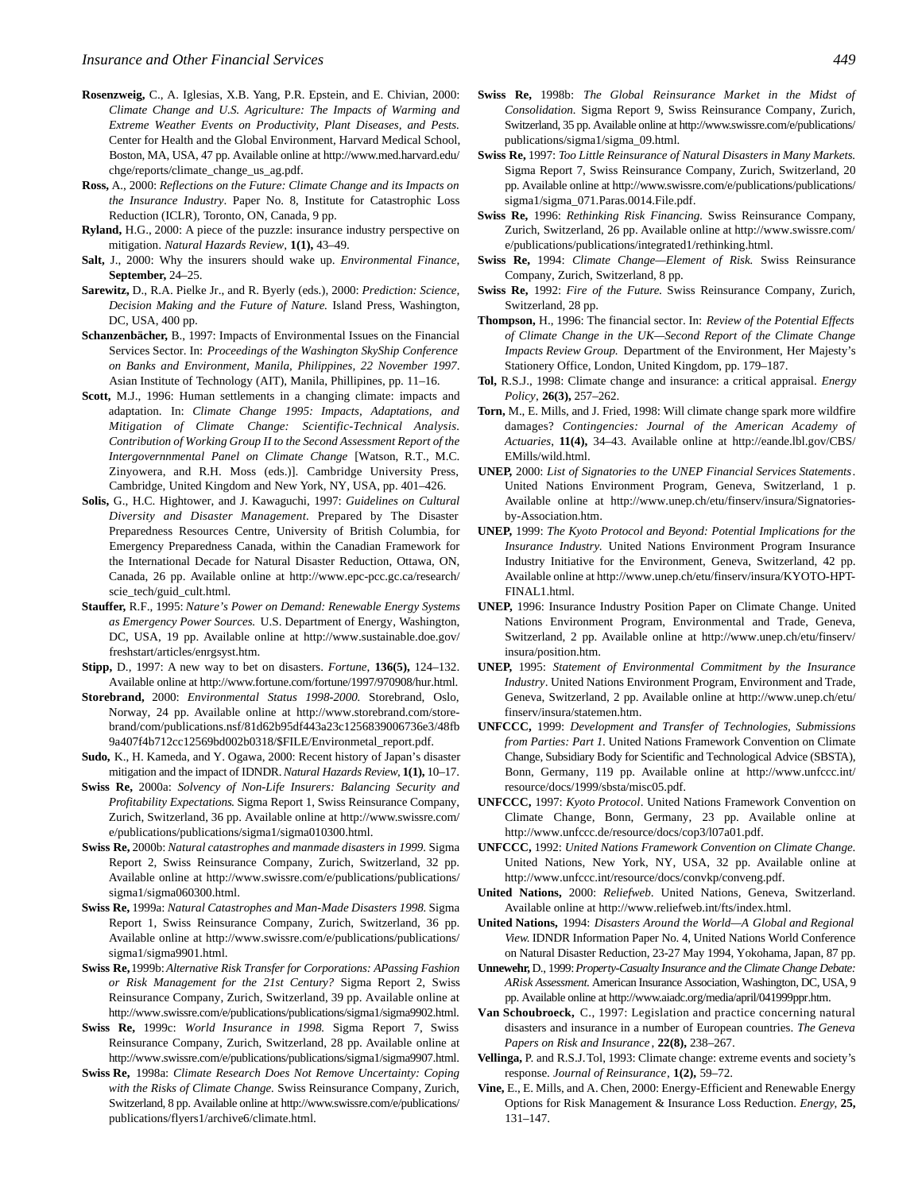**Rosenzweig,** C., A. Iglesias, X.B. Yang, P.R. Epstein, and E. Chivian, 2000: *Climate Change and U.S. Agriculture: The Impacts of Warming and Extreme Weather Events on Productivity, Plant Diseases, and Pests.* Center for Health and the Global Environment, Harvard Medical School, Boston, MA, USA, 47 pp. Available online at http://www.med.harvard.edu/chge/reports/climate_change_us_ag.pdf.

**Ross,** A., 2000: *Reflections on the Future: Climate Change and its Impacts on the Insurance Industry*. Paper No. 8, Institute for Catastrophic Loss Reduction (ICLR), Toronto, ON, Canada, 9 pp.

**Ryland,** H.G., 2000: A piece of the puzzle: insurance industry perspective on mitigation. *Natural Hazards Review*, **1(1),** 43–49.

**Salt,** J., 2000: Why the insurers should wake up. *Environmental Finance*, **September,** 24–25.

**Sarewitz,** D., R.A. Pielke Jr., and R. Byerly (eds.), 2000: *Prediction: Science, Decision Making and the Future of Nature.* Island Press, Washington, DC, USA, 400 pp.

**Schanzenbächer,** B., 1997: Impacts of Environmental Issues on the Financial Services Sector. In: *Proceedings of the Washington SkyShip Conference on Banks and Environment, Manila, Philippines, 22 November 1997*. Asian Institute of Technology (AIT), Manila, Phillipines, pp. 11–16.

**Scott,** M.J., 1996: Human settlements in a changing climate: impacts and adaptation. In: *Climate Change 1995: Impacts, Adaptations, and Mitigation of Climate Change: Scientific-Technical Analysis. Contribution of Working Group II to the Second Assessment Report of the Intergovernnmental Panel on Climate Change* [Watson, R.T., M.C. Zinyowera, and R.H. Moss (eds.)]. Cambridge University Press, Cambridge, United Kingdom and New York, NY, USA, pp. 401–426.

**Solis,** G., H.C. Hightower, and J. Kawaguchi, 1997: *Guidelines on Cultural Diversity and Disaster Management*. Prepared by The Disaster Preparedness Resources Centre, University of British Columbia, for Emergency Preparedness Canada, within the Canadian Framework for the International Decade for Natural Disaster Reduction, Ottawa, ON, Canada, 26 pp. Available online at http://www.epc-pcc.gc.ca/research/scie_tech/guid_cult.html.

**Stauffer,** R.F., 1995: *Nature's Power on Demand: Renewable Energy Systems as Emergency Power Sources.* U.S. Department of Energy, Washington, DC, USA, 19 pp. Available online at http://www.sustainable.doe.gov/freshstart/articles/enrgsyst.htm.

**Stipp,** D., 1997: A new way to bet on disasters. *Fortune*, **136(5),** 124–132. Available online at http://www.fortune.com/fortune/1997/970908/hur.html.

**Storebrand,** 2000: *Environmental Status 1998-2000.* Storebrand, Oslo, Norway, 24 pp. Available online at http://www.storebrand.com/storebrand/com/publications.nsf/81d62b95df443a23c1256839006736e3/48fb9a407f4b712cc12569bd002b0318/$FILE/Environmetal_report.pdf.

**Sudo,** K., H. Kameda, and Y. Ogawa, 2000: Recent history of Japan's disaster mitigation and the impact of IDNDR. *Natural Hazards Review*, **1(1),** 10–17.

**Swiss Re,** 2000a: *Solvency of Non-Life Insurers: Balancing Security and Profitability Expectations.* Sigma Report 1, Swiss Reinsurance Company, Zurich, Switzerland, 36 pp. Available online at http://www.swissre.com/e/publications/publications/sigma1/sigma010300.html.

**Swiss Re,** 2000b: *Natural catastrophes and manmade disasters in 1999*. Sigma Report 2, Swiss Reinsurance Company, Zurich, Switzerland, 32 pp. Available online at http://www.swissre.com/e/publications/publications/sigma1/sigma060300.html.

**Swiss Re,** 1999a: *Natural Catastrophes and Man-Made Disasters 1998.* Sigma Report 1, Swiss Reinsurance Company, Zurich, Switzerland, 36 pp. Available online at http://www.swissre.com/e/publications/publications/sigma1/sigma9901.html.

**Swiss Re,** 1999b: *Alternative Risk Transfer for Corporations: APassing Fashion or Risk Management for the 21st Century?* Sigma Report 2, Swiss Reinsurance Company, Zurich, Switzerland, 39 pp. Available online at http://www.swissre.com/e/publications/publications/sigma1/sigma9902.html.

**Swiss Re,** 1999c: *World Insurance in 1998.* Sigma Report 7, Swiss Reinsurance Company, Zurich, Switzerland, 28 pp. Available online at http://www.swissre.com/e/publications/publications/sigma1/sigma9907.html.

**Swiss Re,** 1998a: *Climate Research Does Not Remove Uncertainty: Coping with the Risks of Climate Change.* Swiss Reinsurance Company, Zurich, Switzerland, 8 pp. Available online at http://www.swissre.com/e/publications/publications/flyers1/archive6/climate.html.

**Swiss Re,** 1998b: *The Global Reinsurance Market in the Midst of Consolidation*. Sigma Report 9, Swiss Reinsurance Company, Zurich, Switzerland, 35 pp. Available online at http://www.swissre.com/e/publications/publications/sigma1/sigma_09.html.

**Swiss Re,** 1997: *Too Little Reinsurance of Natural Disasters in Many Markets.* Sigma Report 7, Swiss Reinsurance Company, Zurich, Switzerland, 20 pp. Available online at http://www.swissre.com/e/publications/publications/sigma1/sigma_071.Paras.0014.File.pdf.

**Swiss Re,** 1996: *Rethinking Risk Financing.* Swiss Reinsurance Company, Zurich, Switzerland, 26 pp. Available online at http://www.swissre.com/e/publications/publications/integrated1/rethinking.html.

**Swiss Re,** 1994: *Climate Change—Element of Risk.* Swiss Reinsurance Company, Zurich, Switzerland, 8 pp.

**Swiss Re,** 1992: *Fire of the Future.* Swiss Reinsurance Company, Zurich, Switzerland, 28 pp.

**Thompson,** H., 1996: The financial sector. In: *Review of the Potential Effects of Climate Change in the UK—Second Report of the Climate Change Impacts Review Group.* Department of the Environment, Her Majesty's Stationery Office, London, United Kingdom, pp. 179–187.

**Tol,** R.S.J., 1998: Climate change and insurance: a critical appraisal. *Energy Policy*, **26(3),** 257–262.

**Torn,** M., E. Mills, and J. Fried, 1998: Will climate change spark more wildfire damages? *Contingencies: Journal of the American Academy of Actuaries*, **11(4),** 34–43. Available online at http://eande.lbl.gov/CBS/EMills/wild.html.

**UNEP,** 2000: *List of Signatories to the UNEP Financial Services Statements*. United Nations Environment Program, Geneva, Switzerland, 1 p. Available online at http://www.unep.ch/etu/finserv/insura/Signatories-by-Association.htm.

**UNEP,** 1999: *The Kyoto Protocol and Beyond: Potential Implications for the Insurance Industry.* United Nations Environment Program Insurance Industry Initiative for the Environment, Geneva, Switzerland, 42 pp. Available online at http://www.unep.ch/etu/finserv/insura/KYOTO-HPT-FINAL1.html.

**UNEP,** 1996: Insurance Industry Position Paper on Climate Change. United Nations Environment Program, Environmental and Trade, Geneva, Switzerland, 2 pp. Available online at http://www.unep.ch/etu/finserv/insura/position.htm.

**UNEP,** 1995: *Statement of Environmental Commitment by the Insurance Industry*. United Nations Environment Program, Environment and Trade, Geneva, Switzerland, 2 pp. Available online at http://www.unep.ch/etu/finserv/insura/statemen.htm.

**UNFCCC,** 1999: *Development and Transfer of Technologies, Submissions from Parties: Part 1.* United Nations Framework Convention on Climate Change, Subsidiary Body for Scientific and Technological Advice (SBSTA), Bonn, Germany, 119 pp. Available online at http://www.unfccc.int/resource/docs/1999/sbsta/misc05.pdf.

**UNFCCC,** 1997: *Kyoto Protocol*. United Nations Framework Convention on Climate Change, Bonn, Germany, 23 pp. Available online at http://www.unfccc.de/resource/docs/cop3/l07a01.pdf.

**UNFCCC,** 1992: *United Nations Framework Convention on Climate Change.* United Nations, New York, NY, USA, 32 pp. Available online at http://www.unfccc.int/resource/docs/convkp/conveng.pdf.

**United Nations,** 2000: *Reliefweb*. United Nations, Geneva, Switzerland. Available online at http://www.reliefweb.int/fts/index.html.

**United Nations,** 1994: *Disasters Around the World—A Global and Regional View.* IDNDR Information Paper No. 4, United Nations World Conference on Natural Disaster Reduction, 23-27 May 1994, Yokohama, Japan, 87 pp.

**Unnewehr,** D., 1999: *Property-Casualty Insurance and the Climate Change Debate: ARisk Assessment.* American Insurance Association, Washington, DC, USA, 9 pp. Available online at http://www.aiadc.org/media/april/041999ppr.htm.

**Van Schoubroeck,** C., 1997: Legislation and practice concerning natural disasters and insurance in a number of European countries. *The Geneva Papers on Risk and Insurance*, **22(8),** 238–267.

**Vellinga,** P. and R.S.J.Tol, 1993: Climate change: extreme events and society's response. *Journal of Reinsurance*, **1(2),** 59–72.

**Vine,** E., E. Mills, and A. Chen, 2000: Energy-Efficient and Renewable Energy Options for Risk Management & Insurance Loss Reduction. *Energy*, **25,** 131–147.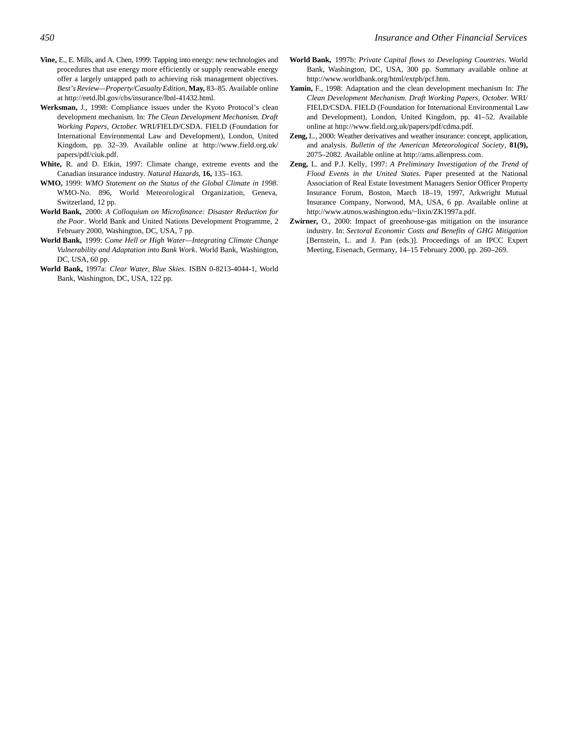**Vine,** E., E. Mills, and A. Chen, 1999: Tapping into energy: new technologies and procedures that use energy more efficiently or supply renewable energy offer a largely untapped path to achieving risk management objectives. *Best's Review—Property/Casualty Edition,* **May,** 83–85. Available online at http://eetd.lbl.gov/cbs/insurance/lbnl-41432.html.

**Werksman,** J., 1998: Compliance issues under the Kyoto Protocol's clean development mechanism. In: *The Clean Development Mechanism. Draft Working Papers, October.* WRI/FIELD/CSDA. FIELD (Foundation for International Environmental Law and Development), London, United Kingdom, pp. 32–39. Available online at http://www.field.org.uk/papers/pdf/ciuk.pdf.

**White,** R. and D. Etkin, 1997: Climate change, extreme events and the Canadian insurance industry. *Natural Hazards*, **16,** 135–163.

**WMO,** 1999: *WMO Statement on the Status of the Global Climate in 1998*. WMO-No. 896, World Meteorological Organization, Geneva, Switzerland, 12 pp.

**World Bank,** 2000: *A Colloquium on Microfinance: Disaster Reduction for the Poor*. World Bank and United Nations Development Programme, 2 February 2000, Washington, DC, USA, 7 pp.

**World Bank,** 1999: *Come Hell or High Water—Integrating Climate Change Vulnerability and Adaptation into Bank Work*. World Bank, Washington, DC, USA, 60 pp.

**World Bank,** 1997a: *Clear Water, Blue Skies.* ISBN 0-8213-4044-1, World Bank, Washington, DC, USA, 122 pp.

**World Bank,** 1997b: *Private Capital flows to Developing Countries*. World Bank, Washington, DC, USA, 300 pp. Summary available online at http://www.worldbank.org/html/extpb/pcf.htm.

**Yamin,** F., 1998: Adaptation and the clean development mechanism In: *The Clean Development Mechanism. Draft Working Papers, October.* WRI/FIELD/CSDA. FIELD (Foundation for International Environmental Law and Development), London, United Kingdom, pp. 41–52. Available online at http://www.field.org.uk/papers/pdf/cdma.pdf.

**Zeng,** L., 2000: Weather derivatives and weather insurance: concept, application, and analysis. *Bulletin of the American Meteorological Society*, **81(9),** 2075–2082. Available online at http://ams.allenpress.com.

**Zeng,** L. and P.J. Kelly, 1997: *A Preliminary Investigation of the Trend of Flood Events in the United States.* Paper presented at the National Association of Real Estate Investment Managers Senior Officer Property Insurance Forum, Boston, March 18–19, 1997, Arkwright Mutual Insurance Company, Norwood, MA, USA, 6 pp. Available online at http://www.atmos.washington.edu/~lixin/ZK1997a.pdf.

**Zwirner,** O., 2000: Impact of greenhouse-gas mitigation on the insurance industry. In: *Sectoral Economic Costs and Benefits of GHG Mitigation* [Bernstein, L. and J. Pan (eds.)]. Proceedings of an IPCC Expert Meeting, Eisenach, Germany, 14–15 February 2000, pp. 260–269.